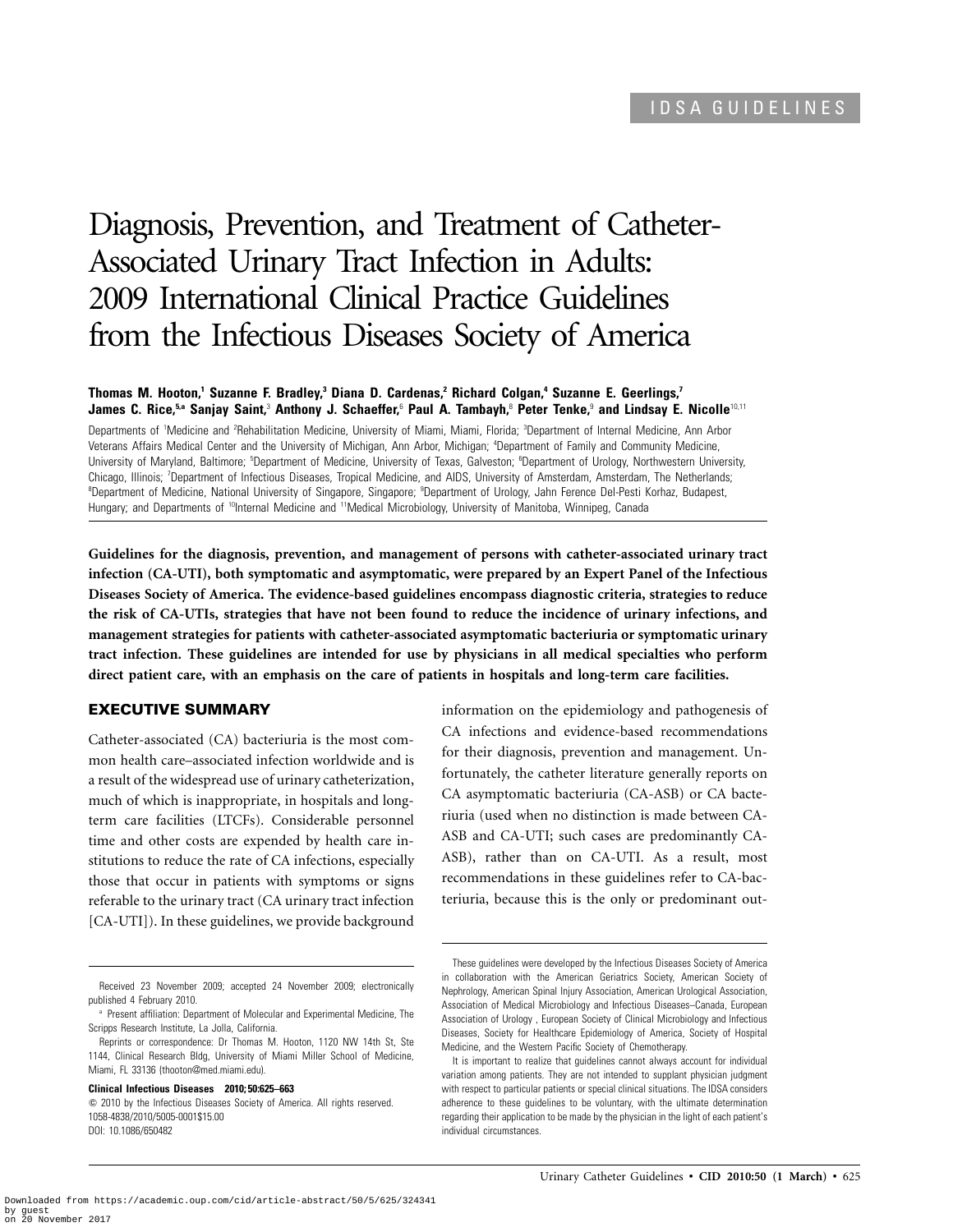IDSA GUIDELINES

# Diagnosis, Prevention, and Treatment of Catheter-Associated Urinary Tract Infection in Adults: 2009 International Clinical Practice Guidelines from the Infectious Diseases Society of America

**Thomas M. Hooton,[1] Suzanne F. Bradley,[3] Diana D. Cardenas,[2] Richard Colgan,[4] Suzanne E. Geerlings,[7] James C. Rice,[5,a] Sanjay Saint,[3] Anthony J. Schaeffer,[6] Paul A. Tambayh,[8] Peter Tenke,[9] and Lindsay E. Nicolle[10,11]**

Departments of [1]Medicine and [2]Rehabilitation Medicine, University of Miami, Miami, Florida; [3]Department of Internal Medicine, Ann Arbor Veterans Affairs Medical Center and the University of Michigan, Ann Arbor, Michigan; [4]Department of Family and Community Medicine, University of Maryland, Baltimore; [5]Department of Medicine, University of Texas, Galveston; [6]Department of Urology, Northwestern University, Chicago, Illinois; [7]Department of Infectious Diseases, Tropical Medicine, and AIDS, University of Amsterdam, Amsterdam, The Netherlands; [8]Department of Medicine, National University of Singapore, Singapore; [9]Department of Urology, Jahn Ference Del-Pesti Korhaz, Budapest, Hungary; and Departments of [10]Internal Medicine and [11]Medical Microbiology, University of Manitoba, Winnipeg, Canada

**Guidelines for the diagnosis, prevention, and management of persons with catheter-associated urinary tract infection (CA-UTI), both symptomatic and asymptomatic, were prepared by an Expert Panel of the Infectious Diseases Society of America. The evidence-based guidelines encompass diagnostic criteria, strategies to reduce the risk of CA-UTIs, strategies that have not been found to reduce the incidence of urinary infections, and management strategies for patients with catheter-associated asymptomatic bacteriuria or symptomatic urinary tract infection. These guidelines are intended for use by physicians in all medical specialties who perform direct patient care, with an emphasis on the care of patients in hospitals and long-term care facilities.**

## EXECUTIVE SUMMARY

Catheter-associated (CA) bacteriuria is the most common health care–associated infection worldwide and is a result of the widespread use of urinary catheterization, much of which is inappropriate, in hospitals and long-term care facilities (LTCFs). Considerable personnel time and other costs are expended by health care institutions to reduce the rate of CA infections, especially those that occur in patients with symptoms or signs referable to the urinary tract (CA urinary tract infection [CA-UTI]). In these guidelines, we provide background information on the epidemiology and pathogenesis of CA infections and evidence-based recommendations for their diagnosis, prevention and management. Unfortunately, the catheter literature generally reports on CA asymptomatic bacteriuria (CA-ASB) or CA bacteriuria (used when no distinction is made between CA-ASB and CA-UTI; such cases are predominantly CA-ASB), rather than on CA-UTI. As a result, most recommendations in these guidelines refer to CA-bacteriuria, because this is the only or predominant out-

---

Received 23 November 2009; accepted 24 November 2009; electronically published 4 February 2010.

[a] Present affiliation: Department of Molecular and Experimental Medicine, The Scripps Research Institute, La Jolla, California.

Reprints or correspondence: Dr Thomas M. Hooton, 1120 NW 14th St, Ste 1144, Clinical Research Bldg, University of Miami Miller School of Medicine, Miami, FL 33136 (thooton@med.miami.edu).

**Clinical Infectious Diseases 2010; 50:625–663**

© 2010 by the Infectious Diseases Society of America. All rights reserved. 1058-4838/2010/5005-0001$15.00
DOI: 10.1086/650482

These guidelines were developed by the Infectious Diseases Society of America in collaboration with the American Geriatrics Society, American Society of Nephrology, American Spinal Injury Association, American Urological Association, Association of Medical Microbiology and Infectious Diseases–Canada, European Association of Urology , European Society of Clinical Microbiology and Infectious Diseases, Society for Healthcare Epidemiology of America, Society of Hospital Medicine, and the Western Pacific Society of Chemotherapy.

It is important to realize that guidelines cannot always account for individual variation among patients. They are not intended to supplant physician judgment with respect to particular patients or special clinical situations. The IDSA considers adherence to these guidelines to be voluntary, with the ultimate determination regarding their application to be made by the physician in the light of each patient's individual circumstances.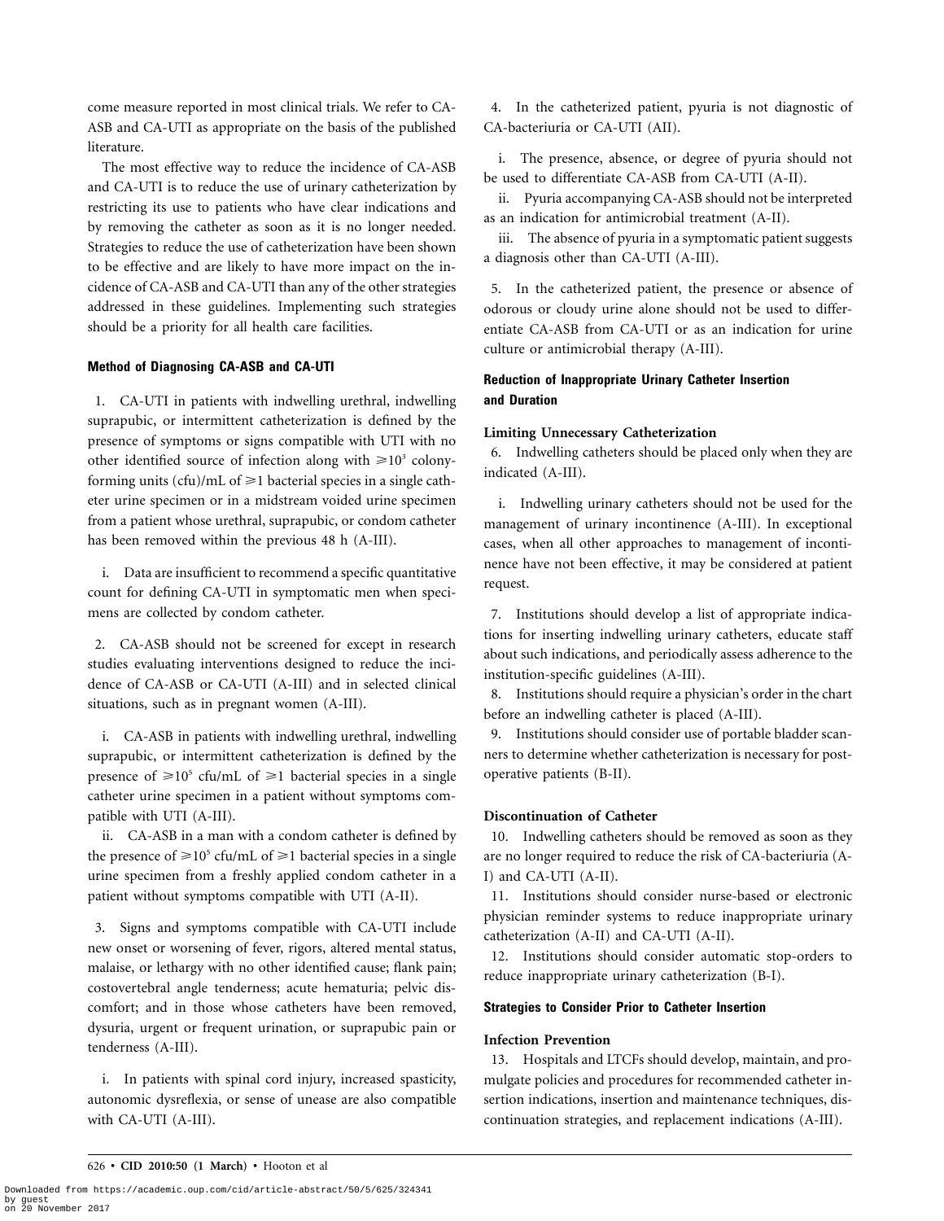come measure reported in most clinical trials. We refer to CA-ASB and CA-UTI as appropriate on the basis of the published literature.

The most effective way to reduce the incidence of CA-ASB and CA-UTI is to reduce the use of urinary catheterization by restricting its use to patients who have clear indications and by removing the catheter as soon as it is no longer needed. Strategies to reduce the use of catheterization have been shown to be effective and are likely to have more impact on the incidence of CA-ASB and CA-UTI than any of the other strategies addressed in these guidelines. Implementing such strategies should be a priority for all health care facilities.

### Method of Diagnosing CA-ASB and CA-UTI

1. CA-UTI in patients with indwelling urethral, indwelling suprapubic, or intermittent catheterization is defined by the presence of symptoms or signs compatible with UTI with no other identified source of infection along with $\geq 10^3$ colony-forming units (cfu)/mL of $\geq 1$ bacterial species in a single catheter urine specimen or in a midstream voided urine specimen from a patient whose urethral, suprapubic, or condom catheter has been removed within the previous 48 h (A-III).

   i. Data are insufficient to recommend a specific quantitative count for defining CA-UTI in symptomatic men when specimens are collected by condom catheter.

2. CA-ASB should not be screened for except in research studies evaluating interventions designed to reduce the incidence of CA-ASB or CA-UTI (A-III) and in selected clinical situations, such as in pregnant women (A-III).

   i. CA-ASB in patients with indwelling urethral, indwelling suprapubic, or intermittent catheterization is defined by the presence of $\geq 10^5$ cfu/mL of $\geq 1$ bacterial species in a single catheter urine specimen in a patient without symptoms compatible with UTI (A-III).

   ii. CA-ASB in a man with a condom catheter is defined by the presence of $\geq 10^5$ cfu/mL of $\geq 1$ bacterial species in a single urine specimen from a freshly applied condom catheter in a patient without symptoms compatible with UTI (A-II).

3. Signs and symptoms compatible with CA-UTI include new onset or worsening of fever, rigors, altered mental status, malaise, or lethargy with no other identified cause; flank pain; costovertebral angle tenderness; acute hematuria; pelvic discomfort; and in those whose catheters have been removed, dysuria, urgent or frequent urination, or suprapubic pain or tenderness (A-III).

   i. In patients with spinal cord injury, increased spasticity, autonomic dysreflexia, or sense of unease are also compatible with CA-UTI (A-III).

4. In the catheterized patient, pyuria is not diagnostic of CA-bacteriuria or CA-UTI (AII).

   i. The presence, absence, or degree of pyuria should not be used to differentiate CA-ASB from CA-UTI (A-II).

   ii. Pyuria accompanying CA-ASB should not be interpreted as an indication for antimicrobial treatment (A-II).

   iii. The absence of pyuria in a symptomatic patient suggests a diagnosis other than CA-UTI (A-III).

5. In the catheterized patient, the presence or absence of odorous or cloudy urine alone should not be used to differentiate CA-ASB from CA-UTI or as an indication for urine culture or antimicrobial therapy (A-III).

### Reduction of Inappropriate Urinary Catheter Insertion and Duration

#### Limiting Unnecessary Catheterization

6. Indwelling catheters should be placed only when they are indicated (A-III).

   i. Indwelling urinary catheters should not be used for the management of urinary incontinence (A-III). In exceptional cases, when all other approaches to management of incontinence have not been effective, it may be considered at patient request.

7. Institutions should develop a list of appropriate indications for inserting indwelling urinary catheters, educate staff about such indications, and periodically assess adherence to the institution-specific guidelines (A-III).

8. Institutions should require a physician's order in the chart before an indwelling catheter is placed (A-III).

9. Institutions should consider use of portable bladder scanners to determine whether catheterization is necessary for postoperative patients (B-II).

#### Discontinuation of Catheter

10. Indwelling catheters should be removed as soon as they are no longer required to reduce the risk of CA-bacteriuria (A-I) and CA-UTI (A-II).

11. Institutions should consider nurse-based or electronic physician reminder systems to reduce inappropriate urinary catheterization (A-II) and CA-UTI (A-II).

12. Institutions should consider automatic stop-orders to reduce inappropriate urinary catheterization (B-I).

### Strategies to Consider Prior to Catheter Insertion

#### Infection Prevention

13. Hospitals and LTCFs should develop, maintain, and promulgate policies and procedures for recommended catheter insertion indications, insertion and maintenance techniques, discontinuation strategies, and replacement indications (A-III).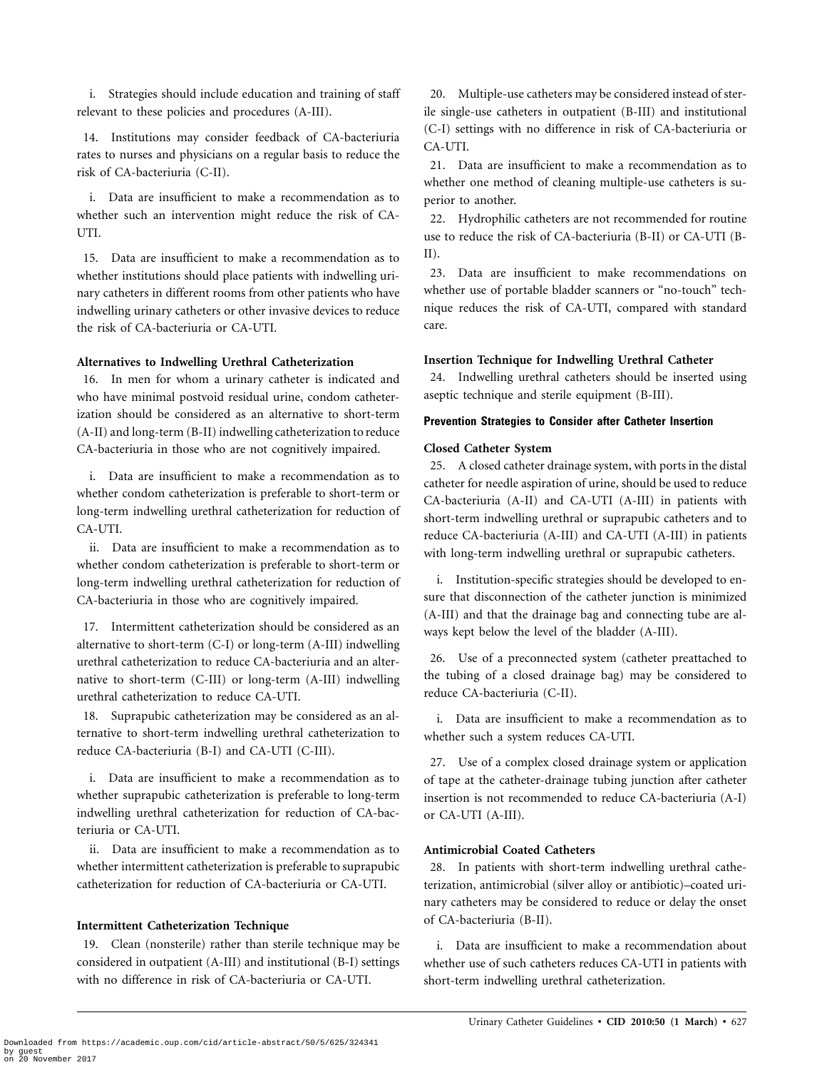i. Strategies should include education and training of staff relevant to these policies and procedures (A-III).

14. Institutions may consider feedback of CA-bacteriuria rates to nurses and physicians on a regular basis to reduce the risk of CA-bacteriuria (C-II).

i. Data are insufficient to make a recommendation as to whether such an intervention might reduce the risk of CA-UTI.

15. Data are insufficient to make a recommendation as to whether institutions should place patients with indwelling urinary catheters in different rooms from other patients who have indwelling urinary catheters or other invasive devices to reduce the risk of CA-bacteriuria or CA-UTI.

### Alternatives to Indwelling Urethral Catheterization

16. In men for whom a urinary catheter is indicated and who have minimal postvoid residual urine, condom catheterization should be considered as an alternative to short-term (A-II) and long-term (B-II) indwelling catheterization to reduce CA-bacteriuria in those who are not cognitively impaired.

i. Data are insufficient to make a recommendation as to whether condom catheterization is preferable to short-term or long-term indwelling urethral catheterization for reduction of CA-UTI.

ii. Data are insufficient to make a recommendation as to whether condom catheterization is preferable to short-term or long-term indwelling urethral catheterization for reduction of CA-bacteriuria in those who are cognitively impaired.

17. Intermittent catheterization should be considered as an alternative to short-term (C-I) or long-term (A-III) indwelling urethral catheterization to reduce CA-bacteriuria and an alternative to short-term (C-III) or long-term (A-III) indwelling urethral catheterization to reduce CA-UTI.

18. Suprapubic catheterization may be considered as an alternative to short-term indwelling urethral catheterization to reduce CA-bacteriuria (B-I) and CA-UTI (C-III).

i. Data are insufficient to make a recommendation as to whether suprapubic catheterization is preferable to long-term indwelling urethral catheterization for reduction of CA-bacteriuria or CA-UTI.

ii. Data are insufficient to make a recommendation as to whether intermittent catheterization is preferable to suprapubic catheterization for reduction of CA-bacteriuria or CA-UTI.

### Intermittent Catheterization Technique

19. Clean (nonsterile) rather than sterile technique may be considered in outpatient (A-III) and institutional (B-I) settings with no difference in risk of CA-bacteriuria or CA-UTI.

20. Multiple-use catheters may be considered instead of sterile single-use catheters in outpatient (B-III) and institutional (C-I) settings with no difference in risk of CA-bacteriuria or CA-UTI.

21. Data are insufficient to make a recommendation as to whether one method of cleaning multiple-use catheters is superior to another.

22. Hydrophilic catheters are not recommended for routine use to reduce the risk of CA-bacteriuria (B-II) or CA-UTI (B-II).

23. Data are insufficient to make recommendations on whether use of portable bladder scanners or "no-touch" technique reduces the risk of CA-UTI, compared with standard care.

### Insertion Technique for Indwelling Urethral Catheter

24. Indwelling urethral catheters should be inserted using aseptic technique and sterile equipment (B-III).

## Prevention Strategies to Consider after Catheter Insertion

### Closed Catheter System

25. A closed catheter drainage system, with ports in the distal catheter for needle aspiration of urine, should be used to reduce CA-bacteriuria (A-II) and CA-UTI (A-III) in patients with short-term indwelling urethral or suprapubic catheters and to reduce CA-bacteriuria (A-III) and CA-UTI (A-III) in patients with long-term indwelling urethral or suprapubic catheters.

i. Institution-specific strategies should be developed to ensure that disconnection of the catheter junction is minimized (A-III) and that the drainage bag and connecting tube are always kept below the level of the bladder (A-III).

26. Use of a preconnected system (catheter preattached to the tubing of a closed drainage bag) may be considered to reduce CA-bacteriuria (C-II).

i. Data are insufficient to make a recommendation as to whether such a system reduces CA-UTI.

27. Use of a complex closed drainage system or application of tape at the catheter-drainage tubing junction after catheter insertion is not recommended to reduce CA-bacteriuria (A-I) or CA-UTI (A-III).

### Antimicrobial Coated Catheters

28. In patients with short-term indwelling urethral catheterization, antimicrobial (silver alloy or antibiotic)–coated urinary catheters may be considered to reduce or delay the onset of CA-bacteriuria (B-II).

i. Data are insufficient to make a recommendation about whether use of such catheters reduces CA-UTI in patients with short-term indwelling urethral catheterization.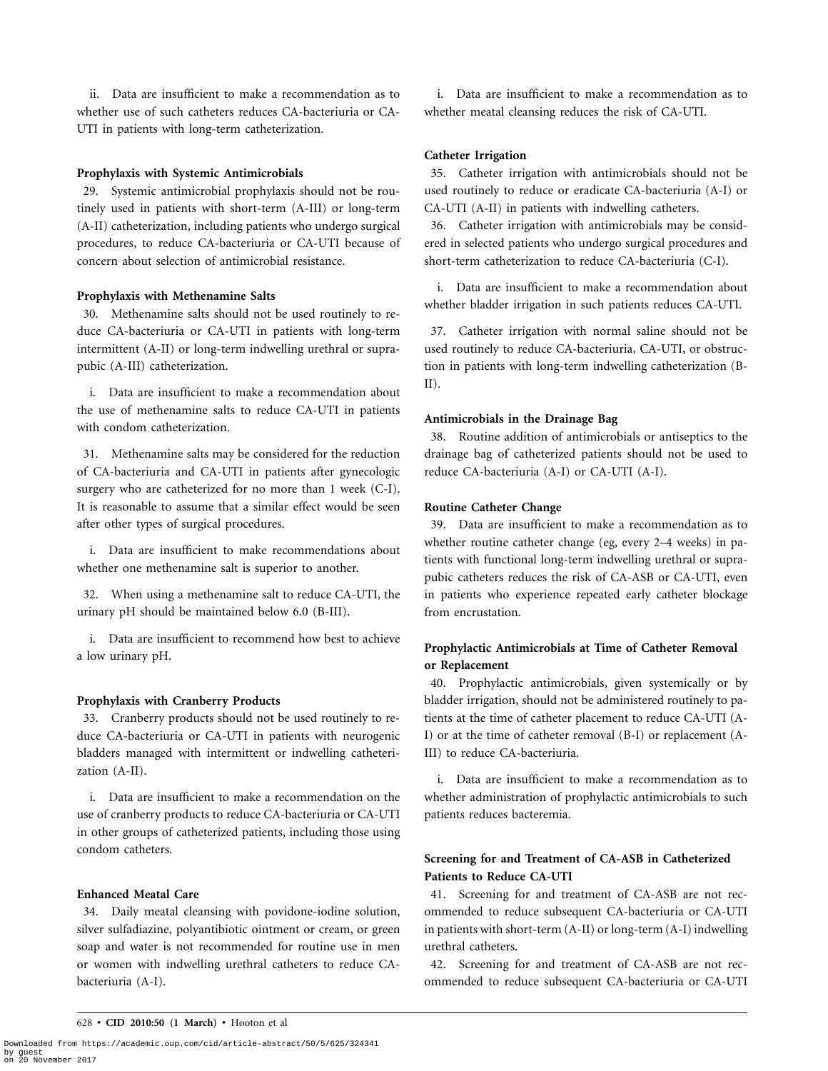ii. Data are insufficient to make a recommendation as to whether use of such catheters reduces CA-bacteriuria or CA-UTI in patients with long-term catheterization.

### Prophylaxis with Systemic Antimicrobials

29. Systemic antimicrobial prophylaxis should not be routinely used in patients with short-term (A-III) or long-term (A-II) catheterization, including patients who undergo surgical procedures, to reduce CA-bacteriuria or CA-UTI because of concern about selection of antimicrobial resistance.

### Prophylaxis with Methenamine Salts

30. Methenamine salts should not be used routinely to reduce CA-bacteriuria or CA-UTI in patients with long-term intermittent (A-II) or long-term indwelling urethral or suprapubic (A-III) catheterization.

i. Data are insufficient to make a recommendation about the use of methenamine salts to reduce CA-UTI in patients with condom catheterization.

31. Methenamine salts may be considered for the reduction of CA-bacteriuria and CA-UTI in patients after gynecologic surgery who are catheterized for no more than 1 week (C-I). It is reasonable to assume that a similar effect would be seen after other types of surgical procedures.

i. Data are insufficient to make recommendations about whether one methenamine salt is superior to another.

32. When using a methenamine salt to reduce CA-UTI, the urinary pH should be maintained below 6.0 (B-III).

i. Data are insufficient to recommend how best to achieve a low urinary pH.

### Prophylaxis with Cranberry Products

33. Cranberry products should not be used routinely to reduce CA-bacteriuria or CA-UTI in patients with neurogenic bladders managed with intermittent or indwelling catheterization (A-II).

i. Data are insufficient to make a recommendation on the use of cranberry products to reduce CA-bacteriuria or CA-UTI in other groups of catheterized patients, including those using condom catheters.

### Enhanced Meatal Care

34. Daily meatal cleansing with povidone-iodine solution, silver sulfadiazine, polyantibiotic ointment or cream, or green soap and water is not recommended for routine use in men or women with indwelling urethral catheters to reduce CA-bacteriuria (A-I).

i. Data are insufficient to make a recommendation as to whether meatal cleansing reduces the risk of CA-UTI.

### Catheter Irrigation

35. Catheter irrigation with antimicrobials should not be used routinely to reduce or eradicate CA-bacteriuria (A-I) or CA-UTI (A-II) in patients with indwelling catheters.

36. Catheter irrigation with antimicrobials may be considered in selected patients who undergo surgical procedures and short-term catheterization to reduce CA-bacteriuria (C-I).

i. Data are insufficient to make a recommendation about whether bladder irrigation in such patients reduces CA-UTI.

37. Catheter irrigation with normal saline should not be used routinely to reduce CA-bacteriuria, CA-UTI, or obstruction in patients with long-term indwelling catheterization (B-II).

### Antimicrobials in the Drainage Bag

38. Routine addition of antimicrobials or antiseptics to the drainage bag of catheterized patients should not be used to reduce CA-bacteriuria (A-I) or CA-UTI (A-I).

### Routine Catheter Change

39. Data are insufficient to make a recommendation as to whether routine catheter change (eg, every 2–4 weeks) in patients with functional long-term indwelling urethral or suprapubic catheters reduces the risk of CA-ASB or CA-UTI, even in patients who experience repeated early catheter blockage from encrustation.

### Prophylactic Antimicrobials at Time of Catheter Removal or Replacement

40. Prophylactic antimicrobials, given systemically or by bladder irrigation, should not be administered routinely to patients at the time of catheter placement to reduce CA-UTI (A-I) or at the time of catheter removal (B-I) or replacement (A-III) to reduce CA-bacteriuria.

i. Data are insufficient to make a recommendation as to whether administration of prophylactic antimicrobials to such patients reduces bacteremia.

### Screening for and Treatment of CA-ASB in Catheterized Patients to Reduce CA-UTI

41. Screening for and treatment of CA-ASB are not recommended to reduce subsequent CA-bacteriuria or CA-UTI in patients with short-term (A-II) or long-term (A-I) indwelling urethral catheters.

42. Screening for and treatment of CA-ASB are not recommended to reduce subsequent CA-bacteriuria or CA-UTI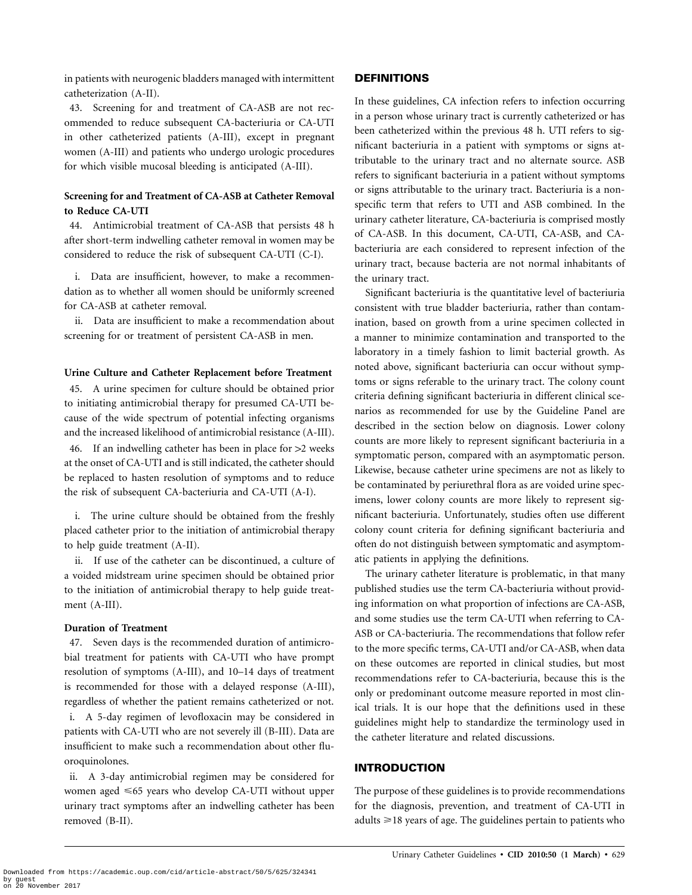in patients with neurogenic bladders managed with intermittent catheterization (A-II).

43. Screening for and treatment of CA-ASB are not recommended to reduce subsequent CA-bacteriuria or CA-UTI in other catheterized patients (A-III), except in pregnant women (A-III) and patients who undergo urologic procedures for which visible mucosal bleeding is anticipated (A-III).

### Screening for and Treatment of CA-ASB at Catheter Removal to Reduce CA-UTI

44. Antimicrobial treatment of CA-ASB that persists 48 h after short-term indwelling catheter removal in women may be considered to reduce the risk of subsequent CA-UTI (C-I).

i. Data are insufficient, however, to make a recommendation as to whether all women should be uniformly screened for CA-ASB at catheter removal.

ii. Data are insufficient to make a recommendation about screening for or treatment of persistent CA-ASB in men.

### Urine Culture and Catheter Replacement before Treatment

45. A urine specimen for culture should be obtained prior to initiating antimicrobial therapy for presumed CA-UTI because of the wide spectrum of potential infecting organisms and the increased likelihood of antimicrobial resistance (A-III).

46. If an indwelling catheter has been in place for >2 weeks at the onset of CA-UTI and is still indicated, the catheter should be replaced to hasten resolution of symptoms and to reduce the risk of subsequent CA-bacteriuria and CA-UTI (A-I).

i. The urine culture should be obtained from the freshly placed catheter prior to the initiation of antimicrobial therapy to help guide treatment (A-II).

ii. If use of the catheter can be discontinued, a culture of a voided midstream urine specimen should be obtained prior to the initiation of antimicrobial therapy to help guide treatment (A-III).

### Duration of Treatment

47. Seven days is the recommended duration of antimicrobial treatment for patients with CA-UTI who have prompt resolution of symptoms (A-III), and 10–14 days of treatment is recommended for those with a delayed response (A-III), regardless of whether the patient remains catheterized or not.

i. A 5-day regimen of levofloxacin may be considered in patients with CA-UTI who are not severely ill (B-III). Data are insufficient to make such a recommendation about other fluoroquinolones.

ii. A 3-day antimicrobial regimen may be considered for women aged ⩽65 years who develop CA-UTI without upper urinary tract symptoms after an indwelling catheter has been removed (B-II).

## DEFINITIONS

In these guidelines, CA infection refers to infection occurring in a person whose urinary tract is currently catheterized or has been catheterized within the previous 48 h. UTI refers to significant bacteriuria in a patient with symptoms or signs attributable to the urinary tract and no alternate source. ASB refers to significant bacteriuria in a patient without symptoms or signs attributable to the urinary tract. Bacteriuria is a nonspecific term that refers to UTI and ASB combined. In the urinary catheter literature, CA-bacteriuria is comprised mostly of CA-ASB. In this document, CA-UTI, CA-ASB, and CA-bacteriuria are each considered to represent infection of the urinary tract, because bacteria are not normal inhabitants of the urinary tract.

Significant bacteriuria is the quantitative level of bacteriuria consistent with true bladder bacteriuria, rather than contamination, based on growth from a urine specimen collected in a manner to minimize contamination and transported to the laboratory in a timely fashion to limit bacterial growth. As noted above, significant bacteriuria can occur without symptoms or signs referable to the urinary tract. The colony count criteria defining significant bacteriuria in different clinical scenarios as recommended for use by the Guideline Panel are described in the section below on diagnosis. Lower colony counts are more likely to represent significant bacteriuria in a symptomatic person, compared with an asymptomatic person. Likewise, because catheter urine specimens are not as likely to be contaminated by periurethral flora as are voided urine specimens, lower colony counts are more likely to represent significant bacteriuria. Unfortunately, studies often use different colony count criteria for defining significant bacteriuria and often do not distinguish between symptomatic and asymptomatic patients in applying the definitions.

The urinary catheter literature is problematic, in that many published studies use the term CA-bacteriuria without providing information on what proportion of infections are CA-ASB, and some studies use the term CA-UTI when referring to CA-ASB or CA-bacteriuria. The recommendations that follow refer to the more specific terms, CA-UTI and/or CA-ASB, when data on these outcomes are reported in clinical studies, but most recommendations refer to CA-bacteriuria, because this is the only or predominant outcome measure reported in most clinical trials. It is our hope that the definitions used in these guidelines might help to standardize the terminology used in the catheter literature and related discussions.

## INTRODUCTION

The purpose of these guidelines is to provide recommendations for the diagnosis, prevention, and treatment of CA-UTI in adults ⩾18 years of age. The guidelines pertain to patients who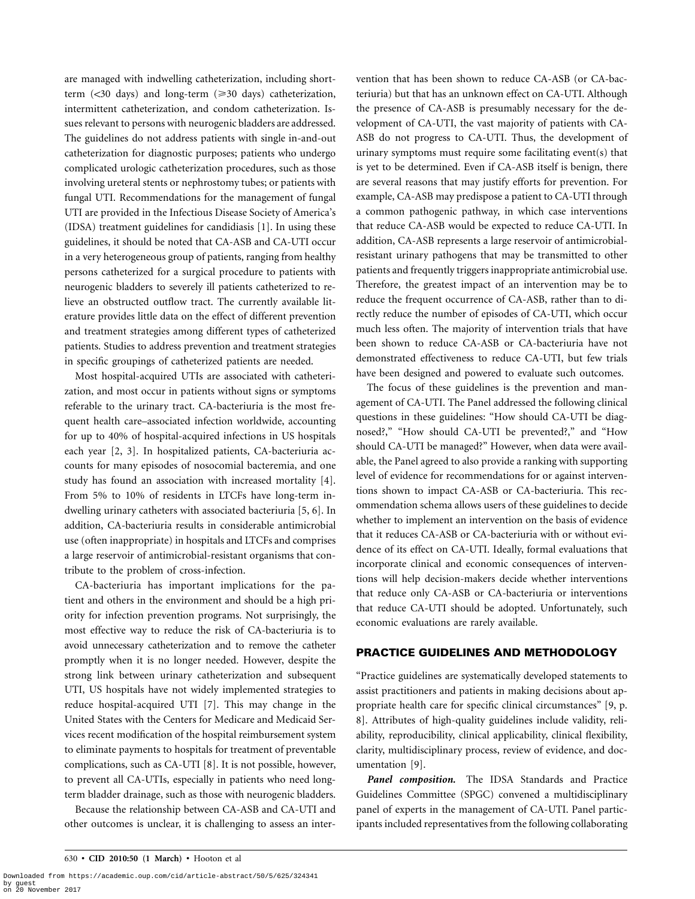are managed with indwelling catheterization, including short-term (<30 days) and long-term (⩾30 days) catheterization, intermittent catheterization, and condom catheterization. Issues relevant to persons with neurogenic bladders are addressed. The guidelines do not address patients with single in-and-out catheterization for diagnostic purposes; patients who undergo complicated urologic catheterization procedures, such as those involving ureteral stents or nephrostomy tubes; or patients with fungal UTI. Recommendations for the management of fungal UTI are provided in the Infectious Disease Society of America's (IDSA) treatment guidelines for candidiasis [1]. In using these guidelines, it should be noted that CA-ASB and CA-UTI occur in a very heterogeneous group of patients, ranging from healthy persons catheterized for a surgical procedure to patients with neurogenic bladders to severely ill patients catheterized to relieve an obstructed outflow tract. The currently available literature provides little data on the effect of different prevention and treatment strategies among different types of catheterized patients. Studies to address prevention and treatment strategies in specific groupings of catheterized patients are needed.

Most hospital-acquired UTIs are associated with catheterization, and most occur in patients without signs or symptoms referable to the urinary tract. CA-bacteriuria is the most frequent health care–associated infection worldwide, accounting for up to 40% of hospital-acquired infections in US hospitals each year [2, 3]. In hospitalized patients, CA-bacteriuria accounts for many episodes of nosocomial bacteremia, and one study has found an association with increased mortality [4]. From 5% to 10% of residents in LTCFs have long-term indwelling urinary catheters with associated bacteriuria [5, 6]. In addition, CA-bacteriuria results in considerable antimicrobial use (often inappropriate) in hospitals and LTCFs and comprises a large reservoir of antimicrobial-resistant organisms that contribute to the problem of cross-infection.

CA-bacteriuria has important implications for the patient and others in the environment and should be a high priority for infection prevention programs. Not surprisingly, the most effective way to reduce the risk of CA-bacteriuria is to avoid unnecessary catheterization and to remove the catheter promptly when it is no longer needed. However, despite the strong link between urinary catheterization and subsequent UTI, US hospitals have not widely implemented strategies to reduce hospital-acquired UTI [7]. This may change in the United States with the Centers for Medicare and Medicaid Services recent modification of the hospital reimbursement system to eliminate payments to hospitals for treatment of preventable complications, such as CA-UTI [8]. It is not possible, however, to prevent all CA-UTIs, especially in patients who need long-term bladder drainage, such as those with neurogenic bladders.

Because the relationship between CA-ASB and CA-UTI and other outcomes is unclear, it is challenging to assess an intervention that has been shown to reduce CA-ASB (or CA-bacteriuria) but that has an unknown effect on CA-UTI. Although the presence of CA-ASB is presumably necessary for the development of CA-UTI, the vast majority of patients with CA-ASB do not progress to CA-UTI. Thus, the development of urinary symptoms must require some facilitating event(s) that is yet to be determined. Even if CA-ASB itself is benign, there are several reasons that may justify efforts for prevention. For example, CA-ASB may predispose a patient to CA-UTI through a common pathogenic pathway, in which case interventions that reduce CA-ASB would be expected to reduce CA-UTI. In addition, CA-ASB represents a large reservoir of antimicrobial-resistant urinary pathogens that may be transmitted to other patients and frequently triggers inappropriate antimicrobial use. Therefore, the greatest impact of an intervention may be to reduce the frequent occurrence of CA-ASB, rather than to directly reduce the number of episodes of CA-UTI, which occur much less often. The majority of intervention trials that have been shown to reduce CA-ASB or CA-bacteriuria have not demonstrated effectiveness to reduce CA-UTI, but few trials have been designed and powered to evaluate such outcomes.

The focus of these guidelines is the prevention and management of CA-UTI. The Panel addressed the following clinical questions in these guidelines: "How should CA-UTI be diagnosed?," "How should CA-UTI be prevented?," and "How should CA-UTI be managed?" However, when data were available, the Panel agreed to also provide a ranking with supporting level of evidence for recommendations for or against interventions shown to impact CA-ASB or CA-bacteriuria. This recommendation schema allows users of these guidelines to decide whether to implement an intervention on the basis of evidence that it reduces CA-ASB or CA-bacteriuria with or without evidence of its effect on CA-UTI. Ideally, formal evaluations that incorporate clinical and economic consequences of interventions will help decision-makers decide whether interventions that reduce only CA-ASB or CA-bacteriuria or interventions that reduce CA-UTI should be adopted. Unfortunately, such economic evaluations are rarely available.

## PRACTICE GUIDELINES AND METHODOLOGY

"Practice guidelines are systematically developed statements to assist practitioners and patients in making decisions about appropriate health care for specific clinical circumstances" [9, p. 8]. Attributes of high-quality guidelines include validity, reliability, reproducibility, clinical applicability, clinical flexibility, clarity, multidisciplinary process, review of evidence, and documentation [9].

***Panel composition.*** The IDSA Standards and Practice Guidelines Committee (SPGC) convened a multidisciplinary panel of experts in the management of CA-UTI. Panel participants included representatives from the following collaborating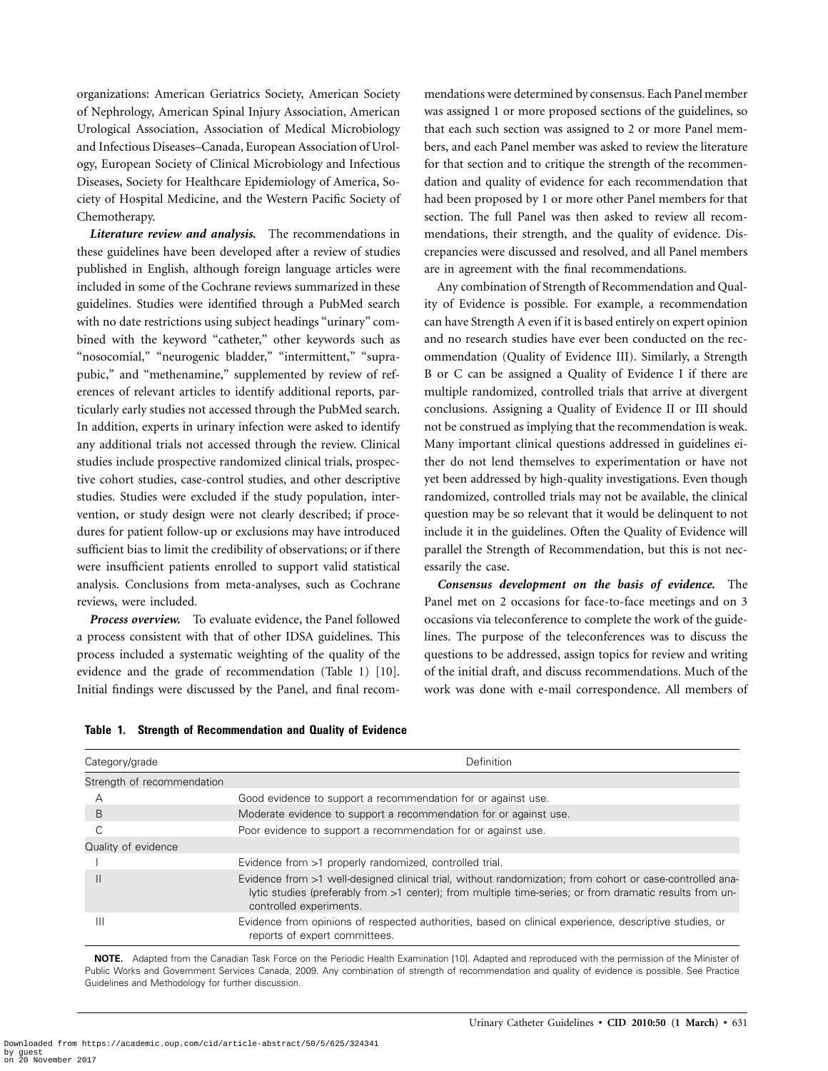organizations: American Geriatrics Society, American Society of Nephrology, American Spinal Injury Association, American Urological Association, Association of Medical Microbiology and Infectious Diseases–Canada, European Association of Urology, European Society of Clinical Microbiology and Infectious Diseases, Society for Healthcare Epidemiology of America, Society of Hospital Medicine, and the Western Pacific Society of Chemotherapy.

***Literature review and analysis.*** The recommendations in these guidelines have been developed after a review of studies published in English, although foreign language articles were included in some of the Cochrane reviews summarized in these guidelines. Studies were identified through a PubMed search with no date restrictions using subject headings "urinary" combined with the keyword "catheter," other keywords such as "nosocomial," "neurogenic bladder," "intermittent," "suprapubic," and "methenamine," supplemented by review of references of relevant articles to identify additional reports, particularly early studies not accessed through the PubMed search. In addition, experts in urinary infection were asked to identify any additional trials not accessed through the review. Clinical studies include prospective randomized clinical trials, prospective cohort studies, case-control studies, and other descriptive studies. Studies were excluded if the study population, intervention, or study design were not clearly described; if procedures for patient follow-up or exclusions may have introduced sufficient bias to limit the credibility of observations; or if there were insufficient patients enrolled to support valid statistical analysis. Conclusions from meta-analyses, such as Cochrane reviews, were included.

***Process overview.*** To evaluate evidence, the Panel followed a process consistent with that of other IDSA guidelines. This process included a systematic weighting of the quality of the evidence and the grade of recommendation (Table 1) [10]. Initial findings were discussed by the Panel, and final recommendations were determined by consensus. Each Panel member was assigned 1 or more proposed sections of the guidelines, so that each such section was assigned to 2 or more Panel members, and each Panel member was asked to review the literature for that section and to critique the strength of the recommendation and quality of evidence for each recommendation that had been proposed by 1 or more other Panel members for that section. The full Panel was then asked to review all recommendations, their strength, and the quality of evidence. Discrepancies were discussed and resolved, and all Panel members are in agreement with the final recommendations.

Any combination of Strength of Recommendation and Quality of Evidence is possible. For example, a recommendation can have Strength A even if it is based entirely on expert opinion and no research studies have ever been conducted on the recommendation (Quality of Evidence III). Similarly, a Strength B or C can be assigned a Quality of Evidence I if there are multiple randomized, controlled trials that arrive at divergent conclusions. Assigning a Quality of Evidence II or III should not be construed as implying that the recommendation is weak. Many important clinical questions addressed in guidelines either do not lend themselves to experimentation or have not yet been addressed by high-quality investigations. Even though randomized, controlled trials may not be available, the clinical question may be so relevant that it would be delinquent to not include it in the guidelines. Often the Quality of Evidence will parallel the Strength of Recommendation, but this is not necessarily the case.

***Consensus development on the basis of evidence.*** The Panel met on 2 occasions for face-to-face meetings and on 3 occasions via teleconference to complete the work of the guidelines. The purpose of the teleconferences was to discuss the questions to be addressed, assign topics for review and writing of the initial draft, and discuss recommendations. Much of the work was done with e-mail correspondence. All members of

**Table 1. Strength of Recommendation and Quality of Evidence**

| Category/grade | Definition |
|---|---|
| Strength of recommendation | |
| A | Good evidence to support a recommendation for or against use. |
| B | Moderate evidence to support a recommendation for or against use. |
| C | Poor evidence to support a recommendation for or against use. |
| Quality of evidence | |
| I | Evidence from >1 properly randomized, controlled trial. |
| II | Evidence from >1 well-designed clinical trial, without randomization; from cohort or case-controlled analytic studies (preferably from >1 center); from multiple time-series; or from dramatic results from uncontrolled experiments. |
| III | Evidence from opinions of respected authorities, based on clinical experience, descriptive studies, or reports of expert committees. |

**NOTE.** Adapted from the Canadian Task Force on the Periodic Health Examination [10]. Adapted and reproduced with the permission of the Minister of Public Works and Government Services Canada, 2009. Any combination of strength of recommendation and quality of evidence is possible. See Practice Guidelines and Methodology for further discussion.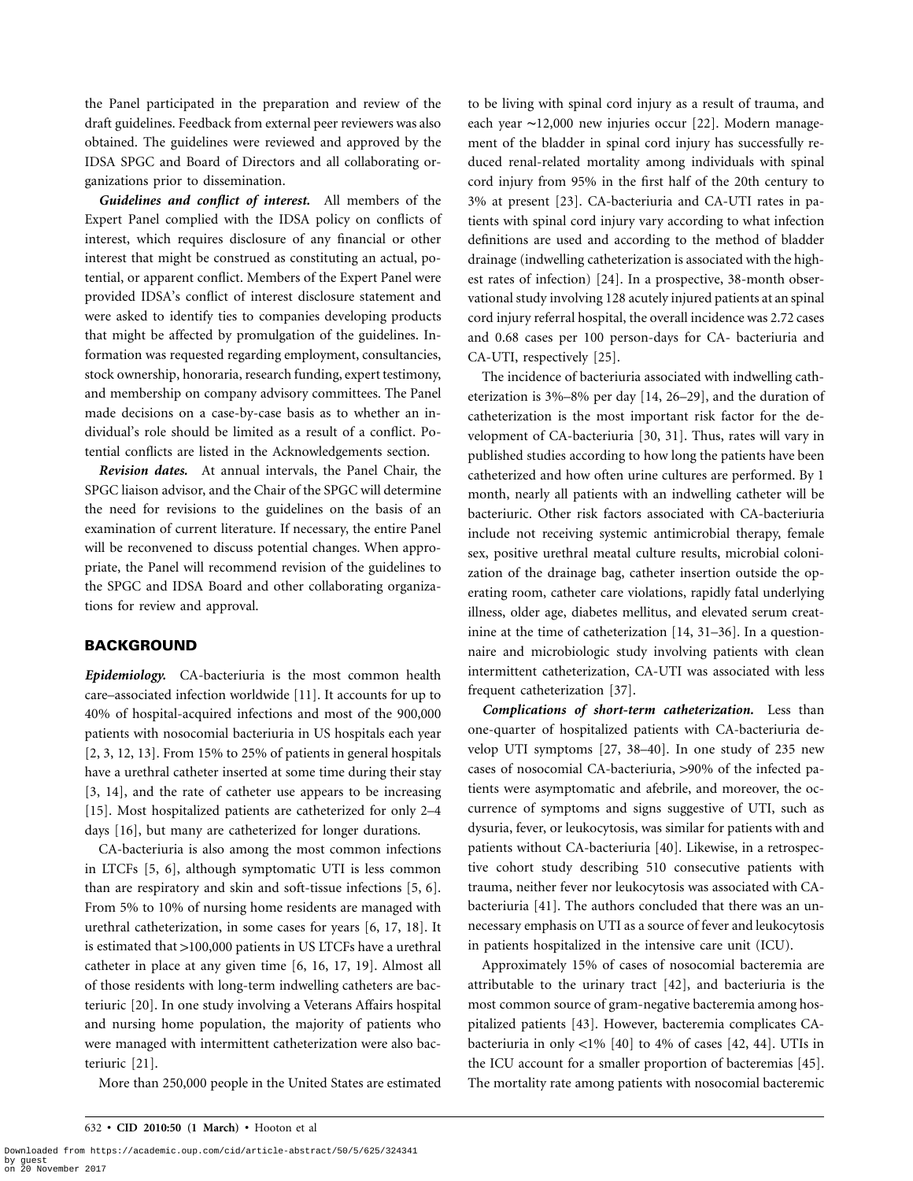the Panel participated in the preparation and review of the draft guidelines. Feedback from external peer reviewers was also obtained. The guidelines were reviewed and approved by the IDSA SPGC and Board of Directors and all collaborating organizations prior to dissemination.

***Guidelines and conflict of interest.*** All members of the Expert Panel complied with the IDSA policy on conflicts of interest, which requires disclosure of any financial or other interest that might be construed as constituting an actual, potential, or apparent conflict. Members of the Expert Panel were provided IDSA's conflict of interest disclosure statement and were asked to identify ties to companies developing products that might be affected by promulgation of the guidelines. Information was requested regarding employment, consultancies, stock ownership, honoraria, research funding, expert testimony, and membership on company advisory committees. The Panel made decisions on a case-by-case basis as to whether an individual's role should be limited as a result of a conflict. Potential conflicts are listed in the Acknowledgements section.

***Revision dates.*** At annual intervals, the Panel Chair, the SPGC liaison advisor, and the Chair of the SPGC will determine the need for revisions to the guidelines on the basis of an examination of current literature. If necessary, the entire Panel will be reconvened to discuss potential changes. When appropriate, the Panel will recommend revision of the guidelines to the SPGC and IDSA Board and other collaborating organizations for review and approval.

## BACKGROUND

***Epidemiology.*** CA-bacteriuria is the most common health care–associated infection worldwide [11]. It accounts for up to 40% of hospital-acquired infections and most of the 900,000 patients with nosocomial bacteriuria in US hospitals each year [2, 3, 12, 13]. From 15% to 25% of patients in general hospitals have a urethral catheter inserted at some time during their stay [3, 14], and the rate of catheter use appears to be increasing [15]. Most hospitalized patients are catheterized for only 2–4 days [16], but many are catheterized for longer durations.

CA-bacteriuria is also among the most common infections in LTCFs [5, 6], although symptomatic UTI is less common than are respiratory and skin and soft-tissue infections [5, 6]. From 5% to 10% of nursing home residents are managed with urethral catheterization, in some cases for years [6, 17, 18]. It is estimated that >100,000 patients in US LTCFs have a urethral catheter in place at any given time [6, 16, 17, 19]. Almost all of those residents with long-term indwelling catheters are bacteriuric [20]. In one study involving a Veterans Affairs hospital and nursing home population, the majority of patients who were managed with intermittent catheterization were also bacteriuric [21].

More than 250,000 people in the United States are estimated to be living with spinal cord injury as a result of trauma, and each year ∼12,000 new injuries occur [22]. Modern management of the bladder in spinal cord injury has successfully reduced renal-related mortality among individuals with spinal cord injury from 95% in the first half of the 20th century to 3% at present [23]. CA-bacteriuria and CA-UTI rates in patients with spinal cord injury vary according to what infection definitions are used and according to the method of bladder drainage (indwelling catheterization is associated with the highest rates of infection) [24]. In a prospective, 38-month observational study involving 128 acutely injured patients at an spinal cord injury referral hospital, the overall incidence was 2.72 cases and 0.68 cases per 100 person-days for CA- bacteriuria and CA-UTI, respectively [25].

The incidence of bacteriuria associated with indwelling catheterization is 3%–8% per day [14, 26–29], and the duration of catheterization is the most important risk factor for the development of CA-bacteriuria [30, 31]. Thus, rates will vary in published studies according to how long the patients have been catheterized and how often urine cultures are performed. By 1 month, nearly all patients with an indwelling catheter will be bacteriuric. Other risk factors associated with CA-bacteriuria include not receiving systemic antimicrobial therapy, female sex, positive urethral meatal culture results, microbial colonization of the drainage bag, catheter insertion outside the operating room, catheter care violations, rapidly fatal underlying illness, older age, diabetes mellitus, and elevated serum creatinine at the time of catheterization [14, 31–36]. In a questionnaire and microbiologic study involving patients with clean intermittent catheterization, CA-UTI was associated with less frequent catheterization [37].

***Complications of short-term catheterization.*** Less than one-quarter of hospitalized patients with CA-bacteriuria develop UTI symptoms [27, 38–40]. In one study of 235 new cases of nosocomial CA-bacteriuria, >90% of the infected patients were asymptomatic and afebrile, and moreover, the occurrence of symptoms and signs suggestive of UTI, such as dysuria, fever, or leukocytosis, was similar for patients with and patients without CA-bacteriuria [40]. Likewise, in a retrospective cohort study describing 510 consecutive patients with trauma, neither fever nor leukocytosis was associated with CA-bacteriuria [41]. The authors concluded that there was an unnecessary emphasis on UTI as a source of fever and leukocytosis in patients hospitalized in the intensive care unit (ICU).

Approximately 15% of cases of nosocomial bacteremia are attributable to the urinary tract [42], and bacteriuria is the most common source of gram-negative bacteremia among hospitalized patients [43]. However, bacteremia complicates CA-bacteriuria in only <1% [40] to 4% of cases [42, 44]. UTIs in the ICU account for a smaller proportion of bacteremias [45]. The mortality rate among patients with nosocomial bacteremic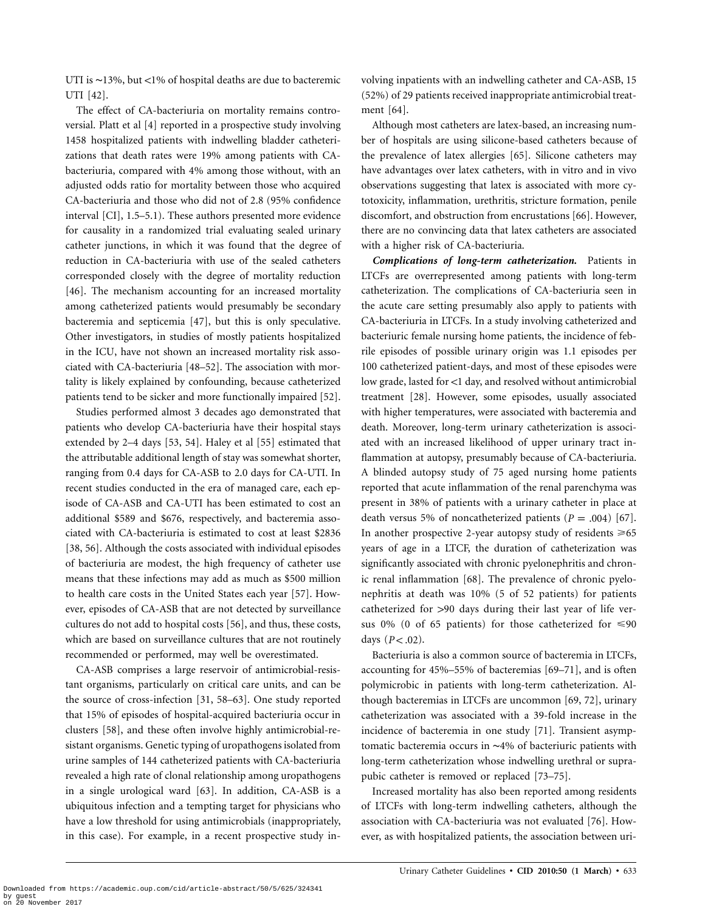UTI is ∼13%, but <1% of hospital deaths are due to bacteremic UTI [42].

The effect of CA-bacteriuria on mortality remains controversial. Platt et al [4] reported in a prospective study involving 1458 hospitalized patients with indwelling bladder catheterizations that death rates were 19% among patients with CA-bacteriuria, compared with 4% among those without, with an adjusted odds ratio for mortality between those who acquired CA-bacteriuria and those who did not of 2.8 (95% confidence interval [CI], 1.5–5.1). These authors presented more evidence for causality in a randomized trial evaluating sealed urinary catheter junctions, in which it was found that the degree of reduction in CA-bacteriuria with use of the sealed catheters corresponded closely with the degree of mortality reduction [46]. The mechanism accounting for an increased mortality among catheterized patients would presumably be secondary bacteremia and septicemia [47], but this is only speculative. Other investigators, in studies of mostly patients hospitalized in the ICU, have not shown an increased mortality risk associated with CA-bacteriuria [48–52]. The association with mortality is likely explained by confounding, because catheterized patients tend to be sicker and more functionally impaired [52].

Studies performed almost 3 decades ago demonstrated that patients who develop CA-bacteriuria have their hospital stays extended by 2–4 days [53, 54]. Haley et al [55] estimated that the attributable additional length of stay was somewhat shorter, ranging from 0.4 days for CA-ASB to 2.0 days for CA-UTI. In recent studies conducted in the era of managed care, each episode of CA-ASB and CA-UTI has been estimated to cost an additional $589 and $676, respectively, and bacteremia associated with CA-bacteriuria is estimated to cost at least $2836 [38, 56]. Although the costs associated with individual episodes of bacteriuria are modest, the high frequency of catheter use means that these infections may add as much as $500 million to health care costs in the United States each year [57]. However, episodes of CA-ASB that are not detected by surveillance cultures do not add to hospital costs [56], and thus, these costs, which are based on surveillance cultures that are not routinely recommended or performed, may well be overestimated.

CA-ASB comprises a large reservoir of antimicrobial-resistant organisms, particularly on critical care units, and can be the source of cross-infection [31, 58–63]. One study reported that 15% of episodes of hospital-acquired bacteriuria occur in clusters [58], and these often involve highly antimicrobial-resistant organisms. Genetic typing of uropathogens isolated from urine samples of 144 catheterized patients with CA-bacteriuria revealed a high rate of clonal relationship among uropathogens in a single urological ward [63]. In addition, CA-ASB is a ubiquitous infection and a tempting target for physicians who have a low threshold for using antimicrobials (inappropriately, in this case). For example, in a recent prospective study involving inpatients with an indwelling catheter and CA-ASB, 15 (52%) of 29 patients received inappropriate antimicrobial treatment [64].

Although most catheters are latex-based, an increasing number of hospitals are using silicone-based catheters because of the prevalence of latex allergies [65]. Silicone catheters may have advantages over latex catheters, with in vitro and in vivo observations suggesting that latex is associated with more cytotoxicity, inflammation, urethritis, stricture formation, penile discomfort, and obstruction from encrustations [66]. However, there are no convincing data that latex catheters are associated with a higher risk of CA-bacteriuria.

***Complications of long-term catheterization.*** Patients in LTCFs are overrepresented among patients with long-term catheterization. The complications of CA-bacteriuria seen in the acute care setting presumably also apply to patients with CA-bacteriuria in LTCFs. In a study involving catheterized and bacteriuric female nursing home patients, the incidence of febrile episodes of possible urinary origin was 1.1 episodes per 100 catheterized patient-days, and most of these episodes were low grade, lasted for <1 day, and resolved without antimicrobial treatment [28]. However, some episodes, usually associated with higher temperatures, were associated with bacteremia and death. Moreover, long-term urinary catheterization is associated with an increased likelihood of upper urinary tract inflammation at autopsy, presumably because of CA-bacteriuria. A blinded autopsy study of 75 aged nursing home patients reported that acute inflammation of the renal parenchyma was present in 38% of patients with a urinary catheter in place at death versus 5% of noncatheterized patients ($P = .004$) [67]. In another prospective 2-year autopsy study of residents ⩾65 years of age in a LTCF, the duration of catheterization was significantly associated with chronic pyelonephritis and chronic renal inflammation [68]. The prevalence of chronic pyelonephritis at death was 10% (5 of 52 patients) for patients catheterized for >90 days during their last year of life versus 0% (0 of 65 patients) for those catheterized for ⩽90 days ($P < .02$).

Bacteriuria is also a common source of bacteremia in LTCFs, accounting for 45%–55% of bacteremias [69–71], and is often polymicrobic in patients with long-term catheterization. Although bacteremias in LTCFs are uncommon [69, 72], urinary catheterization was associated with a 39-fold increase in the incidence of bacteremia in one study [71]. Transient asymptomatic bacteremia occurs in ∼4% of bacteriuric patients with long-term catheterization whose indwelling urethral or suprapubic catheter is removed or replaced [73–75].

Increased mortality has also been reported among residents of LTCFs with long-term indwelling catheters, although the association with CA-bacteriuria was not evaluated [76]. However, as with hospitalized patients, the association between uri-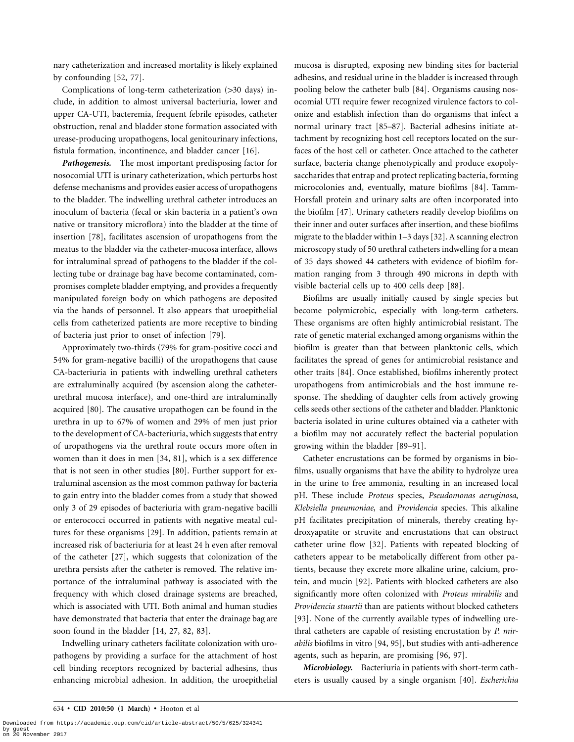nary catheterization and increased mortality is likely explained by confounding [52, 77].

Complications of long-term catheterization (>30 days) include, in addition to almost universal bacteriuria, lower and upper CA-UTI, bacteremia, frequent febrile episodes, catheter obstruction, renal and bladder stone formation associated with urease-producing uropathogens, local genitourinary infections, fistula formation, incontinence, and bladder cancer [16].

***Pathogenesis.*** The most important predisposing factor for nosocomial UTI is urinary catheterization, which perturbs host defense mechanisms and provides easier access of uropathogens to the bladder. The indwelling urethral catheter introduces an inoculum of bacteria (fecal or skin bacteria in a patient's own native or transitory microflora) into the bladder at the time of insertion [78], facilitates ascension of uropathogens from the meatus to the bladder via the catheter-mucosa interface, allows for intraluminal spread of pathogens to the bladder if the collecting tube or drainage bag have become contaminated, compromises complete bladder emptying, and provides a frequently manipulated foreign body on which pathogens are deposited via the hands of personnel. It also appears that uroepithelial cells from catheterized patients are more receptive to binding of bacteria just prior to onset of infection [79].

Approximately two-thirds (79% for gram-positive cocci and 54% for gram-negative bacilli) of the uropathogens that cause CA-bacteriuria in patients with indwelling urethral catheters are extraluminally acquired (by ascension along the catheter-urethral mucosa interface), and one-third are intraluminally acquired [80]. The causative uropathogen can be found in the urethra in up to 67% of women and 29% of men just prior to the development of CA-bacteriuria, which suggests that entry of uropathogens via the urethral route occurs more often in women than it does in men [34, 81], which is a sex difference that is not seen in other studies [80]. Further support for extraluminal ascension as the most common pathway for bacteria to gain entry into the bladder comes from a study that showed only 3 of 29 episodes of bacteriuria with gram-negative bacilli or enterococci occurred in patients with negative meatal cultures for these organisms [29]. In addition, patients remain at increased risk of bacteriuria for at least 24 h even after removal of the catheter [27], which suggests that colonization of the urethra persists after the catheter is removed. The relative importance of the intraluminal pathway is associated with the frequency with which closed drainage systems are breached, which is associated with UTI. Both animal and human studies have demonstrated that bacteria that enter the drainage bag are soon found in the bladder [14, 27, 82, 83].

Indwelling urinary catheters facilitate colonization with uropathogens by providing a surface for the attachment of host cell binding receptors recognized by bacterial adhesins, thus enhancing microbial adhesion. In addition, the uroepithelial mucosa is disrupted, exposing new binding sites for bacterial adhesins, and residual urine in the bladder is increased through pooling below the catheter bulb [84]. Organisms causing nosocomial UTI require fewer recognized virulence factors to colonize and establish infection than do organisms that infect a normal urinary tract [85–87]. Bacterial adhesins initiate attachment by recognizing host cell receptors located on the surfaces of the host cell or catheter. Once attached to the catheter surface, bacteria change phenotypically and produce exopolysaccharides that entrap and protect replicating bacteria, forming microcolonies and, eventually, mature biofilms [84]. Tamm-Horsfall protein and urinary salts are often incorporated into the biofilm [47]. Urinary catheters readily develop biofilms on their inner and outer surfaces after insertion, and these biofilms migrate to the bladder within 1–3 days [32]. A scanning electron microscopy study of 50 urethral catheters indwelling for a mean of 35 days showed 44 catheters with evidence of biofilm formation ranging from 3 through 490 microns in depth with visible bacterial cells up to 400 cells deep [88].

Biofilms are usually initially caused by single species but become polymicrobic, especially with long-term catheters. These organisms are often highly antimicrobial resistant. The rate of genetic material exchanged among organisms within the biofilm is greater than that between planktonic cells, which facilitates the spread of genes for antimicrobial resistance and other traits [84]. Once established, biofilms inherently protect uropathogens from antimicrobials and the host immune response. The shedding of daughter cells from actively growing cells seeds other sections of the catheter and bladder. Planktonic bacteria isolated in urine cultures obtained via a catheter with a biofilm may not accurately reflect the bacterial population growing within the bladder [89–91].

Catheter encrustations can be formed by organisms in biofilms, usually organisms that have the ability to hydrolyze urea in the urine to free ammonia, resulting in an increased local pH. These include *Proteus* species, *Pseudomonas aeruginosa*, *Klebsiella pneumoniae*, and *Providencia* species. This alkaline pH facilitates precipitation of minerals, thereby creating hydroxyapatite or struvite and encrustations that can obstruct catheter urine flow [32]. Patients with repeated blocking of catheters appear to be metabolically different from other patients, because they excrete more alkaline urine, calcium, protein, and mucin [92]. Patients with blocked catheters are also significantly more often colonized with *Proteus mirabilis* and *Providencia stuartii* than are patients without blocked catheters [93]. None of the currently available types of indwelling urethral catheters are capable of resisting encrustation by *P. mirabilis* biofilms in vitro [94, 95], but studies with anti-adherence agents, such as heparin, are promising [96, 97].

***Microbiology.*** Bacteriuria in patients with short-term catheters is usually caused by a single organism [40]. *Escherichia*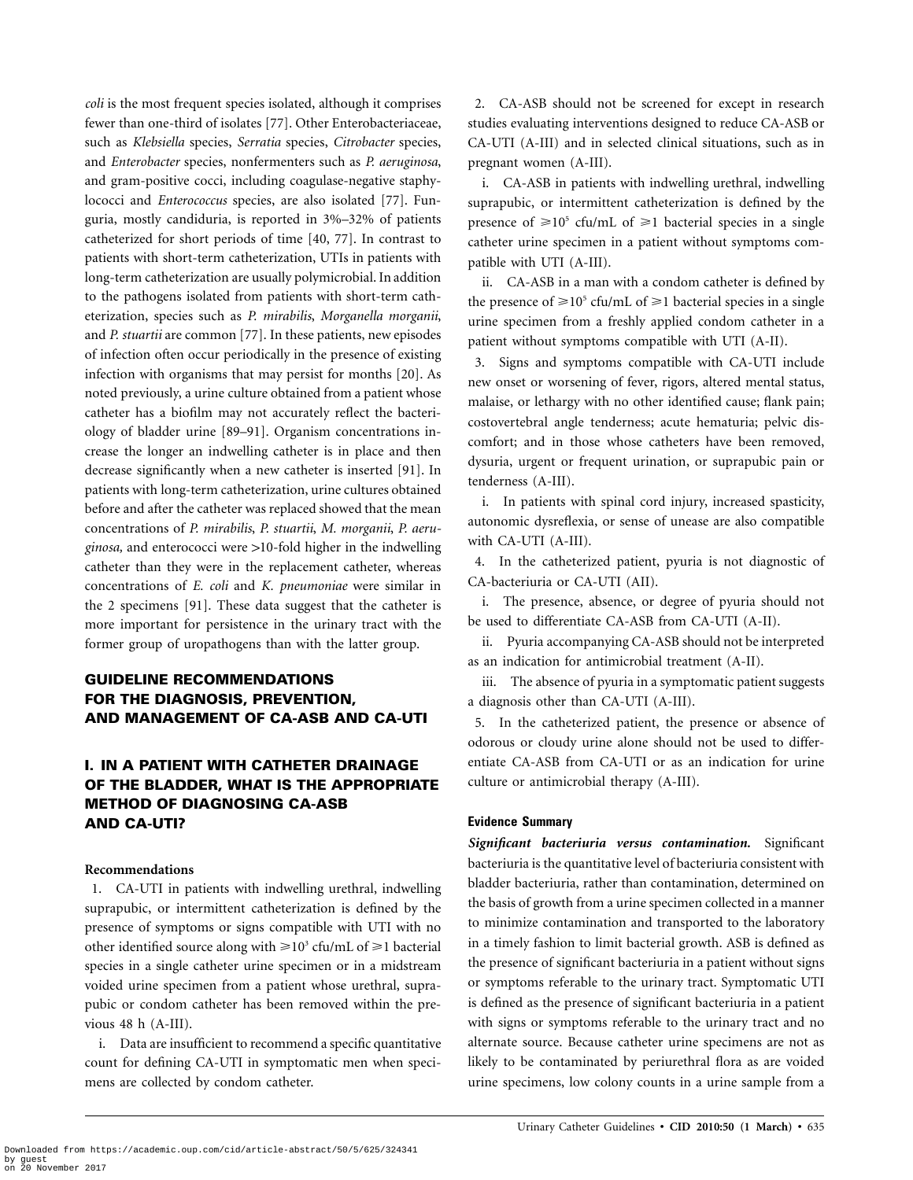*coli* is the most frequent species isolated, although it comprises fewer than one-third of isolates [77]. Other Enterobacteriaceae, such as *Klebsiella* species, *Serratia* species, *Citrobacter* species, and *Enterobacter* species, nonfermenters such as *P. aeruginosa*, and gram-negative cocci, including coagulase-negative staphylococci and *Enterococcus* species, are also isolated [77]. Funguria, mostly candiduria, is reported in 3%–32% of patients catheterized for short periods of time [40, 77]. In contrast to patients with short-term catheterization, UTIs in patients with long-term catheterization are usually polymicrobial. In addition to the pathogens isolated from patients with short-term catheterization, species such as *P. mirabilis*, *Morganella morganii*, and *P. stuartii* are common [77]. In these patients, new episodes of infection often occur periodically in the presence of existing infection with organisms that may persist for months [20]. As noted previously, a urine culture obtained from a patient whose catheter has a biofilm may not accurately reflect the bacteriology of bladder urine [89–91]. Organism concentrations increase the longer an indwelling catheter is in place and then decrease significantly when a new catheter is inserted [91]. In patients with long-term catheterization, urine cultures obtained before and after the catheter was replaced showed that the mean concentrations of *P. mirabilis*, *P. stuartii*, *M. morganii*, *P. aeruginosa,* and enterococci were >10-fold higher in the indwelling catheter than they were in the replacement catheter, whereas concentrations of *E. coli* and *K. pneumoniae* were similar in the 2 specimens [91]. These data suggest that the catheter is more important for persistence in the urinary tract with the former group of uropathogens than with the latter group.

## GUIDELINE RECOMMENDATIONS FOR THE DIAGNOSIS, PREVENTION, AND MANAGEMENT OF CA-ASB AND CA-UTI

## I. IN A PATIENT WITH CATHETER DRAINAGE OF THE BLADDER, WHAT IS THE APPROPRIATE METHOD OF DIAGNOSING CA-ASB AND CA-UTI?

### Recommendations

1. CA-UTI in patients with indwelling urethral, indwelling suprapubic, or intermittent catheterization is defined by the presence of symptoms or signs compatible with UTI with no other identified source along with $\geqslant 10^3$ cfu/mL of $\geqslant 1$ bacterial species in a single catheter urine specimen or in a midstream voided urine specimen from a patient whose urethral, suprapubic or condom catheter has been removed within the previous 48 h (A-III).

   i. Data are insufficient to recommend a specific quantitative count for defining CA-UTI in symptomatic men when specimens are collected by condom catheter.

2. CA-ASB should not be screened for except in research studies evaluating interventions designed to reduce CA-ASB or CA-UTI (A-III) and in selected clinical situations, such as in pregnant women (A-III).

   i. CA-ASB in patients with indwelling urethral, indwelling suprapubic, or intermittent catheterization is defined by the presence of $\geqslant 10^5$ cfu/mL of $\geqslant 1$ bacterial species in a single catheter urine specimen in a patient without symptoms compatible with UTI (A-III).

   ii. CA-ASB in a man with a condom catheter is defined by the presence of $\geqslant 10^5$ cfu/mL of $\geqslant 1$ bacterial species in a single urine specimen from a freshly applied condom catheter in a patient without symptoms compatible with UTI (A-II).

3. Signs and symptoms compatible with CA-UTI include new onset or worsening of fever, rigors, altered mental status, malaise, or lethargy with no other identified cause; flank pain; costovertebral angle tenderness; acute hematuria; pelvic discomfort; and in those whose catheters have been removed, dysuria, urgent or frequent urination, or suprapubic pain or tenderness (A-III).

   i. In patients with spinal cord injury, increased spasticity, autonomic dysreflexia, or sense of unease are also compatible with CA-UTI (A-III).

4. In the catheterized patient, pyuria is not diagnostic of CA-bacteriuria or CA-UTI (AII).

   i. The presence, absence, or degree of pyuria should not be used to differentiate CA-ASB from CA-UTI (A-II).

   ii. Pyuria accompanying CA-ASB should not be interpreted as an indication for antimicrobial treatment (A-II).

   iii. The absence of pyuria in a symptomatic patient suggests a diagnosis other than CA-UTI (A-III).

5. In the catheterized patient, the presence or absence of odorous or cloudy urine alone should not be used to differentiate CA-ASB from CA-UTI or as an indication for urine culture or antimicrobial therapy (A-III).

### Evidence Summary

***Significant bacteriuria versus contamination.*** Significant bacteriuria is the quantitative level of bacteriuria consistent with bladder bacteriuria, rather than contamination, determined on the basis of growth from a urine specimen collected in a manner to minimize contamination and transported to the laboratory in a timely fashion to limit bacterial growth. ASB is defined as the presence of significant bacteriuria in a patient without signs or symptoms referable to the urinary tract. Symptomatic UTI is defined as the presence of significant bacteriuria in a patient with signs or symptoms referable to the urinary tract and no alternate source. Because catheter urine specimens are not as likely to be contaminated by periurethral flora as are voided urine specimens, low colony counts in a urine sample from a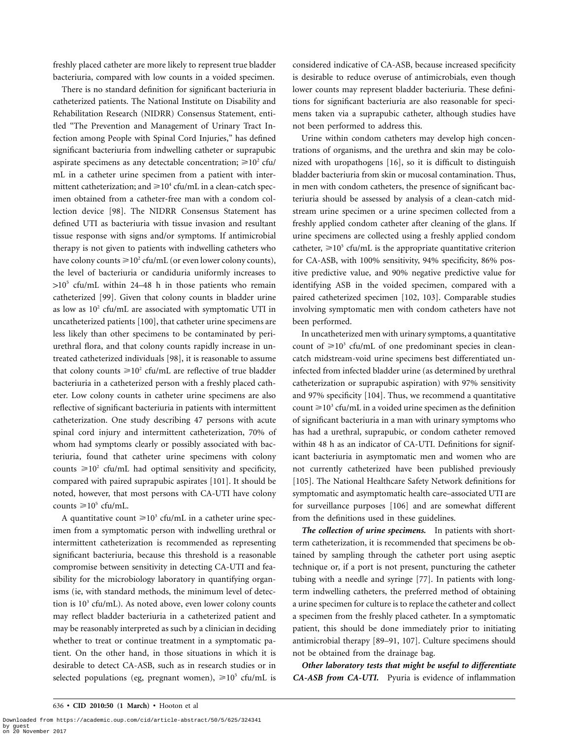freshly placed catheter are more likely to represent true bladder bacteriuria, compared with low counts in a voided specimen.

There is no standard definition for significant bacteriuria in catheterized patients. The National Institute on Disability and Rehabilitation Research (NIDRR) Consensus Statement, entitled "The Prevention and Management of Urinary Tract Infection among People with Spinal Cord Injuries," has defined significant bacteriuria from indwelling catheter or suprapubic aspirate specimens as any detectable concentration; $\geqslant 10^2$ cfu/mL in a catheter urine specimen from a patient with intermittent catheterization; and $\geqslant 10^4$ cfu/mL in a clean-catch specimen obtained from a catheter-free man with a condom collection device [98]. The NIDRR Consensus Statement has defined UTI as bacteriuria with tissue invasion and resultant tissue response with signs and/or symptoms. If antimicrobial therapy is not given to patients with indwelling catheters who have colony counts $\geqslant 10^2$ cfu/mL (or even lower colony counts), the level of bacteriuria or candiduria uniformly increases to $>10^5$ cfu/mL within 24–48 h in those patients who remain catheterized [99]. Given that colony counts in bladder urine as low as $10^2$ cfu/mL are associated with symptomatic UTI in uncatheterized patients [100], that catheter urine specimens are less likely than other specimens to be contaminated by periurethral flora, and that colony counts rapidly increase in untreated catheterized individuals [98], it is reasonable to assume that colony counts $\geqslant 10^2$ cfu/mL are reflective of true bladder bacteriuria in a catheterized person with a freshly placed catheter. Low colony counts in catheter urine specimens are also reflective of significant bacteriuria in patients with intermittent catheterization. One study describing 47 persons with acute spinal cord injury and intermittent catheterization, 70% of whom had symptoms clearly or possibly associated with bacteriuria, found that catheter urine specimens with colony counts $\geqslant 10^2$ cfu/mL had optimal sensitivity and specificity, compared with paired suprapubic aspirates [101]. It should be noted, however, that most persons with CA-UTI have colony counts $\geqslant 10^5$ cfu/mL.

A quantitative count $\geqslant 10^3$ cfu/mL in a catheter urine specimen from a symptomatic person with indwelling urethral or intermittent catheterization is recommended as representing significant bacteriuria, because this threshold is a reasonable compromise between sensitivity in detecting CA-UTI and feasibility for the microbiology laboratory in quantifying organisms (ie, with standard methods, the minimum level of detection is $10^3$ cfu/mL). As noted above, even lower colony counts may reflect bladder bacteriuria in a catheterized patient and may be reasonably interpreted as such by a clinician in deciding whether to treat or continue treatment in a symptomatic patient. On the other hand, in those situations in which it is desirable to detect CA-ASB, such as in research studies or in selected populations (eg, pregnant women), $\geqslant 10^5$ cfu/mL is considered indicative of CA-ASB, because increased specificity is desirable to reduce overuse of antimicrobials, even though lower counts may represent bladder bacteriuria. These definitions for significant bacteriuria are also reasonable for specimens taken via a suprapubic catheter, although studies have not been performed to address this.

Urine within condom catheters may develop high concentrations of organisms, and the urethra and skin may be colonized with uropathogens [16], so it is difficult to distinguish bladder bacteriuria from skin or mucosal contamination. Thus, in men with condom catheters, the presence of significant bacteriuria should be assessed by analysis of a clean-catch midstream urine specimen or a urine specimen collected from a freshly applied condom catheter after cleaning of the glans. If urine specimens are collected using a freshly applied condom catheter, $\geqslant 10^5$ cfu/mL is the appropriate quantitative criterion for CA-ASB, with 100% sensitivity, 94% specificity, 86% positive predictive value, and 90% negative predictive value for identifying ASB in the voided specimen, compared with a paired catheterized specimen [102, 103]. Comparable studies involving symptomatic men with condom catheters have not been performed.

In uncatheterized men with urinary symptoms, a quantitative count of $\geqslant 10^3$ cfu/mL of one predominant species in clean-catch midstream-void urine specimens best differentiated uninfected from infected bladder urine (as determined by urethral catheterization or suprapubic aspiration) with 97% sensitivity and 97% specificity [104]. Thus, we recommend a quantitative count $\geqslant 10^3$ cfu/mL in a voided urine specimen as the definition of significant bacteriuria in a man with urinary symptoms who has had a urethral, suprapubic, or condom catheter removed within 48 h as an indicator of CA-UTI. Definitions for significant bacteriuria in asymptomatic men and women who are not currently catheterized have been published previously [105]. The National Healthcare Safety Network definitions for symptomatic and asymptomatic health care–associated UTI are for surveillance purposes [106] and are somewhat different from the definitions used in these guidelines.

***The collection of urine specimens.*** In patients with short-term catheterization, it is recommended that specimens be obtained by sampling through the catheter port using aseptic technique or, if a port is not present, puncturing the catheter tubing with a needle and syringe [77]. In patients with long-term indwelling catheters, the preferred method of obtaining a urine specimen for culture is to replace the catheter and collect a specimen from the freshly placed catheter. In a symptomatic patient, this should be done immediately prior to initiating antimicrobial therapy [89–91, 107]. Culture specimens should not be obtained from the drainage bag.

***Other laboratory tests that might be useful to differentiate CA-ASB from CA-UTI.*** Pyuria is evidence of inflammation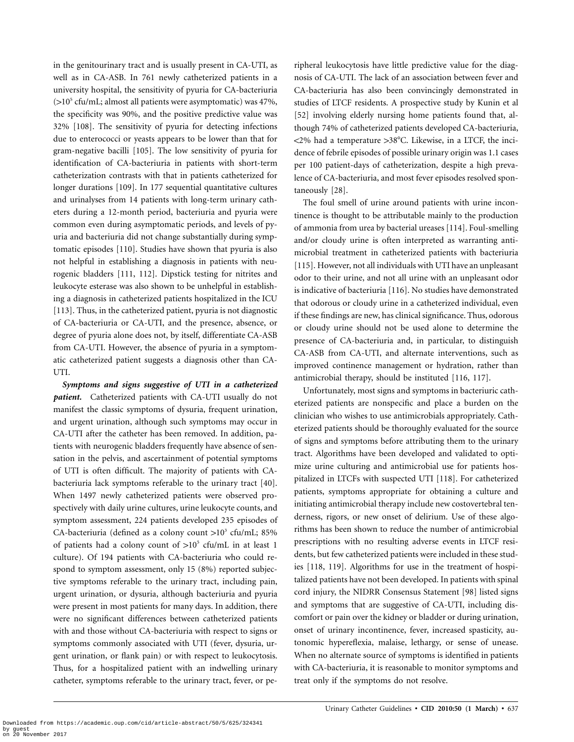in the genitourinary tract and is usually present in CA-UTI, as well as in CA-ASB. In 761 newly catheterized patients in a university hospital, the sensitivity of pyuria for CA-bacteriuria ($>10^5$ cfu/mL; almost all patients were asymptomatic) was 47%, the specificity was 90%, and the positive predictive value was 32% [108]. The sensitivity of pyuria for detecting infections due to enterococci or yeasts appears to be lower than that for gram-negative bacilli [105]. The low sensitivity of pyuria for identification of CA-bacteriuria in patients with short-term catheterization contrasts with that in patients catheterized for longer durations [109]. In 177 sequential quantitative cultures and urinalyses from 14 patients with long-term urinary catheters during a 12-month period, bacteriuria and pyuria were common even during asymptomatic periods, and levels of pyuria and bacteriuria did not change substantially during symptomatic episodes [110]. Studies have shown that pyuria is also not helpful in establishing a diagnosis in patients with neurogenic bladders [111, 112]. Dipstick testing for nitrites and leukocyte esterase was also shown to be unhelpful in establishing a diagnosis in catheterized patients hospitalized in the ICU [113]. Thus, in the catheterized patient, pyuria is not diagnostic of CA-bacteriuria or CA-UTI, and the presence, absence, or degree of pyuria alone does not, by itself, differentiate CA-ASB from CA-UTI. However, the absence of pyuria in a symptomatic catheterized patient suggests a diagnosis other than CA-UTI.

***Symptoms and signs suggestive of UTI in a catheterized patient.*** Catheterized patients with CA-UTI usually do not manifest the classic symptoms of dysuria, frequent urination, and urgent urination, although such symptoms may occur in CA-UTI after the catheter has been removed. In addition, patients with neurogenic bladders frequently have absence of sensation in the pelvis, and ascertainment of potential symptoms of UTI is often difficult. The majority of patients with CA-bacteriuria lack symptoms referable to the urinary tract [40]. When 1497 newly catheterized patients were observed prospectively with daily urine cultures, urine leukocyte counts, and symptom assessment, 224 patients developed 235 episodes of CA-bacteriuria (defined as a colony count $>10^3$ cfu/mL; 85% of patients had a colony count of $>10^5$ cfu/mL in at least 1 culture). Of 194 patients with CA-bacteriuria who could respond to symptom assessment, only 15 (8%) reported subjective symptoms referable to the urinary tract, including pain, urgent urination, or dysuria, although bacteriuria and pyuria were present in most patients for many days. In addition, there were no significant differences between catheterized patients with and those without CA-bacteriuria with respect to signs or symptoms commonly associated with UTI (fever, dysuria, urgent urination, or flank pain) or with respect to leukocytosis. Thus, for a hospitalized patient with an indwelling urinary catheter, symptoms referable to the urinary tract, fever, or peripheral leukocytosis have little predictive value for the diagnosis of CA-UTI. The lack of an association between fever and CA-bacteriuria has also been convincingly demonstrated in studies of LTCF residents. A prospective study by Kunin et al [52] involving elderly nursing home patients found that, although 74% of catheterized patients developed CA-bacteriuria, <2% had a temperature >38°C. Likewise, in a LTCF, the incidence of febrile episodes of possible urinary origin was 1.1 cases per 100 patient-days of catheterization, despite a high prevalence of CA-bacteriuria, and most fever episodes resolved spontaneously [28].

The foul smell of urine around patients with urine incontinence is thought to be attributable mainly to the production of ammonia from urea by bacterial ureases [114]. Foul-smelling and/or cloudy urine is often interpreted as warranting antimicrobial treatment in catheterized patients with bacteriuria [115]. However, not all individuals with UTI have an unpleasant odor to their urine, and not all urine with an unpleasant odor is indicative of bacteriuria [116]. No studies have demonstrated that odorous or cloudy urine in a catheterized individual, even if these findings are new, has clinical significance. Thus, odorous or cloudy urine should not be used alone to determine the presence of CA-bacteriuria and, in particular, to distinguish CA-ASB from CA-UTI, and alternate interventions, such as improved continence management or hydration, rather than antimicrobial therapy, should be instituted [116, 117].

Unfortunately, most signs and symptoms in bacteriuric catheterized patients are nonspecific and place a burden on the clinician who wishes to use antimicrobials appropriately. Catheterized patients should be thoroughly evaluated for the source of signs and symptoms before attributing them to the urinary tract. Algorithms have been developed and validated to optimize urine culturing and antimicrobial use for patients hospitalized in LTCFs with suspected UTI [118]. For catheterized patients, symptoms appropriate for obtaining a culture and initiating antimicrobial therapy include new costovertebral tenderness, rigors, or new onset of delirium. Use of these algorithms has been shown to reduce the number of antimicrobial prescriptions with no resulting adverse events in LTCF residents, but few catheterized patients were included in these studies [118, 119]. Algorithms for use in the treatment of hospitalized patients have not been developed. In patients with spinal cord injury, the NIDRR Consensus Statement [98] listed signs and symptoms that are suggestive of CA-UTI, including discomfort or pain over the kidney or bladder or during urination, onset of urinary incontinence, fever, increased spasticity, autonomic hyperreflexia, malaise, lethargy, or sense of unease. When no alternate source of symptoms is identified in patients with CA-bacteriuria, it is reasonable to monitor symptoms and treat only if the symptoms do not resolve.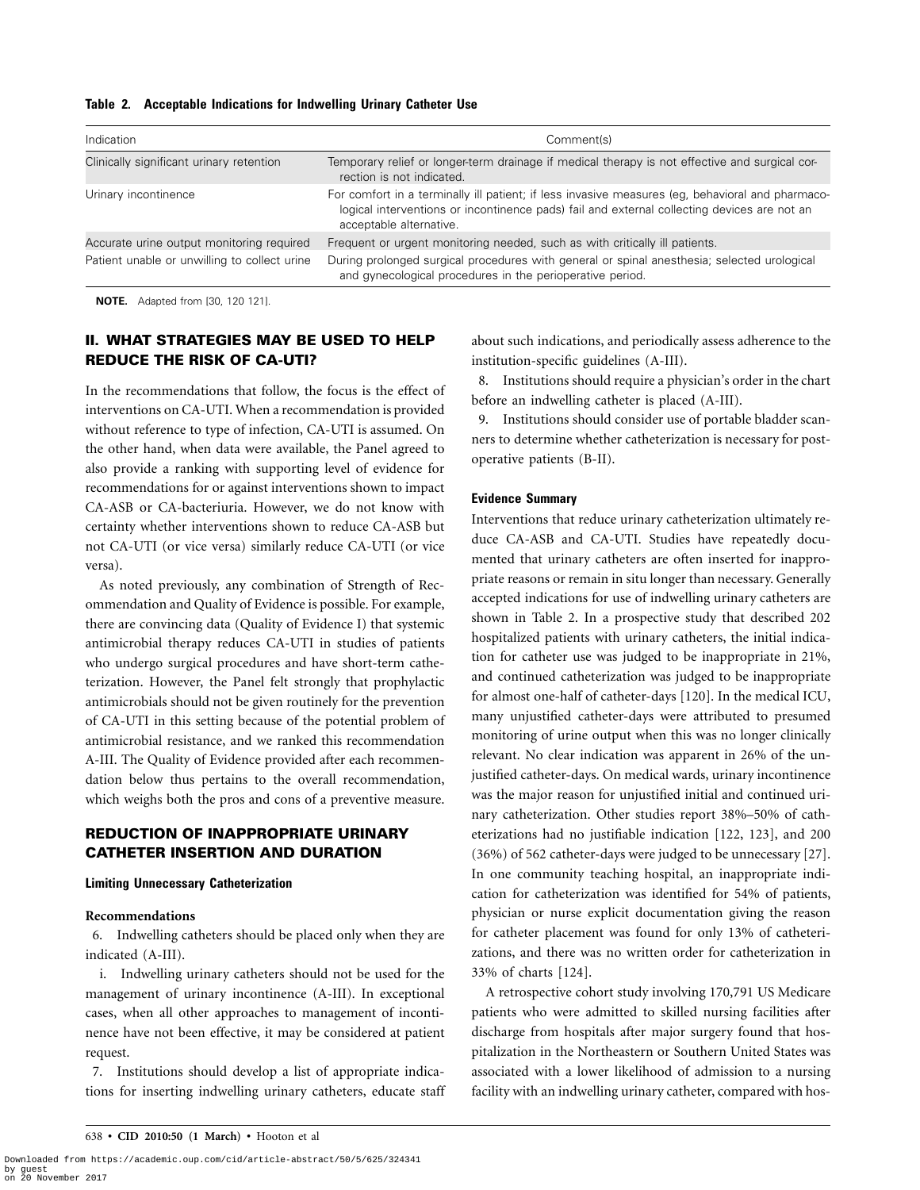**Table 2. Acceptable Indications for Indwelling Urinary Catheter Use**

| Indication | Comment(s) |
|---|---|
| Clinically significant urinary retention | Temporary relief or longer-term drainage if medical therapy is not effective and surgical correction is not indicated. |
| Urinary incontinence | For comfort in a terminally ill patient; if less invasive measures (eg, behavioral and pharmacological interventions or incontinence pads) fail and external collecting devices are not an acceptable alternative. |
| Accurate urine output monitoring required | Frequent or urgent monitoring needed, such as with critically ill patients. |
| Patient unable or unwilling to collect urine | During prolonged surgical procedures with general or spinal anesthesia; selected urological and gynecological procedures in the perioperative period. |

**NOTE.** Adapted from [30, 120 121].

## II. WHAT STRATEGIES MAY BE USED TO HELP REDUCE THE RISK OF CA-UTI?

In the recommendations that follow, the focus is the effect of interventions on CA-UTI. When a recommendation is provided without reference to type of infection, CA-UTI is assumed. On the other hand, when data were available, the Panel agreed to also provide a ranking with supporting level of evidence for recommendations for or against interventions shown to impact CA-ASB or CA-bacteriuria. However, we do not know with certainty whether interventions shown to reduce CA-ASB but not CA-UTI (or vice versa) similarly reduce CA-UTI (or vice versa).

As noted previously, any combination of Strength of Recommendation and Quality of Evidence is possible. For example, there are convincing data (Quality of Evidence I) that systemic antimicrobial therapy reduces CA-UTI in studies of patients who undergo surgical procedures and have short-term catheterization. However, the Panel felt strongly that prophylactic antimicrobials should not be given routinely for the prevention of CA-UTI in this setting because of the potential problem of antimicrobial resistance, and we ranked this recommendation A-III. The Quality of Evidence provided after each recommendation below thus pertains to the overall recommendation, which weighs both the pros and cons of a preventive measure.

## REDUCTION OF INAPPROPRIATE URINARY CATHETER INSERTION AND DURATION

### Limiting Unnecessary Catheterization

#### Recommendations

6. Indwelling catheters should be placed only when they are indicated (A-III).

   i. Indwelling urinary catheters should not be used for the management of urinary incontinence (A-III). In exceptional cases, when all other approaches to management of incontinence have not been effective, it may be considered at patient request.

7. Institutions should develop a list of appropriate indications for inserting indwelling urinary catheters, educate staff about such indications, and periodically assess adherence to the institution-specific guidelines (A-III).

8. Institutions should require a physician's order in the chart before an indwelling catheter is placed (A-III).

9. Institutions should consider use of portable bladder scanners to determine whether catheterization is necessary for postoperative patients (B-II).

#### Evidence Summary

Interventions that reduce urinary catheterization ultimately reduce CA-ASB and CA-UTI. Studies have repeatedly documented that urinary catheters are often inserted for inappropriate reasons or remain in situ longer than necessary. Generally accepted indications for use of indwelling urinary catheters are shown in Table 2. In a prospective study that described 202 hospitalized patients with urinary catheters, the initial indication for catheter use was judged to be inappropriate in 21%, and continued catheterization was judged to be inappropriate for almost one-half of catheter-days [120]. In the medical ICU, many unjustified catheter-days were attributed to presumed monitoring of urine output when this was no longer clinically relevant. No clear indication was apparent in 26% of the unjustified catheter-days. On medical wards, urinary incontinence was the major reason for unjustified initial and continued urinary catheterization. Other studies report 38%–50% of catheterizations had no justifiable indication [122, 123], and 200 (36%) of 562 catheter-days were judged to be unnecessary [27]. In one community teaching hospital, an inappropriate indication for catheterization was identified for 54% of patients, physician or nurse explicit documentation giving the reason for catheter placement was found for only 13% of catheterizations, and there was no written order for catheterization in 33% of charts [124].

A retrospective cohort study involving 170,791 US Medicare patients who were admitted to skilled nursing facilities after discharge from hospitals after major surgery found that hospitalization in the Northeastern or Southern United States was associated with a lower likelihood of admission to a nursing facility with an indwelling urinary catheter, compared with hos-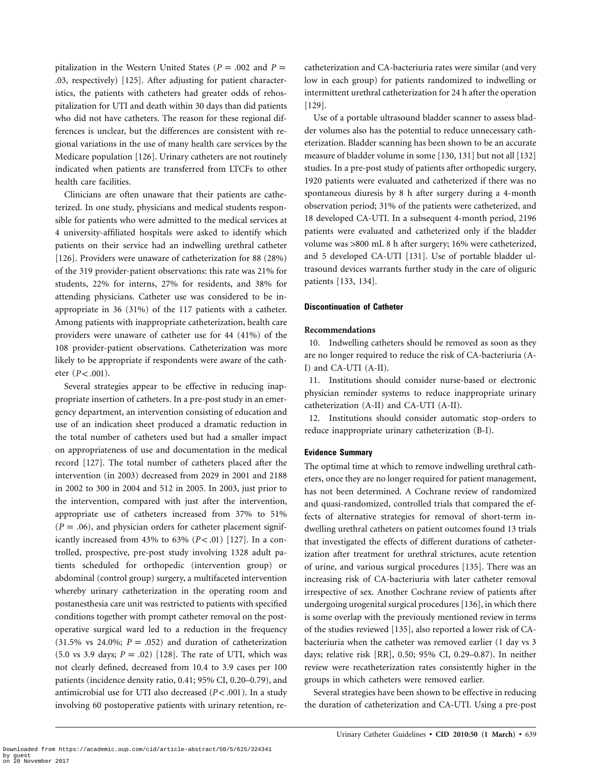pitalization in the Western United States ($P = .002$ and $P = .03$, respectively) [125]. After adjusting for patient characteristics, the patients with catheters had greater odds of rehospitalization for UTI and death within 30 days than did patients who did not have catheters. The reason for these regional differences is unclear, but the differences are consistent with regional variations in the use of many health care services by the Medicare population [126]. Urinary catheters are not routinely indicated when patients are transferred from LTCFs to other health care facilities.

Clinicians are often unaware that their patients are catheterized. In one study, physicians and medical students responsible for patients who were admitted to the medical services at 4 university-affiliated hospitals were asked to identify which patients on their service had an indwelling urethral catheter [126]. Providers were unaware of catheterization for 88 (28%) of the 319 provider-patient observations: this rate was 21% for students, 22% for interns, 27% for residents, and 38% for attending physicians. Catheter use was considered to be inappropriate in 36 (31%) of the 117 patients with a catheter. Among patients with inappropriate catheterization, health care providers were unaware of catheter use for 44 (41%) of the 108 provider-patient observations. Catheterization was more likely to be appropriate if respondents were aware of the catheter ($P < .001$).

Several strategies appear to be effective in reducing inappropriate insertion of catheters. In a pre-post study in an emergency department, an intervention consisting of education and use of an indication sheet produced a dramatic reduction in the total number of catheters used but had a smaller impact on appropriateness of use and documentation in the medical record [127]. The total number of catheters placed after the intervention (in 2003) decreased from 2029 in 2001 and 2188 in 2002 to 300 in 2004 and 512 in 2005. In 2003, just prior to the intervention, compared with just after the intervention, appropriate use of catheters increased from 37% to 51% ($P = .06$), and physician orders for catheter placement significantly increased from 43% to 63% ($P < .01$) [127]. In a controlled, prospective, pre-post study involving 1328 adult patients scheduled for orthopedic (intervention group) or abdominal (control group) surgery, a multifaceted intervention whereby urinary catheterization in the operating room and postanesthesia care unit was restricted to patients with specified conditions together with prompt catheter removal on the postoperative surgical ward led to a reduction in the frequency (31.5% vs 24.0%; $P = .052$) and duration of catheterization (5.0 vs 3.9 days; $P = .02$) [128]. The rate of UTI, which was not clearly defined, decreased from 10.4 to 3.9 cases per 100 patients (incidence density ratio, 0.41; 95% CI, 0.20–0.79), and antimicrobial use for UTI also decreased ($P < .001$). In a study involving 60 postoperative patients with urinary retention, recatheterization and CA-bacteriuria rates were similar (and very low in each group) for patients randomized to indwelling or intermittent urethral catheterization for 24 h after the operation [129].

Use of a portable ultrasound bladder scanner to assess bladder volumes also has the potential to reduce unnecessary catheterization. Bladder scanning has been shown to be an accurate measure of bladder volume in some [130, 131] but not all [132] studies. In a pre-post study of patients after orthopedic surgery, 1920 patients were evaluated and catheterized if there was no spontaneous diuresis by 8 h after surgery during a 4-month observation period; 31% of the patients were catheterized, and 18 developed CA-UTI. In a subsequent 4-month period, 2196 patients were evaluated and catheterized only if the bladder volume was >800 mL 8 h after surgery; 16% were catheterized, and 5 developed CA-UTI [131]. Use of portable bladder ultrasound devices warrants further study in the care of oliguric patients [133, 134].

### Discontinuation of Catheter

#### Recommendations

10. Indwelling catheters should be removed as soon as they are no longer required to reduce the risk of CA-bacteriuria (A-I) and CA-UTI (A-II).
11. Institutions should consider nurse-based or electronic physician reminder systems to reduce inappropriate urinary catheterization (A-II) and CA-UTI (A-II).
12. Institutions should consider automatic stop-orders to reduce inappropriate urinary catheterization (B-I).

#### Evidence Summary

The optimal time at which to remove indwelling urethral catheters, once they are no longer required for patient management, has not been determined. A Cochrane review of randomized and quasi-randomized, controlled trials that compared the effects of alternative strategies for removal of short-term indwelling urethral catheters on patient outcomes found 13 trials that investigated the effects of different durations of catheterization after treatment for urethral strictures, acute retention of urine, and various surgical procedures [135]. There was an increasing risk of CA-bacteriuria with later catheter removal irrespective of sex. Another Cochrane review of patients after undergoing urogenital surgical procedures [136], in which there is some overlap with the previously mentioned review in terms of the studies reviewed [135], also reported a lower risk of CA-bacteriuria when the catheter was removed earlier (1 day vs 3 days; relative risk [RR], 0.50; 95% CI, 0.29–0.87). In neither review were recatheterization rates consistently higher in the groups in which catheters were removed earlier.

Several strategies have been shown to be effective in reducing the duration of catheterization and CA-UTI. Using a pre-post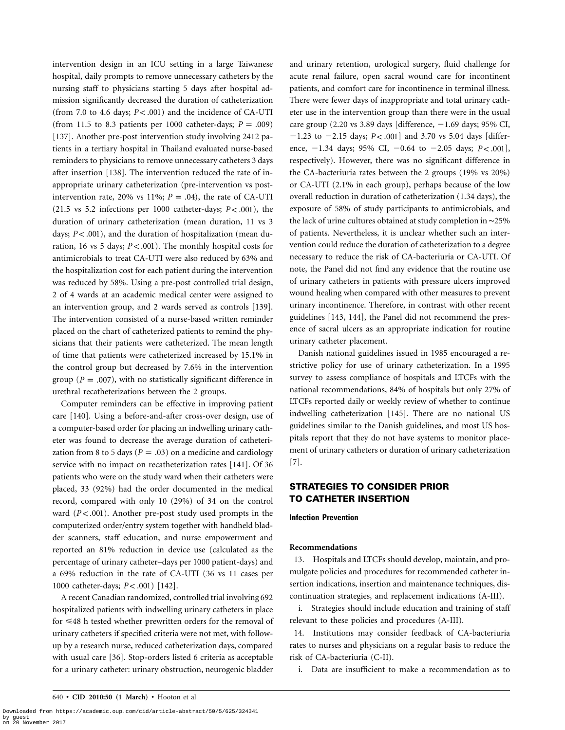intervention design in an ICU setting in a large Taiwanese hospital, daily prompts to remove unnecessary catheters by the nursing staff to physicians starting 5 days after hospital admission significantly decreased the duration of catheterization (from 7.0 to 4.6 days; $P < .001$) and the incidence of CA-UTI (from 11.5 to 8.3 patients per 1000 catheter-days; $P = .009$) [137]. Another pre-post intervention study involving 2412 patients in a tertiary hospital in Thailand evaluated nurse-based reminders to physicians to remove unnecessary catheters 3 days after insertion [138]. The intervention reduced the rate of inappropriate urinary catheterization (pre-intervention vs post-intervention rate, 20% vs 11%; $P = .04$), the rate of CA-UTI (21.5 vs 5.2 infections per 1000 catheter-days; $P < .001$), the duration of urinary catheterization (mean duration, 11 vs 3 days; $P < .001$), and the duration of hospitalization (mean duration, 16 vs 5 days; $P < .001$). The monthly hospital costs for antimicrobials to treat CA-UTI were also reduced by 63% and the hospitalization cost for each patient during the intervention was reduced by 58%. Using a pre-post controlled trial design, 2 of 4 wards at an academic medical center were assigned to an intervention group, and 2 wards served as controls [139]. The intervention consisted of a nurse-based written reminder placed on the chart of catheterized patients to remind the physicians that their patients were catheterized. The mean length of time that patients were catheterized increased by 15.1% in the control group but decreased by 7.6% in the intervention group ($P = .007$), with no statistically significant difference in urethral recatheterizations between the 2 groups.

Computer reminders can be effective in improving patient care [140]. Using a before-and-after cross-over design, use of a computer-based order for placing an indwelling urinary catheter was found to decrease the average duration of catheterization from 8 to 5 days ($P = .03$) on a medicine and cardiology service with no impact on recatheterization rates [141]. Of 36 patients who were on the study ward when their catheters were placed, 33 (92%) had the order documented in the medical record, compared with only 10 (29%) of 34 on the control ward ($P < .001$). Another pre-post study used prompts in the computerized order/entry system together with handheld bladder scanners, staff education, and nurse empowerment and reported an 81% reduction in device use (calculated as the percentage of urinary catheter–days per 1000 patient-days) and a 69% reduction in the rate of CA-UTI (36 vs 11 cases per 1000 catheter-days; $P < .001$) [142].

A recent Canadian randomized, controlled trial involving 692 hospitalized patients with indwelling urinary catheters in place for ⩽48 h tested whether prewritten orders for the removal of urinary catheters if specified criteria were not met, with follow-up by a research nurse, reduced catheterization days, compared with usual care [36]. Stop-orders listed 6 criteria as acceptable for a urinary catheter: urinary obstruction, neurogenic bladder and urinary retention, urological surgery, fluid challenge for acute renal failure, open sacral wound care for incontinent patients, and comfort care for incontinence in terminal illness. There were fewer days of inappropriate and total urinary catheter use in the intervention group than there were in the usual care group (2.20 vs 3.89 days [difference, −1.69 days; 95% CI, −1.23 to −2.15 days; $P < .001$] and 3.70 vs 5.04 days [difference, −1.34 days; 95% CI, −0.64 to −2.05 days; $P < .001$], respectively). However, there was no significant difference in the CA-bacteriuria rates between the 2 groups (19% vs 20%) or CA-UTI (2.1% in each group), perhaps because of the low overall reduction in duration of catheterization (1.34 days), the exposure of 58% of study participants to antimicrobials, and the lack of urine cultures obtained at study completion in ~25% of patients. Nevertheless, it is unclear whether such an intervention could reduce the duration of catheterization to a degree necessary to reduce the risk of CA-bacteriuria or CA-UTI. Of note, the Panel did not find any evidence that the routine use of urinary catheters in patients with pressure ulcers improved wound healing when compared with other measures to prevent urinary incontinence. Therefore, in contrast with other recent guidelines [143, 144], the Panel did not recommend the presence of sacral ulcers as an appropriate indication for routine urinary catheter placement.

Danish national guidelines issued in 1985 encouraged a restrictive policy for use of urinary catheterization. In a 1995 survey to assess compliance of hospitals and LTCFs with the national recommendations, 84% of hospitals but only 27% of LTCFs reported daily or weekly review of whether to continue indwelling catheterization [145]. There are no national US guidelines similar to the Danish guidelines, and most US hospitals report that they do not have systems to monitor placement of urinary catheters or duration of urinary catheterization [7].

## STRATEGIES TO CONSIDER PRIOR TO CATHETER INSERTION

### Infection Prevention

**Recommendations**

13. Hospitals and LTCFs should develop, maintain, and promulgate policies and procedures for recommended catheter insertion indications, insertion and maintenance techniques, discontinuation strategies, and replacement indications (A-III).

i. Strategies should include education and training of staff relevant to these policies and procedures (A-III).

14. Institutions may consider feedback of CA-bacteriuria rates to nurses and physicians on a regular basis to reduce the risk of CA-bacteriuria (C-II).

i. Data are insufficient to make a recommendation as to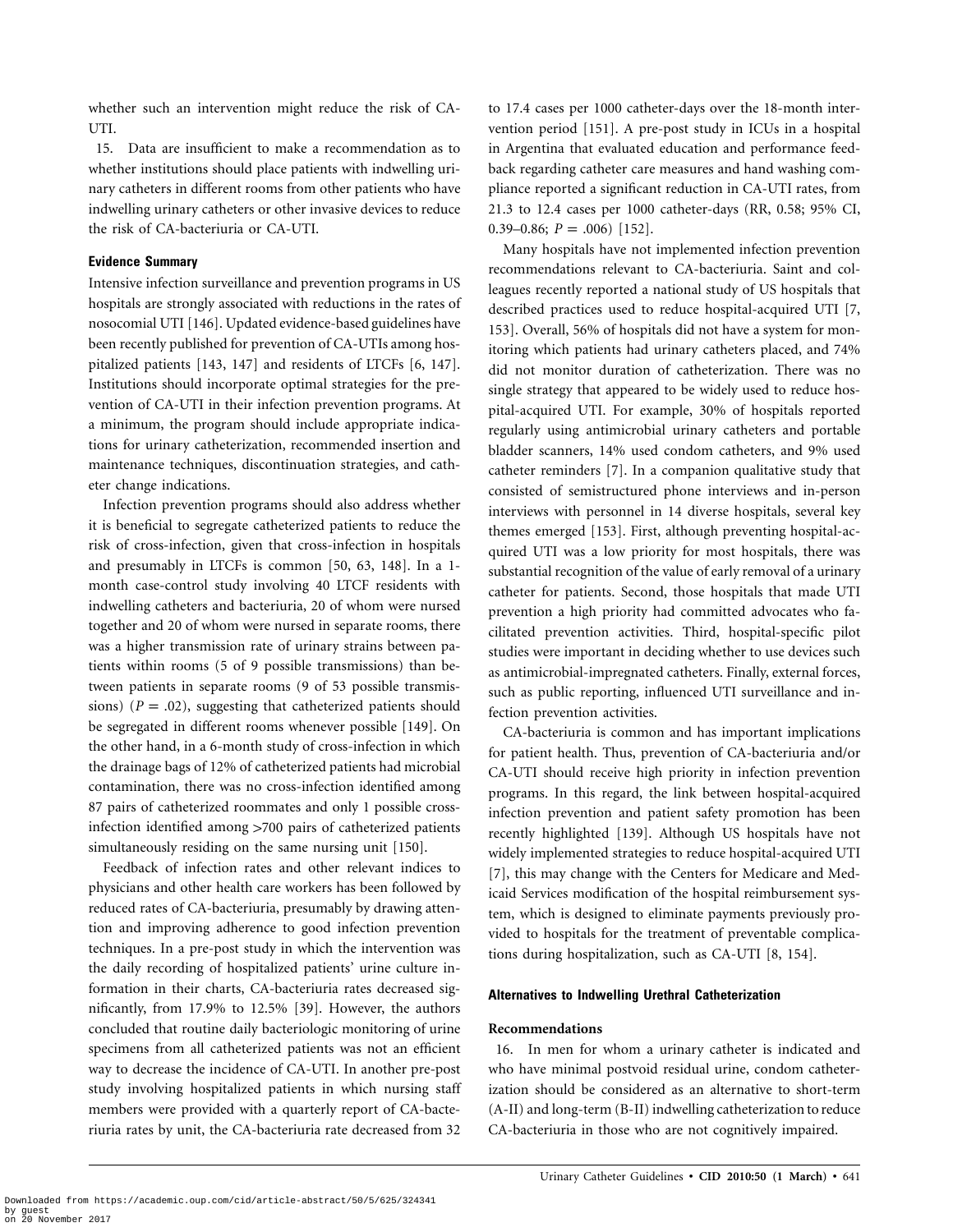whether such an intervention might reduce the risk of CA-UTI.

15. Data are insufficient to make a recommendation as to whether institutions should place patients with indwelling urinary catheters in different rooms from other patients who have indwelling urinary catheters or other invasive devices to reduce the risk of CA-bacteriuria or CA-UTI.

#### Evidence Summary

Intensive infection surveillance and prevention programs in US hospitals are strongly associated with reductions in the rates of nosocomial UTI [146]. Updated evidence-based guidelines have been recently published for prevention of CA-UTIs among hospitalized patients [143, 147] and residents of LTCFs [6, 147]. Institutions should incorporate optimal strategies for the prevention of CA-UTI in their infection prevention programs. At a minimum, the program should include appropriate indications for urinary catheterization, recommended insertion and maintenance techniques, discontinuation strategies, and catheter change indications.

Infection prevention programs should also address whether it is beneficial to segregate catheterized patients to reduce the risk of cross-infection, given that cross-infection in hospitals and presumably in LTCFs is common [50, 63, 148]. In a 1-month case-control study involving 40 LTCF residents with indwelling catheters and bacteriuria, 20 of whom were nursed together and 20 of whom were nursed in separate rooms, there was a higher transmission rate of urinary strains between patients within rooms (5 of 9 possible transmissions) than between patients in separate rooms (9 of 53 possible transmissions) ($P = .02$), suggesting that catheterized patients should be segregated in different rooms whenever possible [149]. On the other hand, in a 6-month study of cross-infection in which the drainage bags of 12% of catheterized patients had microbial contamination, there was no cross-infection identified among 87 pairs of catheterized roommates and only 1 possible cross-infection identified among >700 pairs of catheterized patients simultaneously residing on the same nursing unit [150].

Feedback of infection rates and other relevant indices to physicians and other health care workers has been followed by reduced rates of CA-bacteriuria, presumably by drawing attention and improving adherence to good infection prevention techniques. In a pre-post study in which the intervention was the daily recording of hospitalized patients' urine culture information in their charts, CA-bacteriuria rates decreased significantly, from 17.9% to 12.5% [39]. However, the authors concluded that routine daily bacteriologic monitoring of urine specimens from all catheterized patients was not an efficient way to decrease the incidence of CA-UTI. In another pre-post study involving hospitalized patients in which nursing staff members were provided with a quarterly report of CA-bacteriuria rates by unit, the CA-bacteriuria rate decreased from 32 to 17.4 cases per 1000 catheter-days over the 18-month intervention period [151]. A pre-post study in ICUs in a hospital in Argentina that evaluated education and performance feedback regarding catheter care measures and hand washing compliance reported a significant reduction in CA-UTI rates, from 21.3 to 12.4 cases per 1000 catheter-days (RR, 0.58; 95% CI, 0.39–0.86; $P = .006$) [152].

Many hospitals have not implemented infection prevention recommendations relevant to CA-bacteriuria. Saint and colleagues recently reported a national study of US hospitals that described practices used to reduce hospital-acquired UTI [7, 153]. Overall, 56% of hospitals did not have a system for monitoring which patients had urinary catheters placed, and 74% did not monitor duration of catheterization. There was no single strategy that appeared to be widely used to reduce hospital-acquired UTI. For example, 30% of hospitals reported regularly using antimicrobial urinary catheters and portable bladder scanners, 14% used condom catheters, and 9% used catheter reminders [7]. In a companion qualitative study that consisted of semistructured phone interviews and in-person interviews with personnel in 14 diverse hospitals, several key themes emerged [153]. First, although preventing hospital-acquired UTI was a low priority for most hospitals, there was substantial recognition of the value of early removal of a urinary catheter for patients. Second, those hospitals that made UTI prevention a high priority had committed advocates who facilitated prevention activities. Third, hospital-specific pilot studies were important in deciding whether to use devices such as antimicrobial-impregnated catheters. Finally, external forces, such as public reporting, influenced UTI surveillance and infection prevention activities.

CA-bacteriuria is common and has important implications for patient health. Thus, prevention of CA-bacteriuria and/or CA-UTI should receive high priority in infection prevention programs. In this regard, the link between hospital-acquired infection prevention and patient safety promotion has been recently highlighted [139]. Although US hospitals have not widely implemented strategies to reduce hospital-acquired UTI [7], this may change with the Centers for Medicare and Medicaid Services modification of the hospital reimbursement system, which is designed to eliminate payments previously provided to hospitals for the treatment of preventable complications during hospitalization, such as CA-UTI [8, 154].

### Alternatives to Indwelling Urethral Catheterization

#### Recommendations

16. In men for whom a urinary catheter is indicated and who have minimal postvoid residual urine, condom catheterization should be considered as an alternative to short-term (A-II) and long-term (B-II) indwelling catheterization to reduce CA-bacteriuria in those who are not cognitively impaired.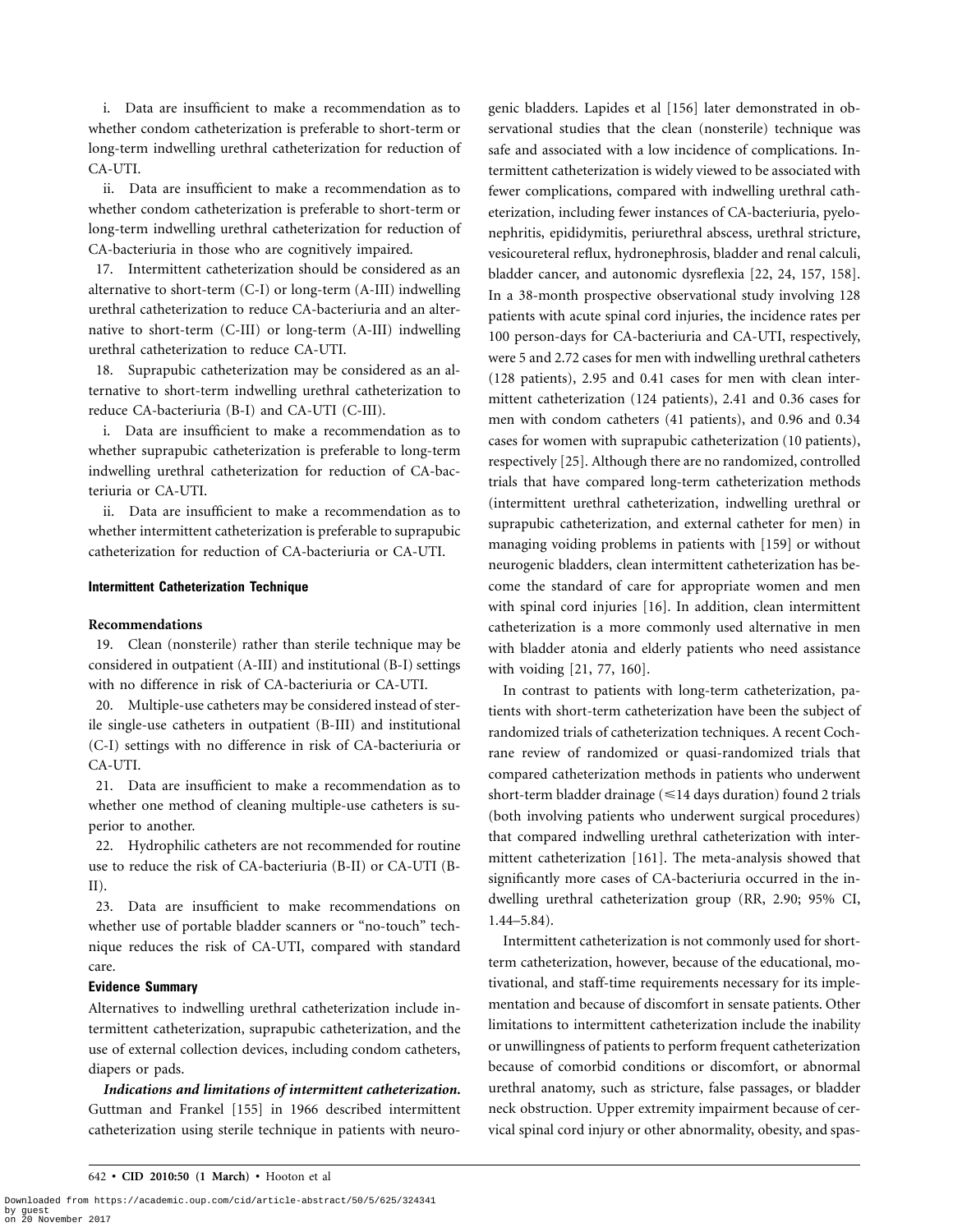i. Data are insufficient to make a recommendation as to whether condom catheterization is preferable to short-term or long-term indwelling urethral catheterization for reduction of CA-UTI.

ii. Data are insufficient to make a recommendation as to whether condom catheterization is preferable to short-term or long-term indwelling urethral catheterization for reduction of CA-bacteriuria in those who are cognitively impaired.

17. Intermittent catheterization should be considered as an alternative to short-term (C-I) or long-term (A-III) indwelling urethral catheterization to reduce CA-bacteriuria and an alternative to short-term (C-III) or long-term (A-III) indwelling urethral catheterization to reduce CA-UTI.

18. Suprapubic catheterization may be considered as an alternative to short-term indwelling urethral catheterization to reduce CA-bacteriuria (B-I) and CA-UTI (C-III).

i. Data are insufficient to make a recommendation as to whether suprapubic catheterization is preferable to long-term indwelling urethral catheterization for reduction of CA-bacteriuria or CA-UTI.

ii. Data are insufficient to make a recommendation as to whether intermittent catheterization is preferable to suprapubic catheterization for reduction of CA-bacteriuria or CA-UTI.

### Intermittent Catheterization Technique

#### Recommendations

19. Clean (nonsterile) rather than sterile technique may be considered in outpatient (A-III) and institutional (B-I) settings with no difference in risk of CA-bacteriuria or CA-UTI.

20. Multiple-use catheters may be considered instead of sterile single-use catheters in outpatient (B-III) and institutional (C-I) settings with no difference in risk of CA-bacteriuria or CA-UTI.

21. Data are insufficient to make a recommendation as to whether one method of cleaning multiple-use catheters is superior to another.

22. Hydrophilic catheters are not recommended for routine use to reduce the risk of CA-bacteriuria (B-II) or CA-UTI (B-II).

23. Data are insufficient to make recommendations on whether use of portable bladder scanners or "no-touch" technique reduces the risk of CA-UTI, compared with standard care.

#### Evidence Summary

Alternatives to indwelling urethral catheterization include intermittent catheterization, suprapubic catheterization, and the use of external collection devices, including condom catheters, diapers or pads.

***Indications and limitations of intermittent catheterization.*** Guttman and Frankel [155] in 1966 described intermittent catheterization using sterile technique in patients with neurogenic bladders. Lapides et al [156] later demonstrated in observational studies that the clean (nonsterile) technique was safe and associated with a low incidence of complications. Intermittent catheterization is widely viewed to be associated with fewer complications, compared with indwelling urethral catheterization, including fewer instances of CA-bacteriuria, pyelonephritis, epididymitis, periurethral abscess, urethral stricture, vesicoureteral reflux, hydronephrosis, bladder and renal calculi, bladder cancer, and autonomic dysreflexia [22, 24, 157, 158]. In a 38-month prospective observational study involving 128 patients with acute spinal cord injuries, the incidence rates per 100 person-days for CA-bacteriuria and CA-UTI, respectively, were 5 and 2.72 cases for men with indwelling urethral catheters (128 patients), 2.95 and 0.41 cases for men with clean intermittent catheterization (124 patients), 2.41 and 0.36 cases for men with condom catheters (41 patients), and 0.96 and 0.34 cases for women with suprapubic catheterization (10 patients), respectively [25]. Although there are no randomized, controlled trials that have compared long-term catheterization methods (intermittent urethral catheterization, indwelling urethral or suprapubic catheterization, and external catheter for men) in managing voiding problems in patients with [159] or without neurogenic bladders, clean intermittent catheterization has become the standard of care for appropriate women and men with spinal cord injuries [16]. In addition, clean intermittent catheterization is a more commonly used alternative in men with bladder atonia and elderly patients who need assistance with voiding [21, 77, 160].

In contrast to patients with long-term catheterization, patients with short-term catheterization have been the subject of randomized trials of catheterization techniques. A recent Cochrane review of randomized or quasi-randomized trials that compared catheterization methods in patients who underwent short-term bladder drainage ($\leqslant$14 days duration) found 2 trials (both involving patients who underwent surgical procedures) that compared indwelling urethral catheterization with intermittent catheterization [161]. The meta-analysis showed that significantly more cases of CA-bacteriuria occurred in the indwelling urethral catheterization group (RR, 2.90; 95% CI, 1.44–5.84).

Intermittent catheterization is not commonly used for short-term catheterization, however, because of the educational, motivational, and staff-time requirements necessary for its implementation and because of discomfort in sensate patients. Other limitations to intermittent catheterization include the inability or unwillingness of patients to perform frequent catheterization because of comorbid conditions or discomfort, or abnormal urethral anatomy, such as stricture, false passages, or bladder neck obstruction. Upper extremity impairment because of cervical spinal cord injury or other abnormality, obesity, and spas-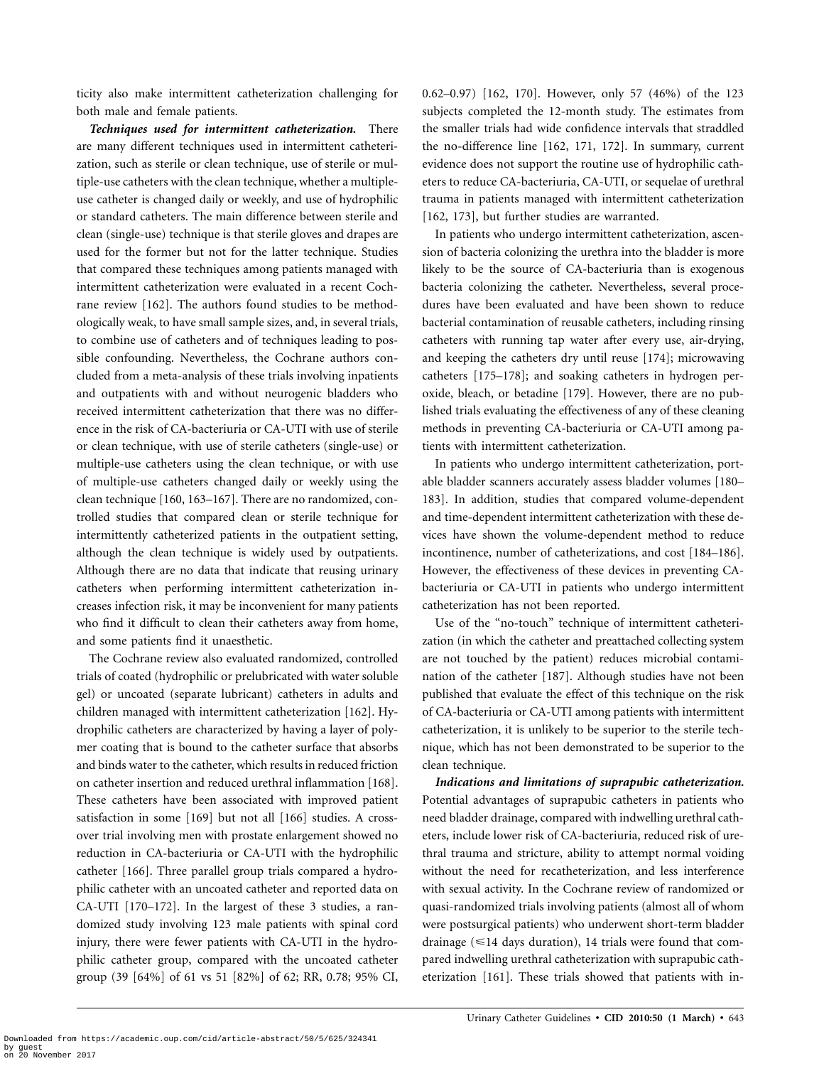ticity also make intermittent catheterization challenging for both male and female patients.

***Techniques used for intermittent catheterization.*** There are many different techniques used in intermittent catheterization, such as sterile or clean technique, use of sterile or multiple-use catheters with the clean technique, whether a multiple-use catheter is changed daily or weekly, and use of hydrophilic or standard catheters. The main difference between sterile and clean (single-use) technique is that sterile gloves and drapes are used for the former but not for the latter technique. Studies that compared these techniques among patients managed with intermittent catheterization were evaluated in a recent Cochrane review [162]. The authors found studies to be methodologically weak, to have small sample sizes, and, in several trials, to combine use of catheters and of techniques leading to possible confounding. Nevertheless, the Cochrane authors concluded from a meta-analysis of these trials involving inpatients and outpatients with and without neurogenic bladders who received intermittent catheterization that there was no difference in the risk of CA-bacteriuria or CA-UTI with use of sterile or clean technique, with use of sterile catheters (single-use) or multiple-use catheters using the clean technique, or with use of multiple-use catheters changed daily or weekly using the clean technique [160, 163–167]. There are no randomized, controlled studies that compared clean or sterile technique for intermittently catheterized patients in the outpatient setting, although the clean technique is widely used by outpatients. Although there are no data that indicate that reusing urinary catheters when performing intermittent catheterization increases infection risk, it may be inconvenient for many patients who find it difficult to clean their catheters away from home, and some patients find it unaesthetic.

The Cochrane review also evaluated randomized, controlled trials of coated (hydrophilic or prelubricated with water soluble gel) or uncoated (separate lubricant) catheters in adults and children managed with intermittent catheterization [162]. Hydrophilic catheters are characterized by having a layer of polymer coating that is bound to the catheter surface that absorbs and binds water to the catheter, which results in reduced friction on catheter insertion and reduced urethral inflammation [168]. These catheters have been associated with improved patient satisfaction in some [169] but not all [166] studies. A crossover trial involving men with prostate enlargement showed no reduction in CA-bacteriuria or CA-UTI with the hydrophilic catheter [166]. Three parallel group trials compared a hydrophilic catheter with an uncoated catheter and reported data on CA-UTI [170–172]. In the largest of these 3 studies, a randomized study involving 123 male patients with spinal cord injury, there were fewer patients with CA-UTI in the hydrophilic catheter group, compared with the uncoated catheter group (39 [64%] of 61 vs 51 [82%] of 62; RR, 0.78; 95% CI, 0.62–0.97) [162, 170]. However, only 57 (46%) of the 123 subjects completed the 12-month study. The estimates from the smaller trials had wide confidence intervals that straddled the no-difference line [162, 171, 172]. In summary, current evidence does not support the routine use of hydrophilic catheters to reduce CA-bacteriuria, CA-UTI, or sequelae of urethral trauma in patients managed with intermittent catheterization [162, 173], but further studies are warranted.

In patients who undergo intermittent catheterization, ascension of bacteria colonizing the urethra into the bladder is more likely to be the source of CA-bacteriuria than is exogenous bacteria colonizing the catheter. Nevertheless, several procedures have been evaluated and have been shown to reduce bacterial contamination of reusable catheters, including rinsing catheters with running tap water after every use, air-drying, and keeping the catheters dry until reuse [174]; microwaving catheters [175–178]; and soaking catheters in hydrogen peroxide, bleach, or betadine [179]. However, there are no published trials evaluating the effectiveness of any of these cleaning methods in preventing CA-bacteriuria or CA-UTI among patients with intermittent catheterization.

In patients who undergo intermittent catheterization, portable bladder scanners accurately assess bladder volumes [180–183]. In addition, studies that compared volume-dependent and time-dependent intermittent catheterization with these devices have shown the volume-dependent method to reduce incontinence, number of catheterizations, and cost [184–186]. However, the effectiveness of these devices in preventing CA-bacteriuria or CA-UTI in patients who undergo intermittent catheterization has not been reported.

Use of the "no-touch" technique of intermittent catheterization (in which the catheter and preattached collecting system are not touched by the patient) reduces microbial contamination of the catheter [187]. Although studies have not been published that evaluate the effect of this technique on the risk of CA-bacteriuria or CA-UTI among patients with intermittent catheterization, it is unlikely to be superior to the sterile technique, which has not been demonstrated to be superior to the clean technique.

***Indications and limitations of suprapubic catheterization.*** Potential advantages of suprapubic catheters in patients who need bladder drainage, compared with indwelling urethral catheters, include lower risk of CA-bacteriuria, reduced risk of urethral trauma and stricture, ability to attempt normal voiding without the need for recatheterization, and less interference with sexual activity. In the Cochrane review of randomized or quasi-randomized trials involving patients (almost all of whom were postsurgical patients) who underwent short-term bladder drainage (⩽14 days duration), 14 trials were found that compared indwelling urethral catheterization with suprapubic catheterization [161]. These trials showed that patients with in-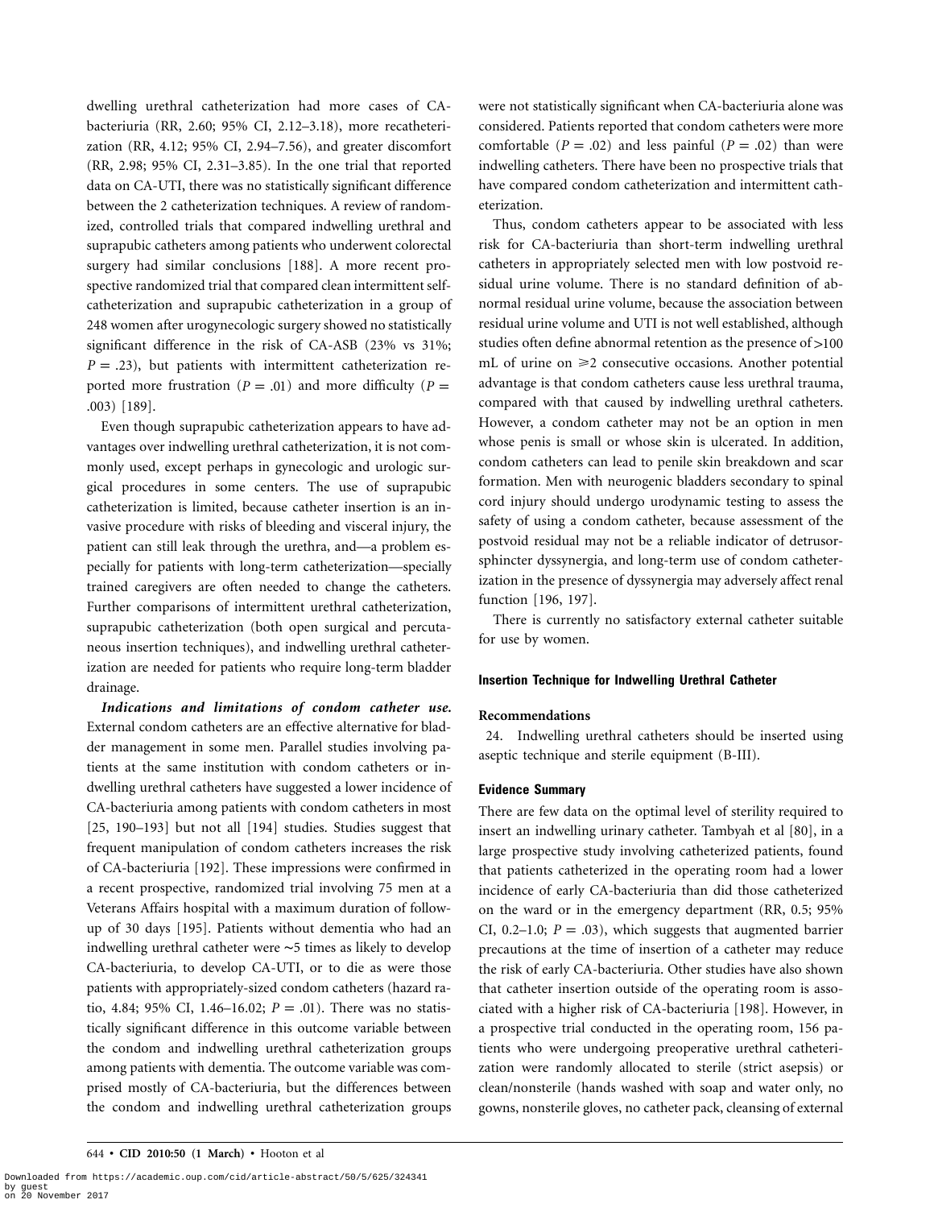dwelling urethral catheterization had more cases of CA-bacteriuria (RR, 2.60; 95% CI, 2.12–3.18), more recatheterization (RR, 4.12; 95% CI, 2.94–7.56), and greater discomfort (RR, 2.98; 95% CI, 2.31–3.85). In the one trial that reported data on CA-UTI, there was no statistically significant difference between the 2 catheterization techniques. A review of randomized, controlled trials that compared indwelling urethral and suprapubic catheters among patients who underwent colorectal surgery had similar conclusions [188]. A more recent prospective randomized trial that compared clean intermittent self-catheterization and suprapubic catheterization in a group of 248 women after urogynecologic surgery showed no statistically significant difference in the risk of CA-ASB (23% vs 31%; $P = .23$), but patients with intermittent catheterization reported more frustration ($P = .01$) and more difficulty ($P = .003$) [189].

Even though suprapubic catheterization appears to have advantages over indwelling urethral catheterization, it is not commonly used, except perhaps in gynecologic and urologic surgical procedures in some centers. The use of suprapubic catheterization is limited, because catheter insertion is an invasive procedure with risks of bleeding and visceral injury, the patient can still leak through the urethra, and—a problem especially for patients with long-term catheterization—specially trained caregivers are often needed to change the catheters. Further comparisons of intermittent urethral catheterization, suprapubic catheterization (both open surgical and percutaneous insertion techniques), and indwelling urethral catheterization are needed for patients who require long-term bladder drainage.

***Indications and limitations of condom catheter use.*** External condom catheters are an effective alternative for bladder management in some men. Parallel studies involving patients at the same institution with condom catheters or indwelling urethral catheters have suggested a lower incidence of CA-bacteriuria among patients with condom catheters in most [25, 190–193] but not all [194] studies. Studies suggest that frequent manipulation of condom catheters increases the risk of CA-bacteriuria [192]. These impressions were confirmed in a recent prospective, randomized trial involving 75 men at a Veterans Affairs hospital with a maximum duration of follow-up of 30 days [195]. Patients without dementia who had an indwelling urethral catheter were ~5 times as likely to develop CA-bacteriuria, to develop CA-UTI, or to die as were those patients with appropriately-sized condom catheters (hazard ratio, 4.84; 95% CI, 1.46–16.02; $P = .01$). There was no statistically significant difference in this outcome variable between the condom and indwelling urethral catheterization groups among patients with dementia. The outcome variable was comprised mostly of CA-bacteriuria, but the differences between the condom and indwelling urethral catheterization groups were not statistically significant when CA-bacteriuria alone was considered. Patients reported that condom catheters were more comfortable ($P = .02$) and less painful ($P = .02$) than were indwelling catheters. There have been no prospective trials that have compared condom catheterization and intermittent catheterization.

Thus, condom catheters appear to be associated with less risk for CA-bacteriuria than short-term indwelling urethral catheters in appropriately selected men with low postvoid residual urine volume. There is no standard definition of abnormal residual urine volume, because the association between residual urine volume and UTI is not well established, although studies often define abnormal retention as the presence of >100 mL of urine on ⩾2 consecutive occasions. Another potential advantage is that condom catheters cause less urethral trauma, compared with that caused by indwelling urethral catheters. However, a condom catheter may not be an option in men whose penis is small or whose skin is ulcerated. In addition, condom catheters can lead to penile skin breakdown and scar formation. Men with neurogenic bladders secondary to spinal cord injury should undergo urodynamic testing to assess the safety of using a condom catheter, because assessment of the postvoid residual may not be a reliable indicator of detrusor-sphincter dyssynergia, and long-term use of condom catheterization in the presence of dyssynergia may adversely affect renal function [196, 197].

There is currently no satisfactory external catheter suitable for use by women.

### Insertion Technique for Indwelling Urethral Catheter

#### Recommendations

24. Indwelling urethral catheters should be inserted using aseptic technique and sterile equipment (B-III).

#### Evidence Summary

There are few data on the optimal level of sterility required to insert an indwelling urinary catheter. Tambyah et al [80], in a large prospective study involving catheterized patients, found that patients catheterized in the operating room had a lower incidence of early CA-bacteriuria than did those catheterized on the ward or in the emergency department (RR, 0.5; 95% CI, 0.2–1.0; $P = .03$), which suggests that augmented barrier precautions at the time of insertion of a catheter may reduce the risk of early CA-bacteriuria. Other studies have also shown that catheter insertion outside of the operating room is associated with a higher risk of CA-bacteriuria [198]. However, in a prospective trial conducted in the operating room, 156 patients who were undergoing preoperative urethral catheterization were randomly allocated to sterile (strict asepsis) or clean/nonsterile (hands washed with soap and water only, no gowns, nonsterile gloves, no catheter pack, cleansing of external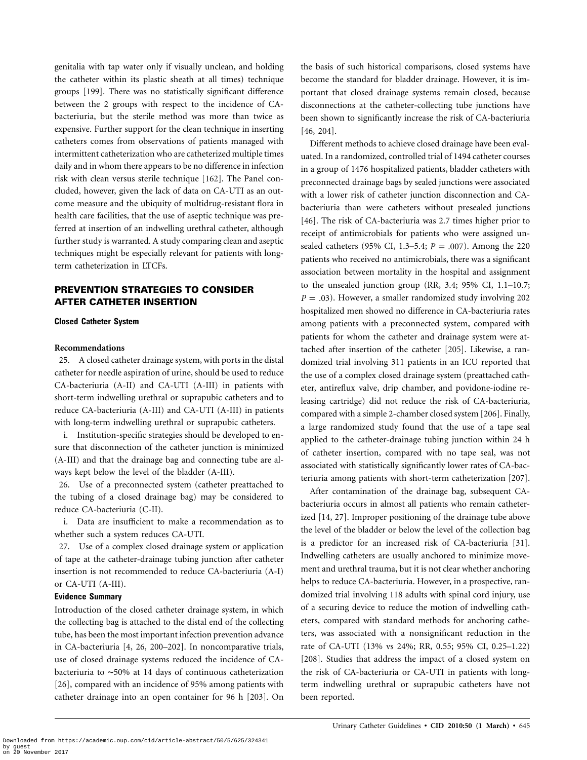genitalia with tap water only if visually unclean, and holding the catheter within its plastic sheath at all times) technique groups [199]. There was no statistically significant difference between the 2 groups with respect to the incidence of CA-bacteriuria, but the sterile method was more than twice as expensive. Further support for the clean technique in inserting catheters comes from observations of patients managed with intermittent catheterization who are catheterized multiple times daily and in whom there appears to be no difference in infection risk with clean versus sterile technique [162]. The Panel concluded, however, given the lack of data on CA-UTI as an outcome measure and the ubiquity of multidrug-resistant flora in health care facilities, that the use of aseptic technique was preferred at insertion of an indwelling urethral catheter, although further study is warranted. A study comparing clean and aseptic techniques might be especially relevant for patients with long-term catheterization in LTCFs.

## PREVENTION STRATEGIES TO CONSIDER AFTER CATHETER INSERTION

### Closed Catheter System

#### Recommendations

25. A closed catheter drainage system, with ports in the distal catheter for needle aspiration of urine, should be used to reduce CA-bacteriuria (A-II) and CA-UTI (A-III) in patients with short-term indwelling urethral or suprapubic catheters and to reduce CA-bacteriuria (A-III) and CA-UTI (A-III) in patients with long-term indwelling urethral or suprapubic catheters.

   i. Institution-specific strategies should be developed to ensure that disconnection of the catheter junction is minimized (A-III) and that the drainage bag and connecting tube are always kept below the level of the bladder (A-III).

26. Use of a preconnected system (catheter preattached to the tubing of a closed drainage bag) may be considered to reduce CA-bacteriuria (C-II).

   i. Data are insufficient to make a recommendation as to whether such a system reduces CA-UTI.

27. Use of a complex closed drainage system or application of tape at the catheter-drainage tubing junction after catheter insertion is not recommended to reduce CA-bacteriuria (A-I) or CA-UTI (A-III).

#### Evidence Summary

Introduction of the closed catheter drainage system, in which the collecting bag is attached to the distal end of the collecting tube, has been the most important infection prevention advance in CA-bacteriuria [4, 26, 200–202]. In noncomparative trials, use of closed drainage systems reduced the incidence of CA-bacteriuria to ~50% at 14 days of continuous catheterization [26], compared with an incidence of 95% among patients with catheter drainage into an open container for 96 h [203]. On the basis of such historical comparisons, closed systems have become the standard for bladder drainage. However, it is important that closed drainage systems remain closed, because disconnections at the catheter-collecting tube junctions have been shown to significantly increase the risk of CA-bacteriuria [46, 204].

Different methods to achieve closed drainage have been evaluated. In a randomized, controlled trial of 1494 catheter courses in a group of 1476 hospitalized patients, bladder catheters with preconnected drainage bags by sealed junctions were associated with a lower risk of catheter junction disconnection and CA-bacteriuria than were catheters without presealed junctions [46]. The risk of CA-bacteriuria was 2.7 times higher prior to receipt of antimicrobials for patients who were assigned unsealed catheters (95% CI, 1.3–5.4; $P = .007$). Among the 220 patients who received no antimicrobials, there was a significant association between mortality in the hospital and assignment to the unsealed junction group (RR, 3.4; 95% CI, 1.1–10.7; $P = .03$). However, a smaller randomized study involving 202 hospitalized men showed no difference in CA-bacteriuria rates among patients with a preconnected system, compared with patients for whom the catheter and drainage system were attached after insertion of the catheter [205]. Likewise, a randomized trial involving 311 patients in an ICU reported that the use of a complex closed drainage system (preattached catheter, antireflux valve, drip chamber, and povidone-iodine releasing cartridge) did not reduce the risk of CA-bacteriuria, compared with a simple 2-chamber closed system [206]. Finally, a large randomized study found that the use of a tape seal applied to the catheter-drainage tubing junction within 24 h of catheter insertion, compared with no tape seal, was not associated with statistically significantly lower rates of CA-bacteriuria among patients with short-term catheterization [207].

After contamination of the drainage bag, subsequent CA-bacteriuria occurs in almost all patients who remain catheterized [14, 27]. Improper positioning of the drainage tube above the level of the bladder or below the level of the collection bag is a predictor for an increased risk of CA-bacteriuria [31]. Indwelling catheters are usually anchored to minimize movement and urethral trauma, but it is not clear whether anchoring helps to reduce CA-bacteriuria. However, in a prospective, randomized trial involving 118 adults with spinal cord injury, use of a securing device to reduce the motion of indwelling catheters, compared with standard methods for anchoring catheters, was associated with a nonsignificant reduction in the rate of CA-UTI (13% vs 24%; RR, 0.55; 95% CI, 0.25–1.22) [208]. Studies that address the impact of a closed system on the risk of CA-bacteriuria or CA-UTI in patients with long-term indwelling urethral or suprapubic catheters have not been reported.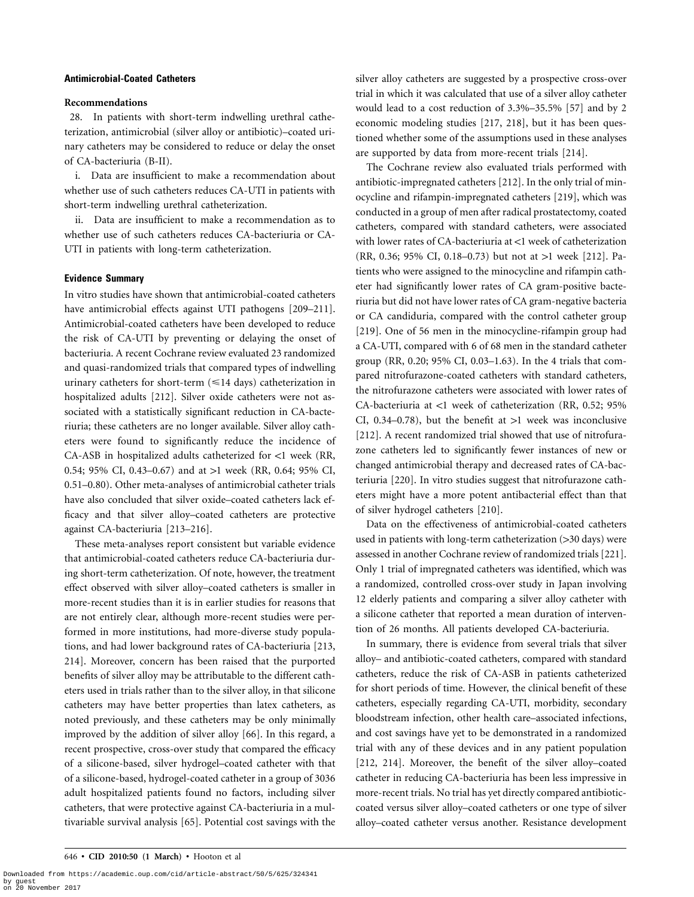### Antimicrobial-Coated Catheters

#### Recommendations

28. In patients with short-term indwelling urethral catheterization, antimicrobial (silver alloy or antibiotic)–coated urinary catheters may be considered to reduce or delay the onset of CA-bacteriuria (B-II).

i. Data are insufficient to make a recommendation about whether use of such catheters reduces CA-UTI in patients with short-term indwelling urethral catheterization.

ii. Data are insufficient to make a recommendation as to whether use of such catheters reduces CA-bacteriuria or CA-UTI in patients with long-term catheterization.

#### Evidence Summary

In vitro studies have shown that antimicrobial-coated catheters have antimicrobial effects against UTI pathogens [209–211]. Antimicrobial-coated catheters have been developed to reduce the risk of CA-UTI by preventing or delaying the onset of bacteriuria. A recent Cochrane review evaluated 23 randomized and quasi-randomized trials that compared types of indwelling urinary catheters for short-term ($\leqslant$14 days) catheterization in hospitalized adults [212]. Silver oxide catheters were not associated with a statistically significant reduction in CA-bacteriuria; these catheters are no longer available. Silver alloy catheters were found to significantly reduce the incidence of CA-ASB in hospitalized adults catheterized for <1 week (RR, 0.54; 95% CI, 0.43–0.67) and at >1 week (RR, 0.64; 95% CI, 0.51–0.80). Other meta-analyses of antimicrobial catheter trials have also concluded that silver oxide–coated catheters lack efficacy and that silver alloy–coated catheters are protective against CA-bacteriuria [213–216].

These meta-analyses report consistent but variable evidence that antimicrobial-coated catheters reduce CA-bacteriuria during short-term catheterization. Of note, however, the treatment effect observed with silver alloy–coated catheters is smaller in more-recent studies than it is in earlier studies for reasons that are not entirely clear, although more-recent studies were performed in more institutions, had more-diverse study populations, and had lower background rates of CA-bacteriuria [213, 214]. Moreover, concern has been raised that the purported benefits of silver alloy may be attributable to the different catheters used in trials rather than to the silver alloy, in that silicone catheters may have better properties than latex catheters, as noted previously, and these catheters may be only minimally improved by the addition of silver alloy [66]. In this regard, a recent prospective, cross-over study that compared the efficacy of a silicone-based, silver hydrogel–coated catheter with that of a silicone-based, hydrogel-coated catheter in a group of 3036 adult hospitalized patients found no factors, including silver catheters, that were protective against CA-bacteriuria in a multivariable survival analysis [65]. Potential cost savings with the silver alloy catheters are suggested by a prospective cross-over trial in which it was calculated that use of a silver alloy catheter would lead to a cost reduction of 3.3%–35.5% [57] and by 2 economic modeling studies [217, 218], but it has been questioned whether some of the assumptions used in these analyses are supported by data from more-recent trials [214].

The Cochrane review also evaluated trials performed with antibiotic-impregnated catheters [212]. In the only trial of minocycline and rifampin-impregnated catheters [219], which was conducted in a group of men after radical prostatectomy, coated catheters, compared with standard catheters, were associated with lower rates of CA-bacteriuria at <1 week of catheterization (RR, 0.36; 95% CI, 0.18–0.73) but not at >1 week [212]. Patients who were assigned to the minocycline and rifampin catheter had significantly lower rates of CA gram-positive bacteriuria but did not have lower rates of CA gram-negative bacteria or CA candiduria, compared with the control catheter group [219]. One of 56 men in the minocycline-rifampin group had a CA-UTI, compared with 6 of 68 men in the standard catheter group (RR, 0.20; 95% CI, 0.03–1.63). In the 4 trials that compared nitrofurazone-coated catheters with standard catheters, the nitrofurazone catheters were associated with lower rates of CA-bacteriuria at <1 week of catheterization (RR, 0.52; 95% CI, 0.34–0.78), but the benefit at >1 week was inconclusive [212]. A recent randomized trial showed that use of nitrofurazone catheters led to significantly fewer instances of new or changed antimicrobial therapy and decreased rates of CA-bacteriuria [220]. In vitro studies suggest that nitrofurazone catheters might have a more potent antibacterial effect than that of silver hydrogel catheters [210].

Data on the effectiveness of antimicrobial-coated catheters used in patients with long-term catheterization (>30 days) were assessed in another Cochrane review of randomized trials [221]. Only 1 trial of impregnated catheters was identified, which was a randomized, controlled cross-over study in Japan involving 12 elderly patients and comparing a silver alloy catheter with a silicone catheter that reported a mean duration of intervention of 26 months. All patients developed CA-bacteriuria.

In summary, there is evidence from several trials that silver alloy– and antibiotic-coated catheters, compared with standard catheters, reduce the risk of CA-ASB in patients catheterized for short periods of time. However, the clinical benefit of these catheters, especially regarding CA-UTI, morbidity, secondary bloodstream infection, other health care–associated infections, and cost savings have yet to be demonstrated in a randomized trial with any of these devices and in any patient population [212, 214]. Moreover, the benefit of the silver alloy–coated catheter in reducing CA-bacteriuria has been less impressive in more-recent trials. No trial has yet directly compared antibiotic-coated versus silver alloy–coated catheters or one type of silver alloy–coated catheter versus another. Resistance development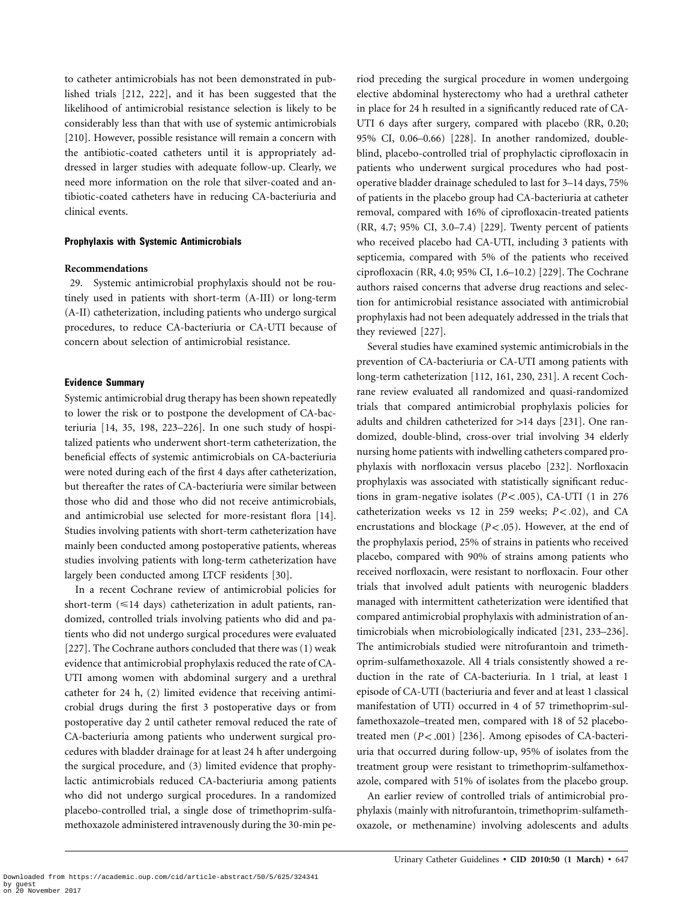to catheter antimicrobials has not been demonstrated in published trials [212, 222], and it has been suggested that the likelihood of antimicrobial resistance selection is likely to be considerably less than that with use of systemic antimicrobials [210]. However, possible resistance will remain a concern with the antibiotic-coated catheters until it is appropriately addressed in larger studies with adequate follow-up. Clearly, we need more information on the role that silver-coated and antibiotic-coated catheters have in reducing CA-bacteriuria and clinical events.

### Prophylaxis with Systemic Antimicrobials

#### Recommendations

29. Systemic antimicrobial prophylaxis should not be routinely used in patients with short-term (A-III) or long-term (A-II) catheterization, including patients who undergo surgical procedures, to reduce CA-bacteriuria or CA-UTI because of concern about selection of antimicrobial resistance.

### Evidence Summary

Systemic antimicrobial drug therapy has been shown repeatedly to lower the risk or to postpone the development of CA-bacteriuria [14, 35, 198, 223–226]. In one such study of hospitalized patients who underwent short-term catheterization, the beneficial effects of systemic antimicrobials on CA-bacteriuria were noted during each of the first 4 days after catheterization, but thereafter the rates of CA-bacteriuria were similar between those who did and those who did not receive antimicrobials, and antimicrobial use selected for more-resistant flora [14]. Studies involving patients with short-term catheterization have mainly been conducted among postoperative patients, whereas studies involving patients with long-term catheterization have largely been conducted among LTCF residents [30].

In a recent Cochrane review of antimicrobial policies for short-term (≤14 days) catheterization in adult patients, randomized, controlled trials involving patients who did and patients who did not undergo surgical procedures were evaluated [227]. The Cochrane authors concluded that there was (1) weak evidence that antimicrobial prophylaxis reduced the rate of CA-UTI among women with abdominal surgery and a urethral catheter for 24 h, (2) limited evidence that receiving antimicrobial drugs during the first 3 postoperative days or from postoperative day 2 until catheter removal reduced the rate of CA-bacteriuria among patients who underwent surgical procedures with bladder drainage for at least 24 h after undergoing the surgical procedure, and (3) limited evidence that prophylactic antimicrobials reduced CA-bacteriuria among patients who did not undergo surgical procedures. In a randomized placebo-controlled trial, a single dose of trimethoprim-sulfamethoxazole administered intravenously during the 30-min period preceding the surgical procedure in women undergoing elective abdominal hysterectomy who had a urethral catheter in place for 24 h resulted in a significantly reduced rate of CA-UTI 6 days after surgery, compared with placebo (RR, 0.20; 95% CI, 0.06–0.66) [228]. In another randomized, double-blind, placebo-controlled trial of prophylactic ciprofloxacin in patients who underwent surgical procedures who had postoperative bladder drainage scheduled to last for 3–14 days, 75% of patients in the placebo group had CA-bacteriuria at catheter removal, compared with 16% of ciprofloxacin-treated patients (RR, 4.7; 95% CI, 3.0–7.4) [229]. Twenty percent of patients who received placebo had CA-UTI, including 3 patients with septicemia, compared with 5% of the patients who received ciprofloxacin (RR, 4.0; 95% CI, 1.6–10.2) [229]. The Cochrane authors raised concerns that adverse drug reactions and selection for antimicrobial resistance associated with antimicrobial prophylaxis had not been adequately addressed in the trials that they reviewed [227].

Several studies have examined systemic antimicrobials in the prevention of CA-bacteriuria or CA-UTI among patients with long-term catheterization [112, 161, 230, 231]. A recent Cochrane review evaluated all randomized and quasi-randomized trials that compared antimicrobial prophylaxis policies for adults and children catheterized for >14 days [231]. One randomized, double-blind, cross-over trial involving 34 elderly nursing home patients with indwelling catheters compared prophylaxis with norfloxacin versus placebo [232]. Norfloxacin prophylaxis was associated with statistically significant reductions in gram-negative isolates ($P < .005$), CA-UTI (1 in 276 catheterization weeks vs 12 in 259 weeks; $P < .02$), and CA encrustations and blockage ($P < .05$). However, at the end of the prophylaxis period, 25% of strains in patients who received placebo, compared with 90% of strains among patients who received norfloxacin, were resistant to norfloxacin. Four other trials that involved adult patients with neurogenic bladders managed with intermittent catheterization were identified that compared antimicrobial prophylaxis with administration of antimicrobials when microbiologically indicated [231, 233–236]. The antimicrobials studied were nitrofurantoin and trimethoprim-sulfamethoxazole. All 4 trials consistently showed a reduction in the rate of CA-bacteriuria. In 1 trial, at least 1 episode of CA-UTI (bacteriuria and fever and at least 1 classical manifestation of UTI) occurred in 4 of 57 trimethoprim-sulfamethoxazole–treated men, compared with 18 of 52 placebo-treated men ($P < .001$) [236]. Among episodes of CA-bacteriuria that occurred during follow-up, 95% of isolates from the treatment group were resistant to trimethoprim-sulfamethoxazole, compared with 51% of isolates from the placebo group.

An earlier review of controlled trials of antimicrobial prophylaxis (mainly with nitrofurantoin, trimethoprim-sulfamethoxazole, or methenamine) involving adolescents and adults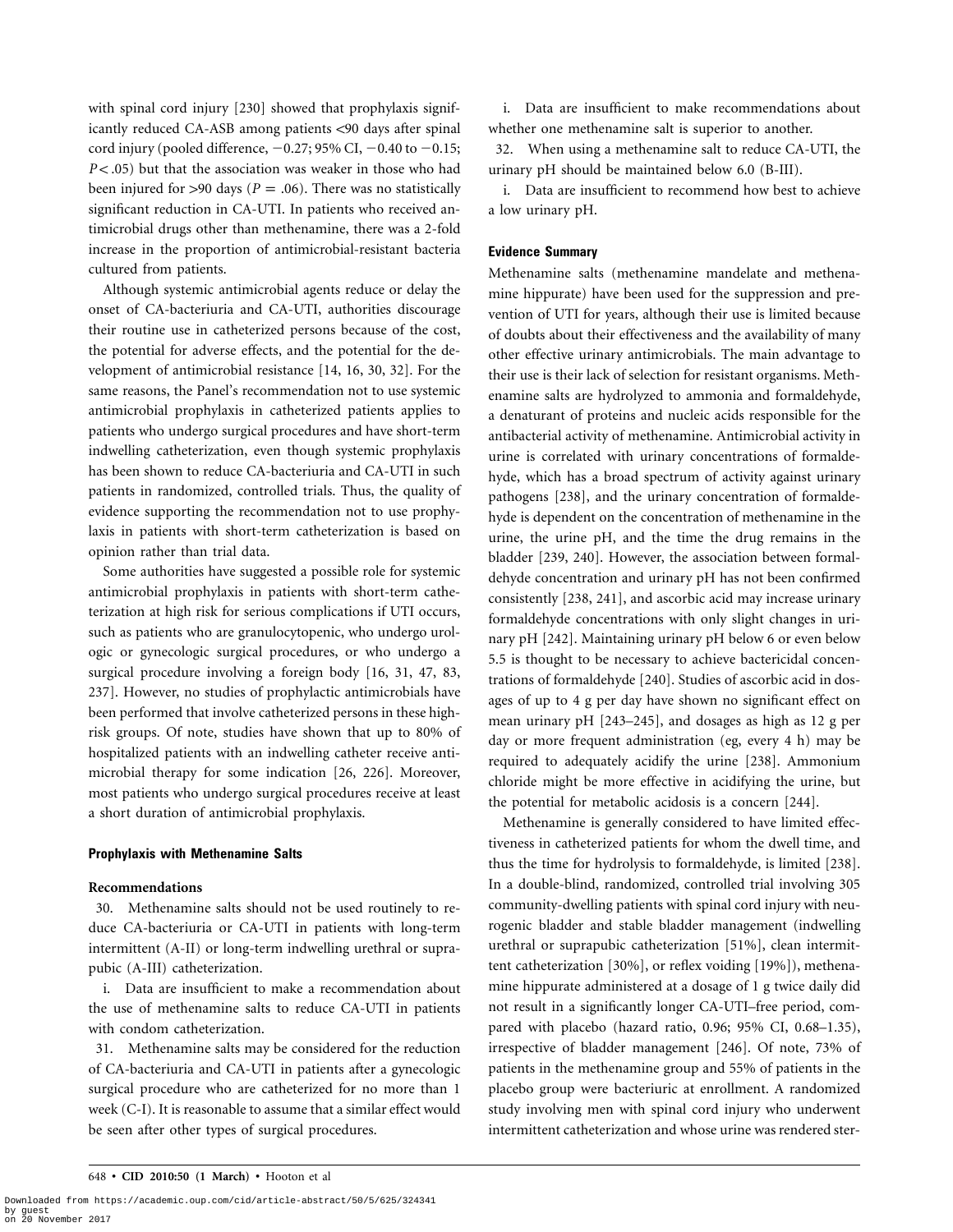with spinal cord injury [230] showed that prophylaxis significantly reduced CA-ASB among patients <90 days after spinal cord injury (pooled difference, −0.27; 95% CI, −0.40 to −0.15; $P < .05$) but that the association was weaker in those who had been injured for >90 days ($P = .06$). There was no statistically significant reduction in CA-UTI. In patients who received antimicrobial drugs other than methenamine, there was a 2-fold increase in the proportion of antimicrobial-resistant bacteria cultured from patients.

Although systemic antimicrobial agents reduce or delay the onset of CA-bacteriuria and CA-UTI, authorities discourage their routine use in catheterized persons because of the cost, the potential for adverse effects, and the potential for the development of antimicrobial resistance [14, 16, 30, 32]. For the same reasons, the Panel's recommendation not to use systemic antimicrobial prophylaxis in catheterized patients applies to patients who undergo surgical procedures and have short-term indwelling catheterization, even though systemic prophylaxis has been shown to reduce CA-bacteriuria and CA-UTI in such patients in randomized, controlled trials. Thus, the quality of evidence supporting the recommendation not to use prophylaxis in patients with short-term catheterization is based on opinion rather than trial data.

Some authorities have suggested a possible role for systemic antimicrobial prophylaxis in patients with short-term catheterization at high risk for serious complications if UTI occurs, such as patients who are granulocytopenic, who undergo urologic or gynecologic surgical procedures, or who undergo a surgical procedure involving a foreign body [16, 31, 47, 83, 237]. However, no studies of prophylactic antimicrobials have been performed that involve catheterized persons in these high-risk groups. Of note, studies have shown that up to 80% of hospitalized patients with an indwelling catheter receive antimicrobial therapy for some indication [26, 226]. Moreover, most patients who undergo surgical procedures receive at least a short duration of antimicrobial prophylaxis.

### Prophylaxis with Methenamine Salts

#### Recommendations

30. Methenamine salts should not be used routinely to reduce CA-bacteriuria or CA-UTI in patients with long-term intermittent (A-II) or long-term indwelling urethral or suprapubic (A-III) catheterization.

 i. Data are insufficient to make a recommendation about the use of methenamine salts to reduce CA-UTI in patients with condom catheterization.

31. Methenamine salts may be considered for the reduction of CA-bacteriuria and CA-UTI in patients after a gynecologic surgical procedure who are catheterized for no more than 1 week (C-I). It is reasonable to assume that a similar effect would be seen after other types of surgical procedures.

 i. Data are insufficient to make recommendations about whether one methenamine salt is superior to another.

32. When using a methenamine salt to reduce CA-UTI, the urinary pH should be maintained below 6.0 (B-III).

 i. Data are insufficient to recommend how best to achieve a low urinary pH.

#### Evidence Summary

Methenamine salts (methenamine mandelate and methenamine hippurate) have been used for the suppression and prevention of UTI for years, although their use is limited because of doubts about their effectiveness and the availability of many other effective urinary antimicrobials. The main advantage to their use is their lack of selection for resistant organisms. Methenamine salts are hydrolyzed to ammonia and formaldehyde, a denaturant of proteins and nucleic acids responsible for the antibacterial activity of methenamine. Antimicrobial activity in urine is correlated with urinary concentrations of formaldehyde, which has a broad spectrum of activity against urinary pathogens [238], and the urinary concentration of formaldehyde is dependent on the concentration of methenamine in the urine, the urine pH, and the time the drug remains in the bladder [239, 240]. However, the association between formaldehyde concentration and urinary pH has not been confirmed consistently [238, 241], and ascorbic acid may increase urinary formaldehyde concentrations with only slight changes in urinary pH [242]. Maintaining urinary pH below 6 or even below 5.5 is thought to be necessary to achieve bactericidal concentrations of formaldehyde [240]. Studies of ascorbic acid in dosages of up to 4 g per day have shown no significant effect on mean urinary pH [243–245], and dosages as high as 12 g per day or more frequent administration (eg, every 4 h) may be required to adequately acidify the urine [238]. Ammonium chloride might be more effective in acidifying the urine, but the potential for metabolic acidosis is a concern [244].

Methenamine is generally considered to have limited effectiveness in catheterized patients for whom the dwell time, and thus the time for hydrolysis to formaldehyde, is limited [238]. In a double-blind, randomized, controlled trial involving 305 community-dwelling patients with spinal cord injury with neurogenic bladder and stable bladder management (indwelling urethral or suprapubic catheterization [51%], clean intermittent catheterization [30%], or reflex voiding [19%]), methenamine hippurate administered at a dosage of 1 g twice daily did not result in a significantly longer CA-UTI–free period, compared with placebo (hazard ratio, 0.96; 95% CI, 0.68–1.35), irrespective of bladder management [246]. Of note, 73% of patients in the methenamine group and 55% of patients in the placebo group were bacteriuric at enrollment. A randomized study involving men with spinal cord injury who underwent intermittent catheterization and whose urine was rendered ster-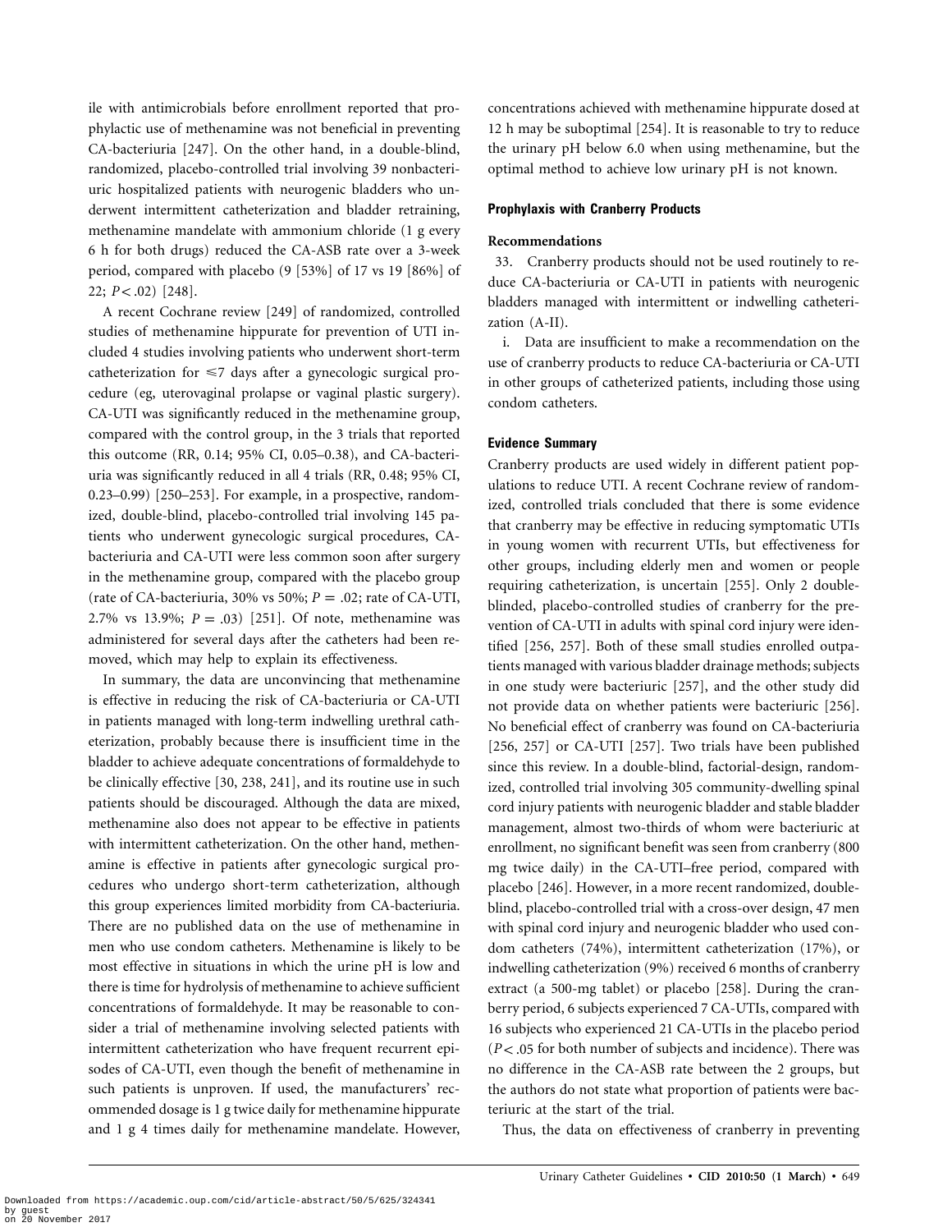ile with antimicrobials before enrollment reported that prophylactic use of methenamine was not beneficial in preventing CA-bacteriuria [247]. On the other hand, in a double-blind, randomized, placebo-controlled trial involving 39 nonbacteriuric hospitalized patients with neurogenic bladders who underwent intermittent catheterization and bladder retraining, methenamine mandelate with ammonium chloride (1 g every 6 h for both drugs) reduced the CA-ASB rate over a 3-week period, compared with placebo (9 [53%] of 17 vs 19 [86%] of 22; $P < .02$) [248].

A recent Cochrane review [249] of randomized, controlled studies of methenamine hippurate for prevention of UTI included 4 studies involving patients who underwent short-term catheterization for ≤7 days after a gynecologic surgical procedure (eg, uterovaginal prolapse or vaginal plastic surgery). CA-UTI was significantly reduced in the methenamine group, compared with the control group, in the 3 trials that reported this outcome (RR, 0.14; 95% CI, 0.05–0.38), and CA-bacteriuria was significantly reduced in all 4 trials (RR, 0.48; 95% CI, 0.23–0.99) [250–253]. For example, in a prospective, randomized, double-blind, placebo-controlled trial involving 145 patients who underwent gynecologic surgical procedures, CA-bacteriuria and CA-UTI were less common soon after surgery in the methenamine group, compared with the placebo group (rate of CA-bacteriuria, 30% vs 50%; $P = .02$; rate of CA-UTI, 2.7% vs 13.9%; $P = .03$) [251]. Of note, methenamine was administered for several days after the catheters had been removed, which may help to explain its effectiveness.

In summary, the data are unconvincing that methenamine is effective in reducing the risk of CA-bacteriuria or CA-UTI in patients managed with long-term indwelling urethral catheterization, probably because there is insufficient time in the bladder to achieve adequate concentrations of formaldehyde to be clinically effective [30, 238, 241], and its routine use in such patients should be discouraged. Although the data are mixed, methenamine also does not appear to be effective in patients with intermittent catheterization. On the other hand, methenamine is effective in patients after gynecologic surgical procedures who undergo short-term catheterization, although this group experiences limited morbidity from CA-bacteriuria. There are no published data on the use of methenamine in men who use condom catheters. Methenamine is likely to be most effective in situations in which the urine pH is low and there is time for hydrolysis of methenamine to achieve sufficient concentrations of formaldehyde. It may be reasonable to consider a trial of methenamine involving selected patients with intermittent catheterization who have frequent recurrent episodes of CA-UTI, even though the benefit of methenamine in such patients is unproven. If used, the manufacturers' recommended dosage is 1 g twice daily for methenamine hippurate and 1 g 4 times daily for methenamine mandelate. However, concentrations achieved with methenamine hippurate dosed at 12 h may be suboptimal [254]. It is reasonable to try to reduce the urinary pH below 6.0 when using methenamine, but the optimal method to achieve low urinary pH is not known.

### Prophylaxis with Cranberry Products

#### Recommendations

33. Cranberry products should not be used routinely to reduce CA-bacteriuria or CA-UTI in patients with neurogenic bladders managed with intermittent or indwelling catheterization (A-II).

i. Data are insufficient to make a recommendation on the use of cranberry products to reduce CA-bacteriuria or CA-UTI in other groups of catheterized patients, including those using condom catheters.

#### Evidence Summary

Cranberry products are used widely in different patient populations to reduce UTI. A recent Cochrane review of randomized, controlled trials concluded that there is some evidence that cranberry may be effective in reducing symptomatic UTIs in young women with recurrent UTIs, but effectiveness for other groups, including elderly men and women or people requiring catheterization, is uncertain [255]. Only 2 double-blinded, placebo-controlled studies of cranberry for the prevention of CA-UTI in adults with spinal cord injury were identified [256, 257]. Both of these small studies enrolled outpatients managed with various bladder drainage methods; subjects in one study were bacteriuric [257], and the other study did not provide data on whether patients were bacteriuric [256]. No beneficial effect of cranberry was found on CA-bacteriuria [256, 257] or CA-UTI [257]. Two trials have been published since this review. In a double-blind, factorial-design, randomized, controlled trial involving 305 community-dwelling spinal cord injury patients with neurogenic bladder and stable bladder management, almost two-thirds of whom were bacteriuric at enrollment, no significant benefit was seen from cranberry (800 mg twice daily) in the CA-UTI–free period, compared with placebo [246]. However, in a more recent randomized, double-blind, placebo-controlled trial with a cross-over design, 47 men with spinal cord injury and neurogenic bladder who used condom catheters (74%), intermittent catheterization (17%), or indwelling catheterization (9%) received 6 months of cranberry extract (a 500-mg tablet) or placebo [258]. During the cranberry period, 6 subjects experienced 7 CA-UTIs, compared with 16 subjects who experienced 21 CA-UTIs in the placebo period ($P < .05$ for both number of subjects and incidence). There was no difference in the CA-ASB rate between the 2 groups, but the authors do not state what proportion of patients were bacteriuric at the start of the trial.

Thus, the data on effectiveness of cranberry in preventing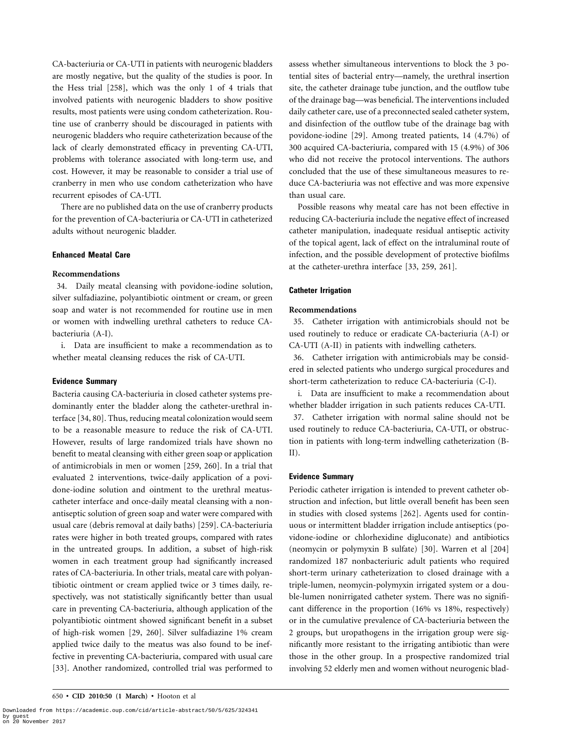CA-bacteriuria or CA-UTI in patients with neurogenic bladders are mostly negative, but the quality of the studies is poor. In the Hess trial [258], which was the only 1 of 4 trials that involved patients with neurogenic bladders to show positive results, most patients were using condom catheterization. Routine use of cranberry should be discouraged in patients with neurogenic bladders who require catheterization because of the lack of clearly demonstrated efficacy in preventing CA-UTI, problems with tolerance associated with long-term use, and cost. However, it may be reasonable to consider a trial use of cranberry in men who use condom catheterization who have recurrent episodes of CA-UTI.

There are no published data on the use of cranberry products for the prevention of CA-bacteriuria or CA-UTI in catheterized adults without neurogenic bladder.

### Enhanced Meatal Care

#### Recommendations

34. Daily meatal cleansing with povidone-iodine solution, silver sulfadiazine, polyantibiotic ointment or cream, or green soap and water is not recommended for routine use in men or women with indwelling urethral catheters to reduce CA-bacteriuria (A-I).

i. Data are insufficient to make a recommendation as to whether meatal cleansing reduces the risk of CA-UTI.

### Evidence Summary

Bacteria causing CA-bacteriuria in closed catheter systems predominantly enter the bladder along the catheter-urethral interface [34, 80]. Thus, reducing meatal colonization would seem to be a reasonable measure to reduce the risk of CA-UTI. However, results of large randomized trials have shown no benefit to meatal cleansing with either green soap or application of antimicrobials in men or women [259, 260]. In a trial that evaluated 2 interventions, twice-daily application of a povidone-iodine solution and ointment to the urethral meatus-catheter interface and once-daily meatal cleansing with a nonantiseptic solution of green soap and water were compared with usual care (debris removal at daily baths) [259]. CA-bacteriuria rates were higher in both treated groups, compared with rates in the untreated groups. In addition, a subset of high-risk women in each treatment group had significantly increased rates of CA-bacteriuria. In other trials, meatal care with polyantibiotic ointment or cream applied twice or 3 times daily, respectively, was not statistically significantly better than usual care in preventing CA-bacteriuria, although application of the polyantibiotic ointment showed significant benefit in a subset of high-risk women [29, 260]. Silver sulfadiazine 1% cream applied twice daily to the meatus was also found to be ineffective in preventing CA-bacteriuria, compared with usual care [33]. Another randomized, controlled trial was performed to assess whether simultaneous interventions to block the 3 potential sites of bacterial entry—namely, the urethral insertion site, the catheter drainage tube junction, and the outflow tube of the drainage bag—was beneficial. The interventions included daily catheter care, use of a preconnected sealed catheter system, and disinfection of the outflow tube of the drainage bag with povidone-iodine [29]. Among treated patients, 14 (4.7%) of 300 acquired CA-bacteriuria, compared with 15 (4.9%) of 306 who did not receive the protocol interventions. The authors concluded that the use of these simultaneous measures to reduce CA-bacteriuria was not effective and was more expensive than usual care.

Possible reasons why meatal care has not been effective in reducing CA-bacteriuria include the negative effect of increased catheter manipulation, inadequate residual antiseptic activity of the topical agent, lack of effect on the intraluminal route of infection, and the possible development of protective biofilms at the catheter-urethra interface [33, 259, 261].

### Catheter Irrigation

#### Recommendations

35. Catheter irrigation with antimicrobials should not be used routinely to reduce or eradicate CA-bacteriuria (A-I) or CA-UTI (A-II) in patients with indwelling catheters.

36. Catheter irrigation with antimicrobials may be considered in selected patients who undergo surgical procedures and short-term catheterization to reduce CA-bacteriuria (C-I).

i. Data are insufficient to make a recommendation about whether bladder irrigation in such patients reduces CA-UTI.

37. Catheter irrigation with normal saline should not be used routinely to reduce CA-bacteriuria, CA-UTI, or obstruction in patients with long-term indwelling catheterization (B-II).

### Evidence Summary

Periodic catheter irrigation is intended to prevent catheter obstruction and infection, but little overall benefit has been seen in studies with closed systems [262]. Agents used for continuous or intermittent bladder irrigation include antiseptics (povidone-iodine or chlorhexidine digluconate) and antibiotics (neomycin or polymyxin B sulfate) [30]. Warren et al [204] randomized 187 nonbacteriuric adult patients who required short-term urinary catheterization to closed drainage with a triple-lumen, neomycin-polymyxin irrigated system or a double-lumen nonirrigated catheter system. There was no significant difference in the proportion (16% vs 18%, respectively) or in the cumulative prevalence of CA-bacteriuria between the 2 groups, but uropathogens in the irrigation group were significantly more resistant to the irrigating antibiotic than were those in the other group. In a prospective randomized trial involving 52 elderly men and women without neurogenic blad-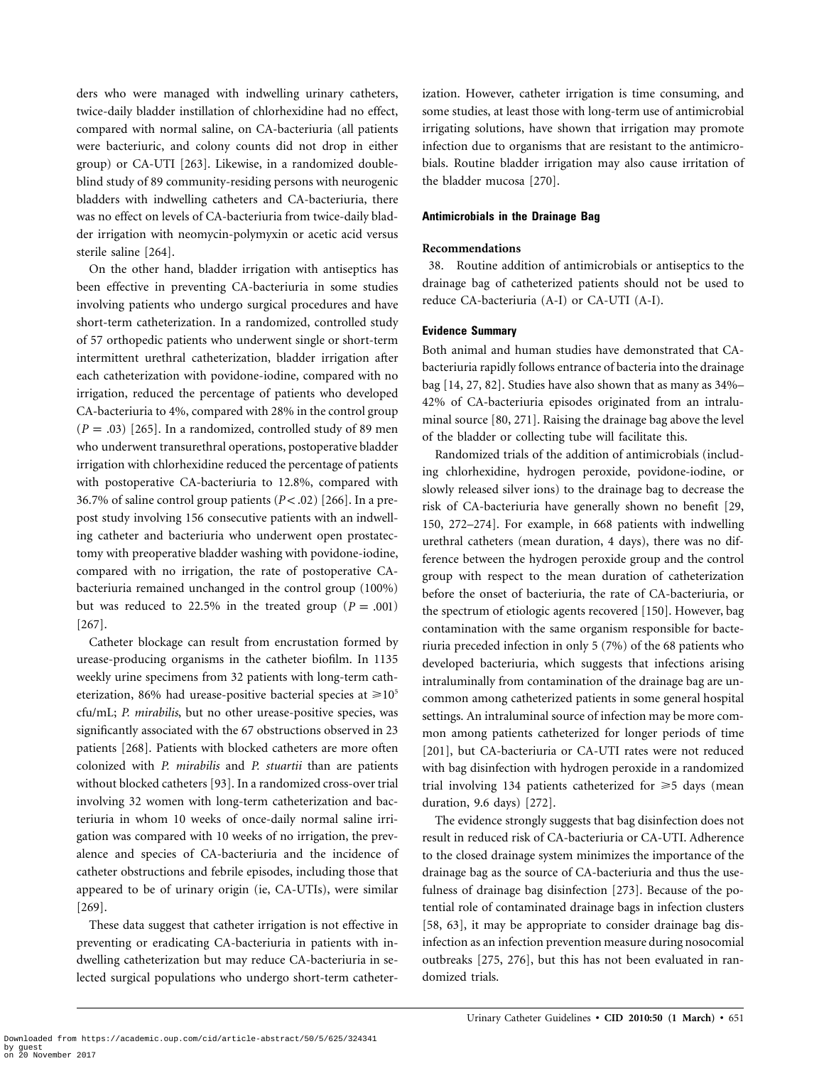ders who were managed with indwelling urinary catheters, twice-daily bladder instillation of chlorhexidine had no effect, compared with normal saline, on CA-bacteriuria (all patients were bacteriuric, and colony counts did not drop in either group) or CA-UTI [263]. Likewise, in a randomized double-blind study of 89 community-residing persons with neurogenic bladders with indwelling catheters and CA-bacteriuria, there was no effect on levels of CA-bacteriuria from twice-daily bladder irrigation with neomycin-polymyxin or acetic acid versus sterile saline [264].

On the other hand, bladder irrigation with antiseptics has been effective in preventing CA-bacteriuria in some studies involving patients who undergo surgical procedures and have short-term catheterization. In a randomized, controlled study of 57 orthopedic patients who underwent single or short-term intermittent urethral catheterization, bladder irrigation after each catheterization with povidone-iodine, compared with no irrigation, reduced the percentage of patients who developed CA-bacteriuria to 4%, compared with 28% in the control group ($P = .03$) [265]. In a randomized, controlled study of 89 men who underwent transurethral operations, postoperative bladder irrigation with chlorhexidine reduced the percentage of patients with postoperative CA-bacteriuria to 12.8%, compared with 36.7% of saline control group patients ($P < .02$) [266]. In a pre-post study involving 156 consecutive patients with an indwelling catheter and bacteriuria who underwent open prostatectomy with preoperative bladder washing with povidone-iodine, compared with no irrigation, the rate of postoperative CA-bacteriuria remained unchanged in the control group (100%) but was reduced to 22.5% in the treated group ($P = .001$) [267].

Catheter blockage can result from encrustation formed by urease-producing organisms in the catheter biofilm. In 1135 weekly urine specimens from 32 patients with long-term catheterization, 86% had urease-positive bacterial species at $\geqslant 10^5$ cfu/mL; *P. mirabilis*, but no other urease-positive species, was significantly associated with the 67 obstructions observed in 23 patients [268]. Patients with blocked catheters are more often colonized with *P. mirabilis* and *P. stuartii* than are patients without blocked catheters [93]. In a randomized cross-over trial involving 32 women with long-term catheterization and bacteriuria in whom 10 weeks of once-daily normal saline irrigation was compared with 10 weeks of no irrigation, the prevalence and species of CA-bacteriuria and the incidence of catheter obstructions and febrile episodes, including those that appeared to be of urinary origin (ie, CA-UTIs), were similar [269].

These data suggest that catheter irrigation is not effective in preventing or eradicating CA-bacteriuria in patients with indwelling catheterization but may reduce CA-bacteriuria in selected surgical populations who undergo short-term catheterization. However, catheter irrigation is time consuming, and some studies, at least those with long-term use of antimicrobial irrigating solutions, have shown that irrigation may promote infection due to organisms that are resistant to the antimicrobials. Routine bladder irrigation may also cause irritation of the bladder mucosa [270].

#### Antimicrobials in the Drainage Bag

**Recommendations**

38. Routine addition of antimicrobials or antiseptics to the drainage bag of catheterized patients should not be used to reduce CA-bacteriuria (A-I) or CA-UTI (A-I).

#### Evidence Summary

Both animal and human studies have demonstrated that CA-bacteriuria rapidly follows entrance of bacteria into the drainage bag [14, 27, 82]. Studies have also shown that as many as 34%–42% of CA-bacteriuria episodes originated from an intraluminal source [80, 271]. Raising the drainage bag above the level of the bladder or collecting tube will facilitate this.

Randomized trials of the addition of antimicrobials (including chlorhexidine, hydrogen peroxide, povidone-iodine, or slowly released silver ions) to the drainage bag to decrease the risk of CA-bacteriuria have generally shown no benefit [29, 150, 272–274]. For example, in 668 patients with indwelling urethral catheters (mean duration, 4 days), there was no difference between the hydrogen peroxide group and the control group with respect to the mean duration of catheterization before the onset of bacteriuria, the rate of CA-bacteriuria, or the spectrum of etiologic agents recovered [150]. However, bag contamination with the same organism responsible for bacteriuria preceded infection in only 5 (7%) of the 68 patients who developed bacteriuria, which suggests that infections arising intraluminally from contamination of the drainage bag are uncommon among catheterized patients in some general hospital settings. An intraluminal source of infection may be more common among patients catheterized for longer periods of time [201], but CA-bacteriuria or CA-UTI rates were not reduced with bag disinfection with hydrogen peroxide in a randomized trial involving 134 patients catheterized for $\geqslant 5$ days (mean duration, 9.6 days) [272].

The evidence strongly suggests that bag disinfection does not result in reduced risk of CA-bacteriuria or CA-UTI. Adherence to the closed drainage system minimizes the importance of the drainage bag as the source of CA-bacteriuria and thus the usefulness of drainage bag disinfection [273]. Because of the potential role of contaminated drainage bags in infection clusters [58, 63], it may be appropriate to consider drainage bag disinfection as an infection prevention measure during nosocomial outbreaks [275, 276], but this has not been evaluated in randomized trials.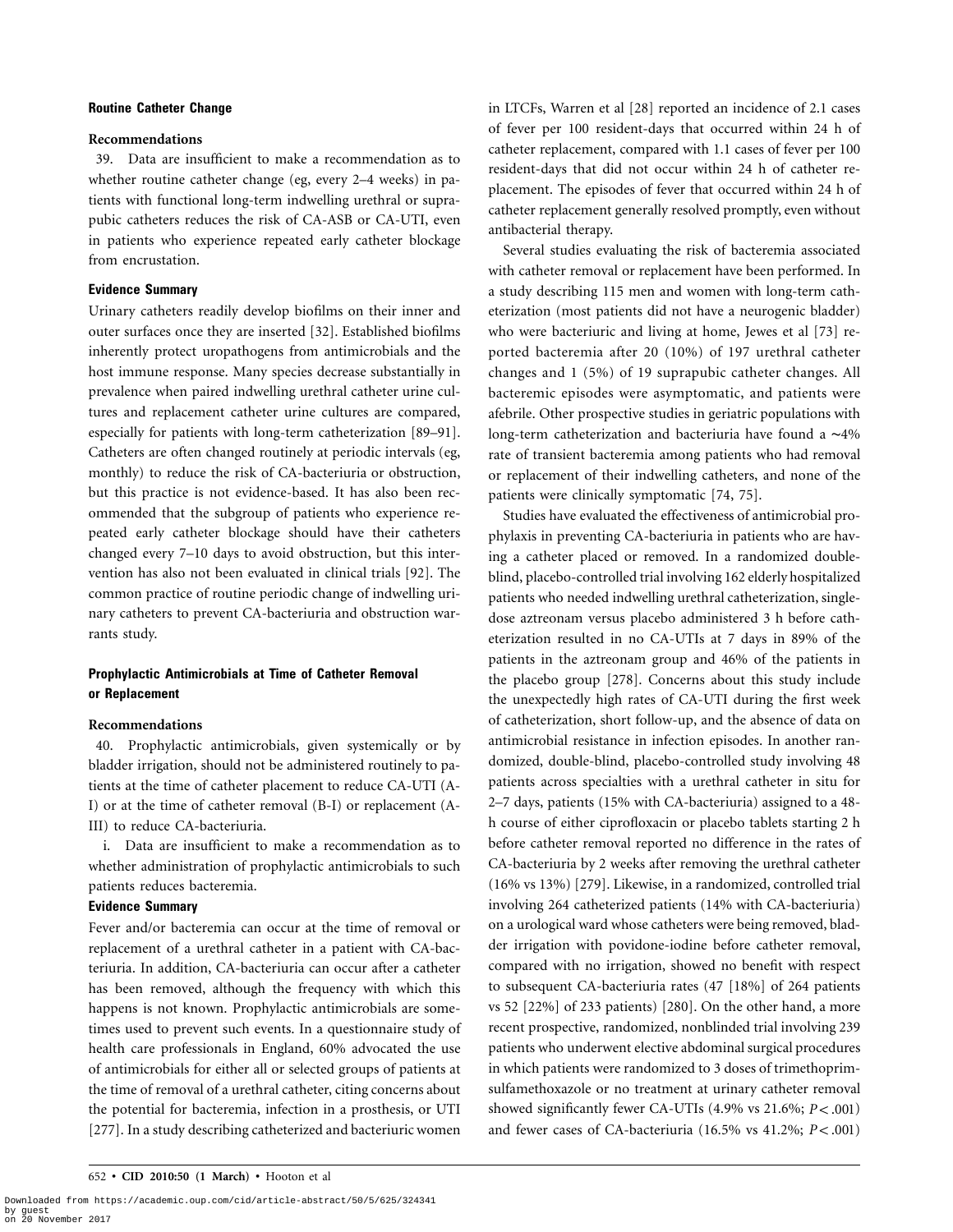### Routine Catheter Change

#### Recommendations

39. Data are insufficient to make a recommendation as to whether routine catheter change (eg, every 2–4 weeks) in patients with functional long-term indwelling urethral or suprapubic catheters reduces the risk of CA-ASB or CA-UTI, even in patients who experience repeated early catheter blockage from encrustation.

#### Evidence Summary

Urinary catheters readily develop biofilms on their inner and outer surfaces once they are inserted [32]. Established biofilms inherently protect uropathogens from antimicrobials and the host immune response. Many species decrease substantially in prevalence when paired indwelling urethral catheter urine cultures and replacement catheter urine cultures are compared, especially for patients with long-term catheterization [89–91]. Catheters are often changed routinely at periodic intervals (eg, monthly) to reduce the risk of CA-bacteriuria or obstruction, but this practice is not evidence-based. It has also been recommended that the subgroup of patients who experience repeated early catheter blockage should have their catheters changed every 7–10 days to avoid obstruction, but this intervention has also not been evaluated in clinical trials [92]. The common practice of routine periodic change of indwelling urinary catheters to prevent CA-bacteriuria and obstruction warrants study.

### Prophylactic Antimicrobials at Time of Catheter Removal or Replacement

#### Recommendations

40. Prophylactic antimicrobials, given systemically or by bladder irrigation, should not be administered routinely to patients at the time of catheter placement to reduce CA-UTI (A-I) or at the time of catheter removal (B-I) or replacement (A-III) to reduce CA-bacteriuria.

i. Data are insufficient to make a recommendation as to whether administration of prophylactic antimicrobials to such patients reduces bacteremia.

#### Evidence Summary

Fever and/or bacteremia can occur at the time of removal or replacement of a urethral catheter in a patient with CA-bacteriuria. In addition, CA-bacteriuria can occur after a catheter has been removed, although the frequency with which this happens is not known. Prophylactic antimicrobials are sometimes used to prevent such events. In a questionnaire study of health care professionals in England, 60% advocated the use of antimicrobials for either all or selected groups of patients at the time of removal of a urethral catheter, citing concerns about the potential for bacteremia, infection in a prosthesis, or UTI [277]. In a study describing catheterized and bacteriuric women in LTCFs, Warren et al [28] reported an incidence of 2.1 cases of fever per 100 resident-days that occurred within 24 h of catheter replacement, compared with 1.1 cases of fever per 100 resident-days that did not occur within 24 h of catheter replacement. The episodes of fever that occurred within 24 h of catheter replacement generally resolved promptly, even without antibacterial therapy.

Several studies evaluating the risk of bacteremia associated with catheter removal or replacement have been performed. In a study describing 115 men and women with long-term catheterization (most patients did not have a neurogenic bladder) who were bacteriuric and living at home, Jewes et al [73] reported bacteremia after 20 (10%) of 197 urethral catheter changes and 1 (5%) of 19 suprapubic catheter changes. All bacteremic episodes were asymptomatic, and patients were afebrile. Other prospective studies in geriatric populations with long-term catheterization and bacteriuria have found a ~4% rate of transient bacteremia among patients who had removal or replacement of their indwelling catheters, and none of the patients were clinically symptomatic [74, 75].

Studies have evaluated the effectiveness of antimicrobial prophylaxis in preventing CA-bacteriuria in patients who are having a catheter placed or removed. In a randomized double-blind, placebo-controlled trial involving 162 elderly hospitalized patients who needed indwelling urethral catheterization, single-dose aztreonam versus placebo administered 3 h before catheterization resulted in no CA-UTIs at 7 days in 89% of the patients in the aztreonam group and 46% of the patients in the placebo group [278]. Concerns about this study include the unexpectedly high rates of CA-UTI during the first week of catheterization, short follow-up, and the absence of data on antimicrobial resistance in infection episodes. In another randomized, double-blind, placebo-controlled study involving 48 patients across specialties with a urethral catheter in situ for 2–7 days, patients (15% with CA-bacteriuria) assigned to a 48-h course of either ciprofloxacin or placebo tablets starting 2 h before catheter removal reported no difference in the rates of CA-bacteriuria by 2 weeks after removing the urethral catheter (16% vs 13%) [279]. Likewise, in a randomized, controlled trial involving 264 catheterized patients (14% with CA-bacteriuria) on a urological ward whose catheters were being removed, bladder irrigation with povidone-iodine before catheter removal, compared with no irrigation, showed no benefit with respect to subsequent CA-bacteriuria rates (47 [18%] of 264 patients vs 52 [22%] of 233 patients) [280]. On the other hand, a more recent prospective, randomized, nonblinded trial involving 239 patients who underwent elective abdominal surgical procedures in which patients were randomized to 3 doses of trimethoprim-sulfamethoxazole or no treatment at urinary catheter removal showed significantly fewer CA-UTIs (4.9% vs 21.6%; $P < .001$) and fewer cases of CA-bacteriuria (16.5% vs 41.2%; $P < .001$)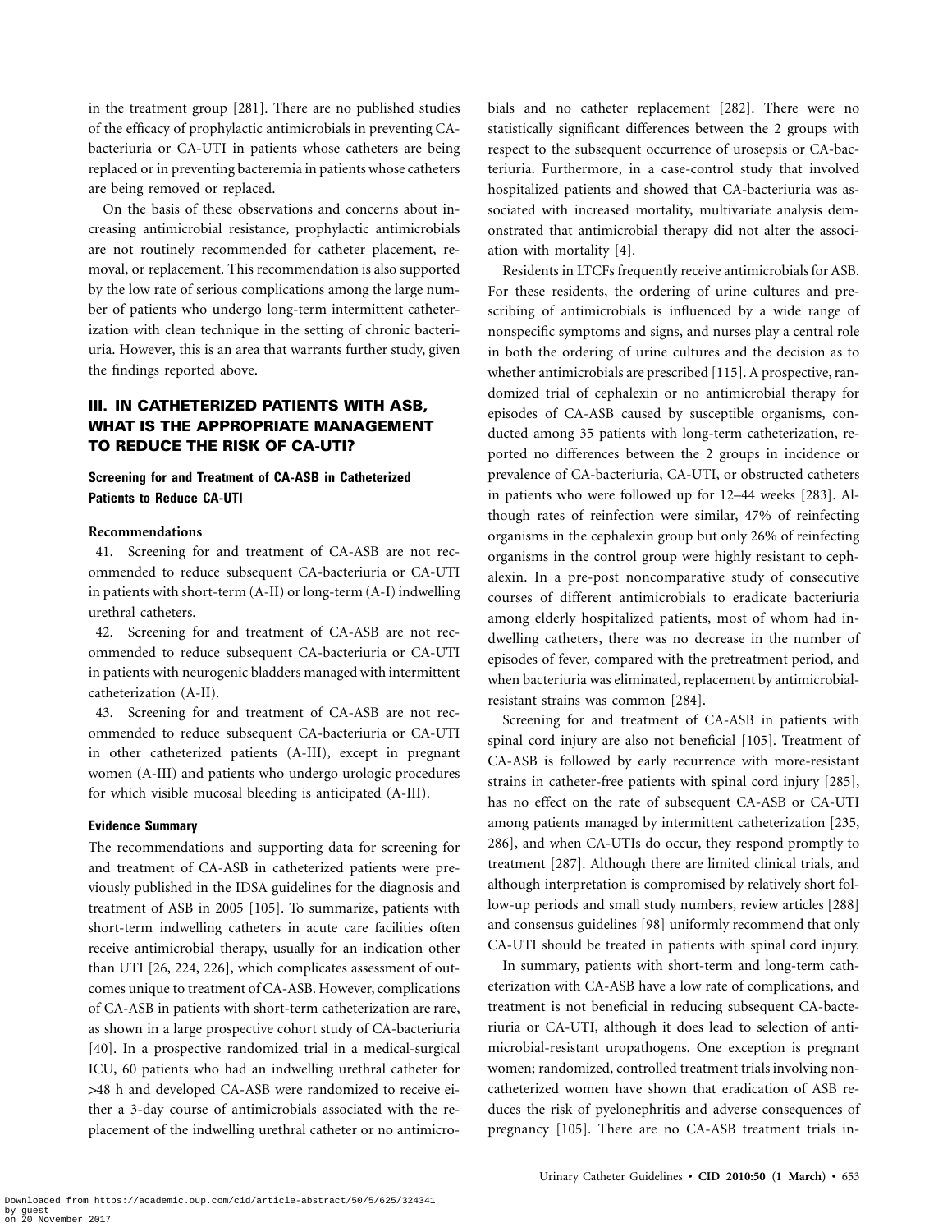in the treatment group [281]. There are no published studies of the efficacy of prophylactic antimicrobials in preventing CA-bacteriuria or CA-UTI in patients whose catheters are being replaced or in preventing bacteremia in patients whose catheters are being removed or replaced.

On the basis of these observations and concerns about increasing antimicrobial resistance, prophylactic antimicrobials are not routinely recommended for catheter placement, removal, or replacement. This recommendation is also supported by the low rate of serious complications among the large number of patients who undergo long-term intermittent catheterization with clean technique in the setting of chronic bacteriuria. However, this is an area that warrants further study, given the findings reported above.

## III. IN CATHETERIZED PATIENTS WITH ASB, WHAT IS THE APPROPRIATE MANAGEMENT TO REDUCE THE RISK OF CA-UTI?

### Screening for and Treatment of CA-ASB in Catheterized Patients to Reduce CA-UTI

#### Recommendations

41. Screening for and treatment of CA-ASB are not recommended to reduce subsequent CA-bacteriuria or CA-UTI in patients with short-term (A-II) or long-term (A-I) indwelling urethral catheters.
42. Screening for and treatment of CA-ASB are not recommended to reduce subsequent CA-bacteriuria or CA-UTI in patients with neurogenic bladders managed with intermittent catheterization (A-II).
43. Screening for and treatment of CA-ASB are not recommended to reduce subsequent CA-bacteriuria or CA-UTI in other catheterized patients (A-III), except in pregnant women (A-III) and patients who undergo urologic procedures for which visible mucosal bleeding is anticipated (A-III).

#### Evidence Summary

The recommendations and supporting data for screening for and treatment of CA-ASB in catheterized patients were previously published in the IDSA guidelines for the diagnosis and treatment of ASB in 2005 [105]. To summarize, patients with short-term indwelling catheters in acute care facilities often receive antimicrobial therapy, usually for an indication other than UTI [26, 224, 226], which complicates assessment of outcomes unique to treatment of CA-ASB. However, complications of CA-ASB in patients with short-term catheterization are rare, as shown in a large prospective cohort study of CA-bacteriuria [40]. In a prospective randomized trial in a medical-surgical ICU, 60 patients who had an indwelling urethral catheter for >48 h and developed CA-ASB were randomized to receive either a 3-day course of antimicrobials associated with the replacement of the indwelling urethral catheter or no antimicrobials and no catheter replacement [282]. There were no statistically significant differences between the 2 groups with respect to the subsequent occurrence of urosepsis or CA-bacteriuria. Furthermore, in a case-control study that involved hospitalized patients and showed that CA-bacteriuria was associated with increased mortality, multivariate analysis demonstrated that antimicrobial therapy did not alter the association with mortality [4].

Residents in LTCFs frequently receive antimicrobials for ASB. For these residents, the ordering of urine cultures and prescribing of antimicrobials is influenced by a wide range of nonspecific symptoms and signs, and nurses play a central role in both the ordering of urine cultures and the decision as to whether antimicrobials are prescribed [115]. A prospective, randomized trial of cephalexin or no antimicrobial therapy for episodes of CA-ASB caused by susceptible organisms, conducted among 35 patients with long-term catheterization, reported no differences between the 2 groups in incidence or prevalence of CA-bacteriuria, CA-UTI, or obstructed catheters in patients who were followed up for 12–44 weeks [283]. Although rates of reinfection were similar, 47% of reinfecting organisms in the cephalexin group but only 26% of reinfecting organisms in the control group were highly resistant to cephalexin. In a pre-post noncomparative study of consecutive courses of different antimicrobials to eradicate bacteriuria among elderly hospitalized patients, most of whom had indwelling catheters, there was no decrease in the number of episodes of fever, compared with the pretreatment period, and when bacteriuria was eliminated, replacement by antimicrobial-resistant strains was common [284].

Screening for and treatment of CA-ASB in patients with spinal cord injury are also not beneficial [105]. Treatment of CA-ASB is followed by early recurrence with more-resistant strains in catheter-free patients with spinal cord injury [285], has no effect on the rate of subsequent CA-ASB or CA-UTI among patients managed by intermittent catheterization [235, 286], and when CA-UTIs do occur, they respond promptly to treatment [287]. Although there are limited clinical trials, and although interpretation is compromised by relatively short follow-up periods and small study numbers, review articles [288] and consensus guidelines [98] uniformly recommend that only CA-UTI should be treated in patients with spinal cord injury.

In summary, patients with short-term and long-term catheterization with CA-ASB have a low rate of complications, and treatment is not beneficial in reducing subsequent CA-bacteriuria or CA-UTI, although it does lead to selection of antimicrobial-resistant uropathogens. One exception is pregnant women; randomized, controlled treatment trials involving noncatheterized women have shown that eradication of ASB reduces the risk of pyelonephritis and adverse consequences of pregnancy [105]. There are no CA-ASB treatment trials in-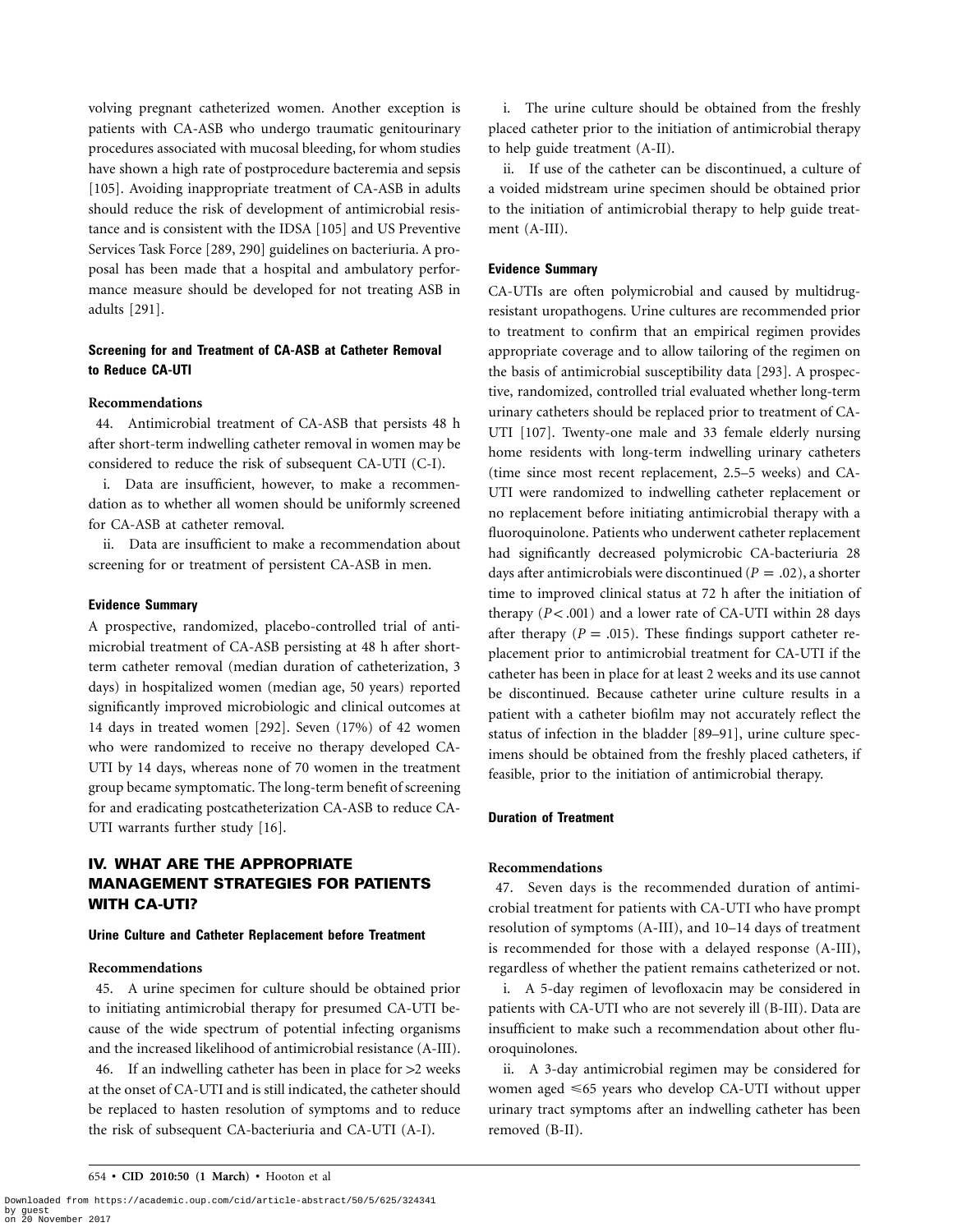volving pregnant catheterized women. Another exception is patients with CA-ASB who undergo traumatic genitourinary procedures associated with mucosal bleeding, for whom studies have shown a high rate of postprocedure bacteremia and sepsis [105]. Avoiding inappropriate treatment of CA-ASB in adults should reduce the risk of development of antimicrobial resistance and is consistent with the IDSA [105] and US Preventive Services Task Force [289, 290] guidelines on bacteriuria. A proposal has been made that a hospital and ambulatory performance measure should be developed for not treating ASB in adults [291].

### Screening for and Treatment of CA-ASB at Catheter Removal to Reduce CA-UTI

#### Recommendations

44. Antimicrobial treatment of CA-ASB that persists 48 h after short-term indwelling catheter removal in women may be considered to reduce the risk of subsequent CA-UTI (C-I).

i. Data are insufficient, however, to make a recommendation as to whether all women should be uniformly screened for CA-ASB at catheter removal.

ii. Data are insufficient to make a recommendation about screening for or treatment of persistent CA-ASB in men.

#### Evidence Summary

A prospective, randomized, placebo-controlled trial of antimicrobial treatment of CA-ASB persisting at 48 h after short-term catheter removal (median duration of catheterization, 3 days) in hospitalized women (median age, 50 years) reported significantly improved microbiologic and clinical outcomes at 14 days in treated women [292]. Seven (17%) of 42 women who were randomized to receive no therapy developed CA-UTI by 14 days, whereas none of 70 women in the treatment group became symptomatic. The long-term benefit of screening for and eradicating postcatheterization CA-ASB to reduce CA-UTI warrants further study [16].

## IV. WHAT ARE THE APPROPRIATE MANAGEMENT STRATEGIES FOR PATIENTS WITH CA-UTI?

### Urine Culture and Catheter Replacement before Treatment

#### Recommendations

45. A urine specimen for culture should be obtained prior to initiating antimicrobial therapy for presumed CA-UTI because of the wide spectrum of potential infecting organisms and the increased likelihood of antimicrobial resistance (A-III).

46. If an indwelling catheter has been in place for >2 weeks at the onset of CA-UTI and is still indicated, the catheter should be replaced to hasten resolution of symptoms and to reduce the risk of subsequent CA-bacteriuria and CA-UTI (A-I).

i. The urine culture should be obtained from the freshly placed catheter prior to the initiation of antimicrobial therapy to help guide treatment (A-II).

ii. If use of the catheter can be discontinued, a culture of a voided midstream urine specimen should be obtained prior to the initiation of antimicrobial therapy to help guide treatment (A-III).

#### Evidence Summary

CA-UTIs are often polymicrobial and caused by multidrug-resistant uropathogens. Urine cultures are recommended prior to treatment to confirm that an empirical regimen provides appropriate coverage and to allow tailoring of the regimen on the basis of antimicrobial susceptibility data [293]. A prospective, randomized, controlled trial evaluated whether long-term urinary catheters should be replaced prior to treatment of CA-UTI [107]. Twenty-one male and 33 female elderly nursing home residents with long-term indwelling urinary catheters (time since most recent replacement, 2.5–5 weeks) and CA-UTI were randomized to indwelling catheter replacement or no replacement before initiating antimicrobial therapy with a fluoroquinolone. Patients who underwent catheter replacement had significantly decreased polymicrobic CA-bacteriuria 28 days after antimicrobials were discontinued ($P = .02$), a shorter time to improved clinical status at 72 h after the initiation of therapy ($P < .001$) and a lower rate of CA-UTI within 28 days after therapy ($P = .015$). These findings support catheter replacement prior to antimicrobial treatment for CA-UTI if the catheter has been in place for at least 2 weeks and its use cannot be discontinued. Because catheter urine culture results in a patient with a catheter biofilm may not accurately reflect the status of infection in the bladder [89–91], urine culture specimens should be obtained from the freshly placed catheters, if feasible, prior to the initiation of antimicrobial therapy.

### Duration of Treatment

#### Recommendations

47. Seven days is the recommended duration of antimicrobial treatment for patients with CA-UTI who have prompt resolution of symptoms (A-III), and 10–14 days of treatment is recommended for those with a delayed response (A-III), regardless of whether the patient remains catheterized or not.

i. A 5-day regimen of levofloxacin may be considered in patients with CA-UTI who are not severely ill (B-III). Data are insufficient to make such a recommendation about other fluoroquinolones.

ii. A 3-day antimicrobial regimen may be considered for women aged ⩽65 years who develop CA-UTI without upper urinary tract symptoms after an indwelling catheter has been removed (B-II).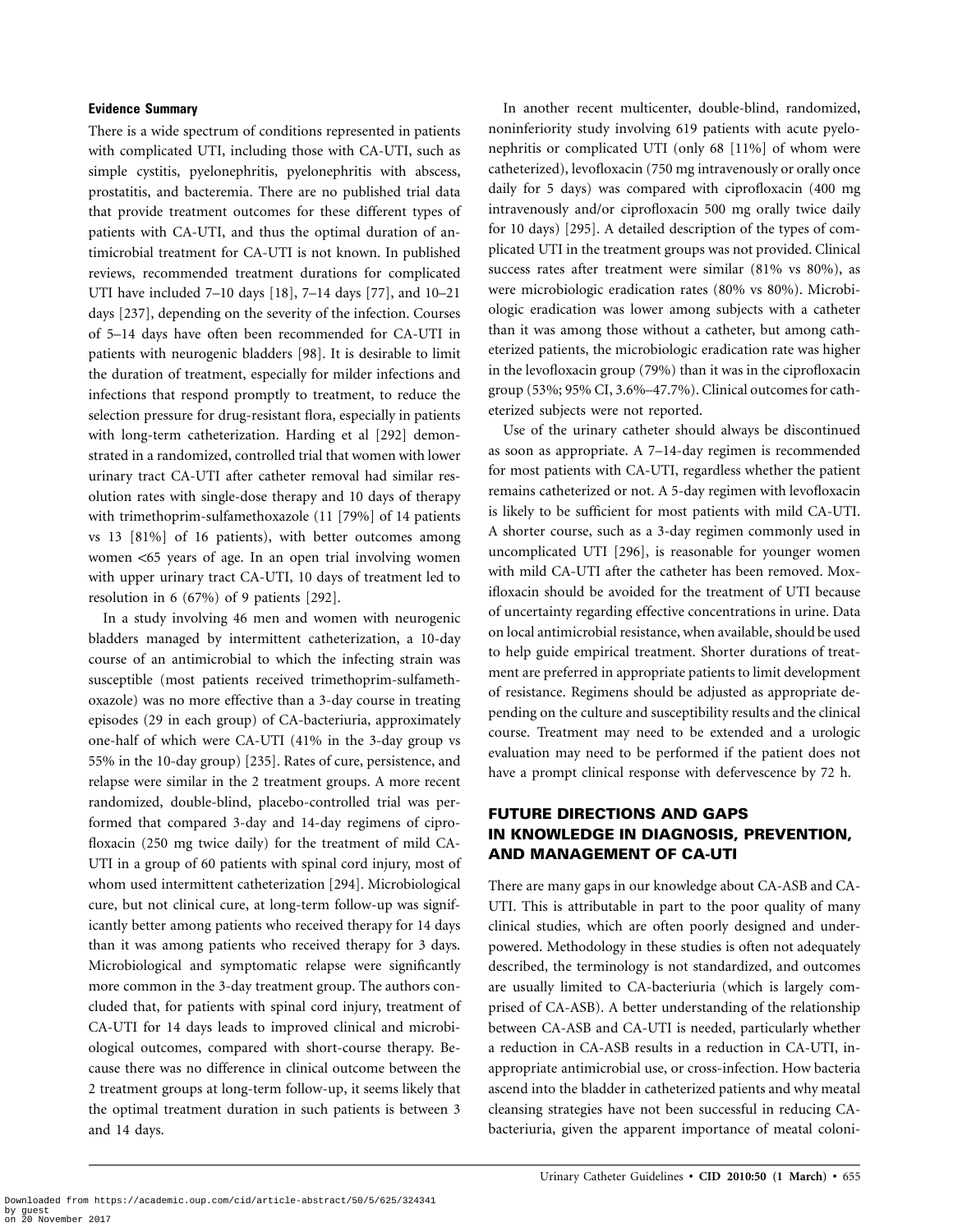#### Evidence Summary

There is a wide spectrum of conditions represented in patients with complicated UTI, including those with CA-UTI, such as simple cystitis, pyelonephritis, pyelonephritis with abscess, prostatitis, and bacteremia. There are no published trial data that provide treatment outcomes for these different types of patients with CA-UTI, and thus the optimal duration of antimicrobial treatment for CA-UTI is not known. In published reviews, recommended treatment durations for complicated UTI have included 7–10 days [18], 7–14 days [77], and 10–21 days [237], depending on the severity of the infection. Courses of 5–14 days have often been recommended for CA-UTI in patients with neurogenic bladders [98]. It is desirable to limit the duration of treatment, especially for milder infections and infections that respond promptly to treatment, to reduce the selection pressure for drug-resistant flora, especially in patients with long-term catheterization. Harding et al [292] demonstrated in a randomized, controlled trial that women with lower urinary tract CA-UTI after catheter removal had similar resolution rates with single-dose therapy and 10 days of therapy with trimethoprim-sulfamethoxazole (11 [79%] of 14 patients vs 13 [81%] of 16 patients), with better outcomes among women <65 years of age. In an open trial involving women with upper urinary tract CA-UTI, 10 days of treatment led to resolution in 6 (67%) of 9 patients [292].

In a study involving 46 men and women with neurogenic bladders managed by intermittent catheterization, a 10-day course of an antimicrobial to which the infecting strain was susceptible (most patients received trimethoprim-sulfamethoxazole) was no more effective than a 3-day course in treating episodes (29 in each group) of CA-bacteriuria, approximately one-half of which were CA-UTI (41% in the 3-day group vs 55% in the 10-day group) [235]. Rates of cure, persistence, and relapse were similar in the 2 treatment groups. A more recent randomized, double-blind, placebo-controlled trial was performed that compared 3-day and 14-day regimens of ciprofloxacin (250 mg twice daily) for the treatment of mild CA-UTI in a group of 60 patients with spinal cord injury, most of whom used intermittent catheterization [294]. Microbiological cure, but not clinical cure, at long-term follow-up was significantly better among patients who received therapy for 14 days than it was among patients who received therapy for 3 days. Microbiological and symptomatic relapse were significantly more common in the 3-day treatment group. The authors concluded that, for patients with spinal cord injury, treatment of CA-UTI for 14 days leads to improved clinical and microbiological outcomes, compared with short-course therapy. Because there was no difference in clinical outcome between the 2 treatment groups at long-term follow-up, it seems likely that the optimal treatment duration in such patients is between 3 and 14 days.

In another recent multicenter, double-blind, randomized, noninferiority study involving 619 patients with acute pyelonephritis or complicated UTI (only 68 [11%] of whom were catheterized), levofloxacin (750 mg intravenously or orally once daily for 5 days) was compared with ciprofloxacin (400 mg intravenously and/or ciprofloxacin 500 mg orally twice daily for 10 days) [295]. A detailed description of the types of complicated UTI in the treatment groups was not provided. Clinical success rates after treatment were similar (81% vs 80%), as were microbiologic eradication rates (80% vs 80%). Microbiologic eradication was lower among subjects with a catheter than it was among those without a catheter, but among catheterized patients, the microbiologic eradication rate was higher in the levofloxacin group (79%) than it was in the ciprofloxacin group (53%; 95% CI, 3.6%–47.7%). Clinical outcomes for catheterized subjects were not reported.

Use of the urinary catheter should always be discontinued as soon as appropriate. A 7–14-day regimen is recommended for most patients with CA-UTI, regardless whether the patient remains catheterized or not. A 5-day regimen with levofloxacin is likely to be sufficient for most patients with mild CA-UTI. A shorter course, such as a 3-day regimen commonly used in uncomplicated UTI [296], is reasonable for younger women with mild CA-UTI after the catheter has been removed. Moxifloxacin should be avoided for the treatment of UTI because of uncertainty regarding effective concentrations in urine. Data on local antimicrobial resistance, when available, should be used to help guide empirical treatment. Shorter durations of treatment are preferred in appropriate patients to limit development of resistance. Regimens should be adjusted as appropriate depending on the culture and susceptibility results and the clinical course. Treatment may need to be extended and a urologic evaluation may need to be performed if the patient does not have a prompt clinical response with defervescence by 72 h.

## FUTURE DIRECTIONS AND GAPS IN KNOWLEDGE IN DIAGNOSIS, PREVENTION, AND MANAGEMENT OF CA-UTI

There are many gaps in our knowledge about CA-ASB and CA-UTI. This is attributable in part to the poor quality of many clinical studies, which are often poorly designed and underpowered. Methodology in these studies is often not adequately described, the terminology is not standardized, and outcomes are usually limited to CA-bacteriuria (which is largely comprised of CA-ASB). A better understanding of the relationship between CA-ASB and CA-UTI is needed, particularly whether a reduction in CA-ASB results in a reduction in CA-UTI, inappropriate antimicrobial use, or cross-infection. How bacteria ascend into the bladder in catheterized patients and why meatal cleansing strategies have not been successful in reducing CA-bacteriuria, given the apparent importance of meatal coloni-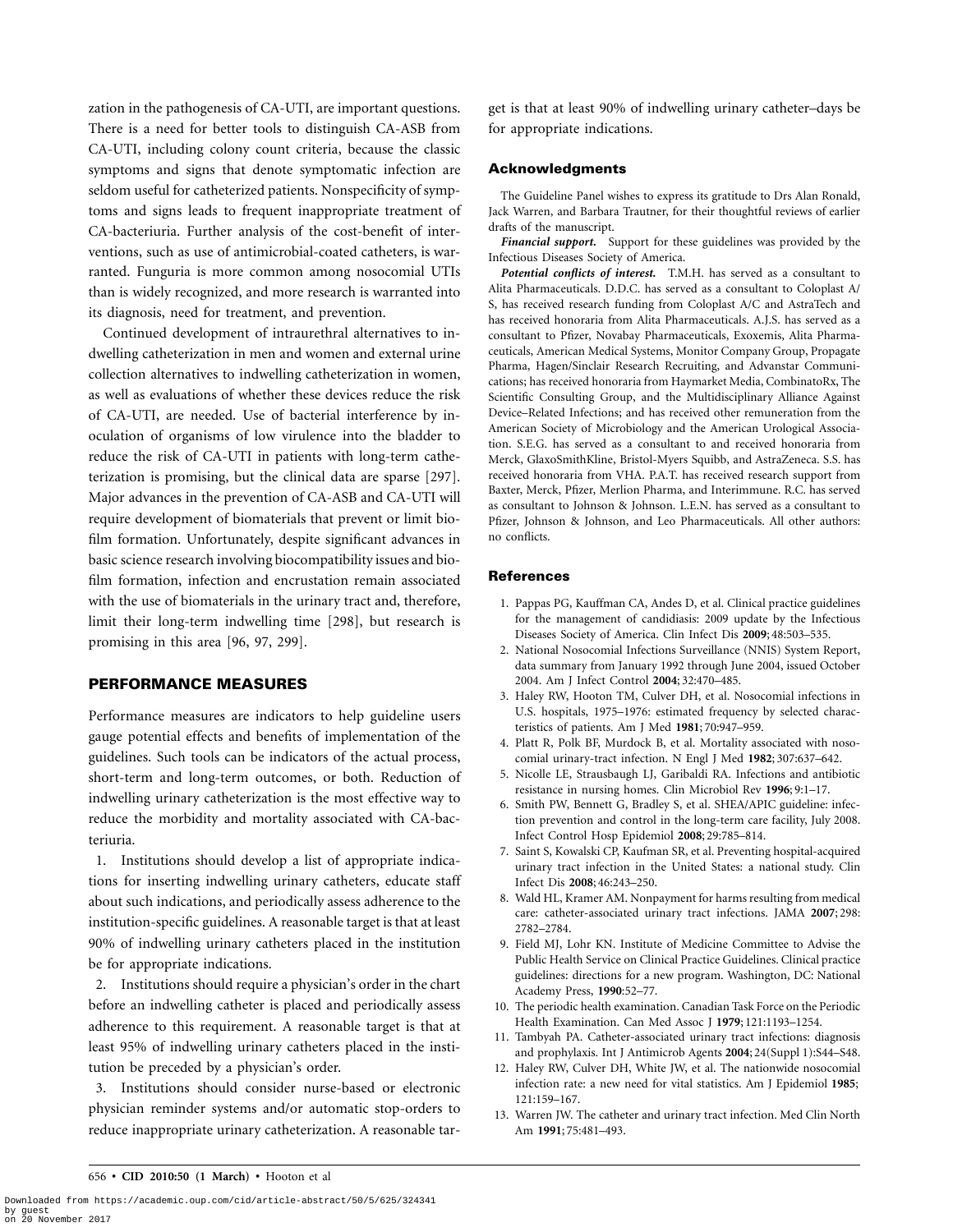zation in the pathogenesis of CA-UTI, are important questions. There is a need for better tools to distinguish CA-ASB from CA-UTI, including colony count criteria, because the classic symptoms and signs that denote symptomatic infection are seldom useful for catheterized patients. Nonspecificity of symptoms and signs leads to frequent inappropriate treatment of CA-bacteriuria. Further analysis of the cost-benefit of interventions, such as use of antimicrobial-coated catheters, is warranted. Funguria is more common among nosocomial UTIs than is widely recognized, and more research is warranted into its diagnosis, need for treatment, and prevention.

Continued development of intraurethral alternatives to indwelling catheterization in men and women and external urine collection alternatives to indwelling catheterization in women, as well as evaluations of whether these devices reduce the risk of CA-UTI, are needed. Use of bacterial interference by inoculation of organisms of low virulence into the bladder to reduce the risk of CA-UTI in patients with long-term catheterization is promising, but the clinical data are sparse [297]. Major advances in the prevention of CA-ASB and CA-UTI will require development of biomaterials that prevent or limit biofilm formation. Unfortunately, despite significant advances in basic science research involving biocompatibility issues and biofilm formation, infection and encrustation remain associated with the use of biomaterials in the urinary tract and, therefore, limit their long-term indwelling time [298], but research is promising in this area [96, 97, 299].

## PERFORMANCE MEASURES

Performance measures are indicators to help guideline users gauge potential effects and benefits of implementation of the guidelines. Such tools can be indicators of the actual process, short-term and long-term outcomes, or both. Reduction of indwelling urinary catheterization is the most effective way to reduce the morbidity and mortality associated with CA-bacteriuria.

1. Institutions should develop a list of appropriate indications for inserting indwelling urinary catheters, educate staff about such indications, and periodically assess adherence to the institution-specific guidelines. A reasonable target is that at least 90% of indwelling urinary catheters placed in the institution be for appropriate indications.

2. Institutions should require a physician's order in the chart before an indwelling catheter is placed and periodically assess adherence to this requirement. A reasonable target is that at least 95% of indwelling urinary catheters placed in the institution be preceded by a physician's order.

3. Institutions should consider nurse-based or electronic physician reminder systems and/or automatic stop-orders to reduce inappropriate urinary catheterization. A reasonable target is that at least 90% of indwelling urinary catheter–days be for appropriate indications.

### Acknowledgments

The Guideline Panel wishes to express its gratitude to Drs Alan Ronald, Jack Warren, and Barbara Trautner, for their thoughtful reviews of earlier drafts of the manuscript.

***Financial support.*** Support for these guidelines was provided by the Infectious Diseases Society of America.

***Potential conflicts of interest.*** T.M.H. has served as a consultant to Alita Pharmaceuticals. D.D.C. has served as a consultant to Coloplast A/S, has received research funding from Coloplast A/C and AstraTech and has received honoraria from Alita Pharmaceuticals. A.J.S. has served as a consultant to Pfizer, Novabay Pharmaceuticals, Exoxemis, Alita Pharmaceuticals, American Medical Systems, Monitor Company Group, Propagate Pharma, Hagen/Sinclair Research Recruiting, and Advanstar Communications; has received honoraria from Haymarket Media, CombinatoRx, The Scientific Consulting Group, and the Multidisciplinary Alliance Against Device–Related Infections; and has received other remuneration from the American Society of Microbiology and the American Urological Association. S.E.G. has served as a consultant to and received honoraria from Merck, GlaxoSmithKline, Bristol-Myers Squibb, and AstraZeneca. S.S. has received honoraria from VHA. P.A.T. has received research support from Baxter, Merck, Pfizer, Merlion Pharma, and Interimmune. R.C. has served as consultant to Johnson & Johnson. L.E.N. has served as a consultant to Pfizer, Johnson & Johnson, and Leo Pharmaceuticals. All other authors: no conflicts.

### References

1. Pappas PG, Kauffman CA, Andes D, et al. Clinical practice guidelines for the management of candidiasis: 2009 update by the Infectious Diseases Society of America. Clin Infect Dis **2009**; 48:503–535.
2. National Nosocomial Infections Surveillance (NNIS) System Report, data summary from January 1992 through June 2004, issued October 2004. Am J Infect Control **2004**; 32:470–485.
3. Haley RW, Hooton TM, Culver DH, et al. Nosocomial infections in U.S. hospitals, 1975–1976: estimated frequency by selected characteristics of patients. Am J Med **1981**; 70:947–959.
4. Platt R, Polk BF, Murdock B, et al. Mortality associated with nosocomial urinary-tract infection. N Engl J Med **1982**; 307:637–642.
5. Nicolle LE, Strausbaugh LJ, Garibaldi RA. Infections and antibiotic resistance in nursing homes. Clin Microbiol Rev **1996**; 9:1–17.
6. Smith PW, Bennett G, Bradley S, et al. SHEA/APIC guideline: infection prevention and control in the long-term care facility, July 2008. Infect Control Hosp Epidemiol **2008**; 29:785–814.
7. Saint S, Kowalski CP, Kaufman SR, et al. Preventing hospital-acquired urinary tract infection in the United States: a national study. Clin Infect Dis **2008**; 46:243–250.
8. Wald HL, Kramer AM. Nonpayment for harms resulting from medical care: catheter-associated urinary tract infections. JAMA **2007**; 298: 2782–2784.
9. Field MJ, Lohr KN. Institute of Medicine Committee to Advise the Public Health Service on Clinical Practice Guidelines. Clinical practice guidelines: directions for a new program. Washington, DC: National Academy Press, **1990**:52–77.
10. The periodic health examination. Canadian Task Force on the Periodic Health Examination. Can Med Assoc J **1979**; 121:1193–1254.
11. Tambyah PA. Catheter-associated urinary tract infections: diagnosis and prophylaxis. Int J Antimicrob Agents **2004**; 24(Suppl 1):S44–S48.
12. Haley RW, Culver DH, White JW, et al. The nationwide nosocomial infection rate: a new need for vital statistics. Am J Epidemiol **1985**; 121:159–167.
13. Warren JW. The catheter and urinary tract infection. Med Clin North Am **1991**; 75:481–493.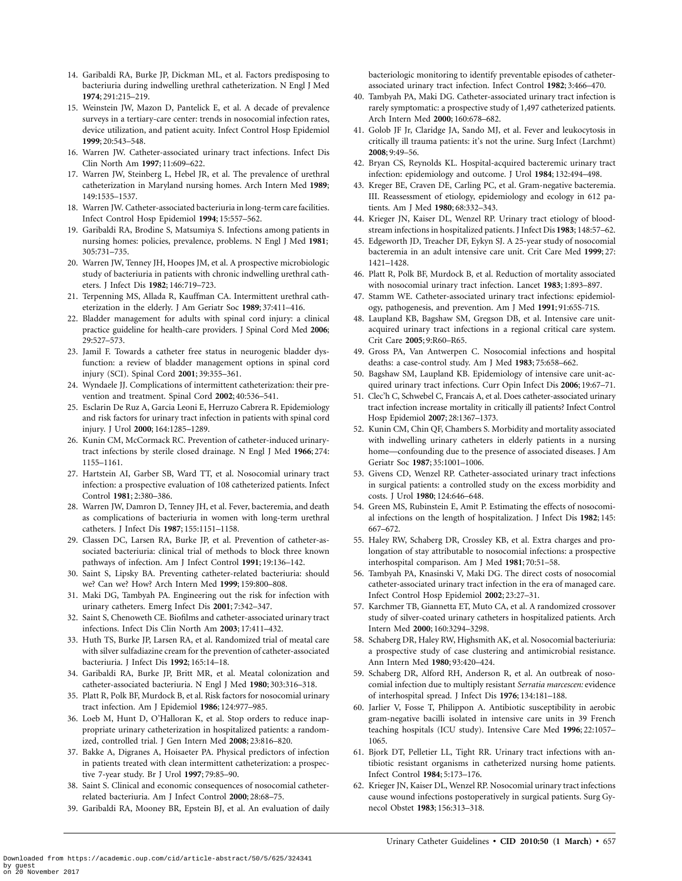14. Garibaldi RA, Burke JP, Dickman ML, et al. Factors predisposing to bacteriuria during indwelling urethral catheterization. N Engl J Med **1974**; 291:215–219.
15. Weinstein JW, Mazon D, Pantelick E, et al. A decade of prevalence surveys in a tertiary-care center: trends in nosocomial infection rates, device utilization, and patient acuity. Infect Control Hosp Epidemiol **1999**; 20:543–548.
16. Warren JW. Catheter-associated urinary tract infections. Infect Dis Clin North Am **1997**; 11:609–622.
17. Warren JW, Steinberg L, Hebel JR, et al. The prevalence of urethral catheterization in Maryland nursing homes. Arch Intern Med **1989**; 149:1535–1537.
18. Warren JW. Catheter-associated bacteriuria in long-term care facilities. Infect Control Hosp Epidemiol **1994**; 15:557–562.
19. Garibaldi RA, Brodine S, Matsumiya S. Infections among patients in nursing homes: policies, prevalence, problems. N Engl J Med **1981**; 305:731–735.
20. Warren JW, Tenney JH, Hoopes JM, et al. A prospective microbiologic study of bacteriuria in patients with chronic indwelling urethral catheters. J Infect Dis **1982**; 146:719–723.
21. Terpenning MS, Allada R, Kauffman CA. Intermittent urethral catheterization in the elderly. J Am Geriatr Soc **1989**; 37:411–416.
22. Bladder management for adults with spinal cord injury: a clinical practice guideline for health-care providers. J Spinal Cord Med **2006**; 29:527–573.
23. Jamil F. Towards a catheter free status in neurogenic bladder dysfunction: a review of bladder management options in spinal cord injury (SCI). Spinal Cord **2001**; 39:355–361.
24. Wyndaele JJ. Complications of intermittent catheterization: their prevention and treatment. Spinal Cord **2002**; 40:536–541.
25. Esclarin De Ruz A, Garcia Leoni E, Herruzo Cabrera R. Epidemiology and risk factors for urinary tract infection in patients with spinal cord injury. J Urol **2000**; 164:1285–1289.
26. Kunin CM, McCormack RC. Prevention of catheter-induced urinary-tract infections by sterile closed drainage. N Engl J Med **1966**; 274: 1155–1161.
27. Hartstein AI, Garber SB, Ward TT, et al. Nosocomial urinary tract infection: a prospective evaluation of 108 catheterized patients. Infect Control **1981**; 2:380–386.
28. Warren JW, Damron D, Tenney JH, et al. Fever, bacteremia, and death as complications of bacteriuria in women with long-term urethral catheters. J Infect Dis **1987**; 155:1151–1158.
29. Classen DC, Larsen RA, Burke JP, et al. Prevention of catheter-associated bacteriuria: clinical trial of methods to block three known pathways of infection. Am J Infect Control **1991**; 19:136–142.
30. Saint S, Lipsky BA. Preventing catheter-related bacteriuria: should we? Can we? How? Arch Intern Med **1999**; 159:800–808.
31. Maki DG, Tambyah PA. Engineering out the risk for infection with urinary catheters. Emerg Infect Dis **2001**; 7:342–347.
32. Saint S, Chenoweth CE. Biofilms and catheter-associated urinary tract infections. Infect Dis Clin North Am **2003**; 17:411–432.
33. Huth TS, Burke JP, Larsen RA, et al. Randomized trial of meatal care with silver sulfadiazine cream for the prevention of catheter-associated bacteriuria. J Infect Dis **1992**; 165:14–18.
34. Garibaldi RA, Burke JP, Britt MR, et al. Meatal colonization and catheter-associated bacteriuria. N Engl J Med **1980**; 303:316–318.
35. Platt R, Polk BF, Murdock B, et al. Risk factors for nosocomial urinary tract infection. Am J Epidemiol **1986**; 124:977–985.
36. Loeb M, Hunt D, O'Halloran K, et al. Stop orders to reduce inappropriate urinary catheterization in hospitalized patients: a randomized, controlled trial. J Gen Intern Med **2008**; 23:816–820.
37. Bakke A, Digranes A, Hoisaeter PA. Physical predictors of infection in patients treated with clean intermittent catheterization: a prospective 7-year study. Br J Urol **1997**; 79:85–90.
38. Saint S. Clinical and economic consequences of nosocomial catheter-related bacteriuria. Am J Infect Control **2000**; 28:68–75.
39. Garibaldi RA, Mooney BR, Epstein BJ, et al. An evaluation of daily bacteriologic monitoring to identify preventable episodes of catheter-associated urinary tract infection. Infect Control **1982**; 3:466–470.
40. Tambyah PA, Maki DG. Catheter-associated urinary tract infection is rarely symptomatic: a prospective study of 1,497 catheterized patients. Arch Intern Med **2000**; 160:678–682.
41. Golob JF Jr, Claridge JA, Sando MJ, et al. Fever and leukocytosis in critically ill trauma patients: it's not the urine. Surg Infect (Larchmt) **2008**; 9:49–56.
42. Bryan CS, Reynolds KL. Hospital-acquired bacteremic urinary tract infection: epidemiology and outcome. J Urol **1984**; 132:494–498.
43. Kreger BE, Craven DE, Carling PC, et al. Gram-negative bacteremia. III. Reassessment of etiology, epidemiology and ecology in 612 patients. Am J Med **1980**; 68:332–343.
44. Krieger JN, Kaiser DL, Wenzel RP. Urinary tract etiology of bloodstream infections in hospitalized patients. J Infect Dis **1983**; 148:57–62.
45. Edgeworth JD, Treacher DF, Eykyn SJ. A 25-year study of nosocomial bacteremia in an adult intensive care unit. Crit Care Med **1999**; 27: 1421–1428.
46. Platt R, Polk BF, Murdock B, et al. Reduction of mortality associated with nosocomial urinary tract infection. Lancet **1983**; 1:893–897.
47. Stamm WE. Catheter-associated urinary tract infections: epidemiology, pathogenesis, and prevention. Am J Med **1991**; 91:65S-71S.
48. Laupland KB, Bagshaw SM, Gregson DB, et al. Intensive care unit-acquired urinary tract infections in a regional critical care system. Crit Care **2005**; 9:R60–R65.
49. Gross PA, Van Antwerpen C. Nosocomial infections and hospital deaths: a case-control study. Am J Med **1983**; 75:658–662.
50. Bagshaw SM, Laupland KB. Epidemiology of intensive care unit-acquired urinary tract infections. Curr Opin Infect Dis **2006**; 19:67–71.
51. Clec'h C, Schwebel C, Francais A, et al. Does catheter-associated urinary tract infection increase mortality in critically ill patients? Infect Control Hosp Epidemiol **2007**; 28:1367–1373.
52. Kunin CM, Chin QF, Chambers S. Morbidity and mortality associated with indwelling urinary catheters in elderly patients in a nursing home—confounding due to the presence of associated diseases. J Am Geriatr Soc **1987**; 35:1001–1006.
53. Givens CD, Wenzel RP. Catheter-associated urinary tract infections in surgical patients: a controlled study on the excess morbidity and costs. J Urol **1980**; 124:646–648.
54. Green MS, Rubinstein E, Amit P. Estimating the effects of nosocomial infections on the length of hospitalization. J Infect Dis **1982**; 145: 667–672.
55. Haley RW, Schaberg DR, Crossley KB, et al. Extra charges and prolongation of stay attributable to nosocomial infections: a prospective interhospital comparison. Am J Med **1981**; 70:51–58.
56. Tambyah PA, Knasinski V, Maki DG. The direct costs of nosocomial catheter-associated urinary tract infection in the era of managed care. Infect Control Hosp Epidemiol **2002**; 23:27–31.
57. Karchmer TB, Giannetta ET, Muto CA, et al. A randomized crossover study of silver-coated urinary catheters in hospitalized patients. Arch Intern Med **2000**; 160:3294–3298.
58. Schaberg DR, Haley RW, Highsmith AK, et al. Nosocomial bacteriuria: a prospective study of case clustering and antimicrobial resistance. Ann Intern Med **1980**; 93:420–424.
59. Schaberg DR, Alford RH, Anderson R, et al. An outbreak of nosocomial infection due to multiply resistant *Serratia marcescen:* evidence of interhospital spread. J Infect Dis **1976**; 134:181–188.
60. Jarlier V, Fosse T, Philippon A. Antibiotic susceptibility in aerobic gram-negative bacilli isolated in intensive care units in 39 French teaching hospitals (ICU study). Intensive Care Med **1996**; 22:1057–1065.
61. Bjork DT, Pelletier LL, Tight RR. Urinary tract infections with antibiotic resistant organisms in catheterized nursing home patients. Infect Control **1984**; 5:173–176.
62. Krieger JN, Kaiser DL, Wenzel RP. Nosocomial urinary tract infections cause wound infections postoperatively in surgical patients. Surg Gynecol Obstet **1983**; 156:313–318.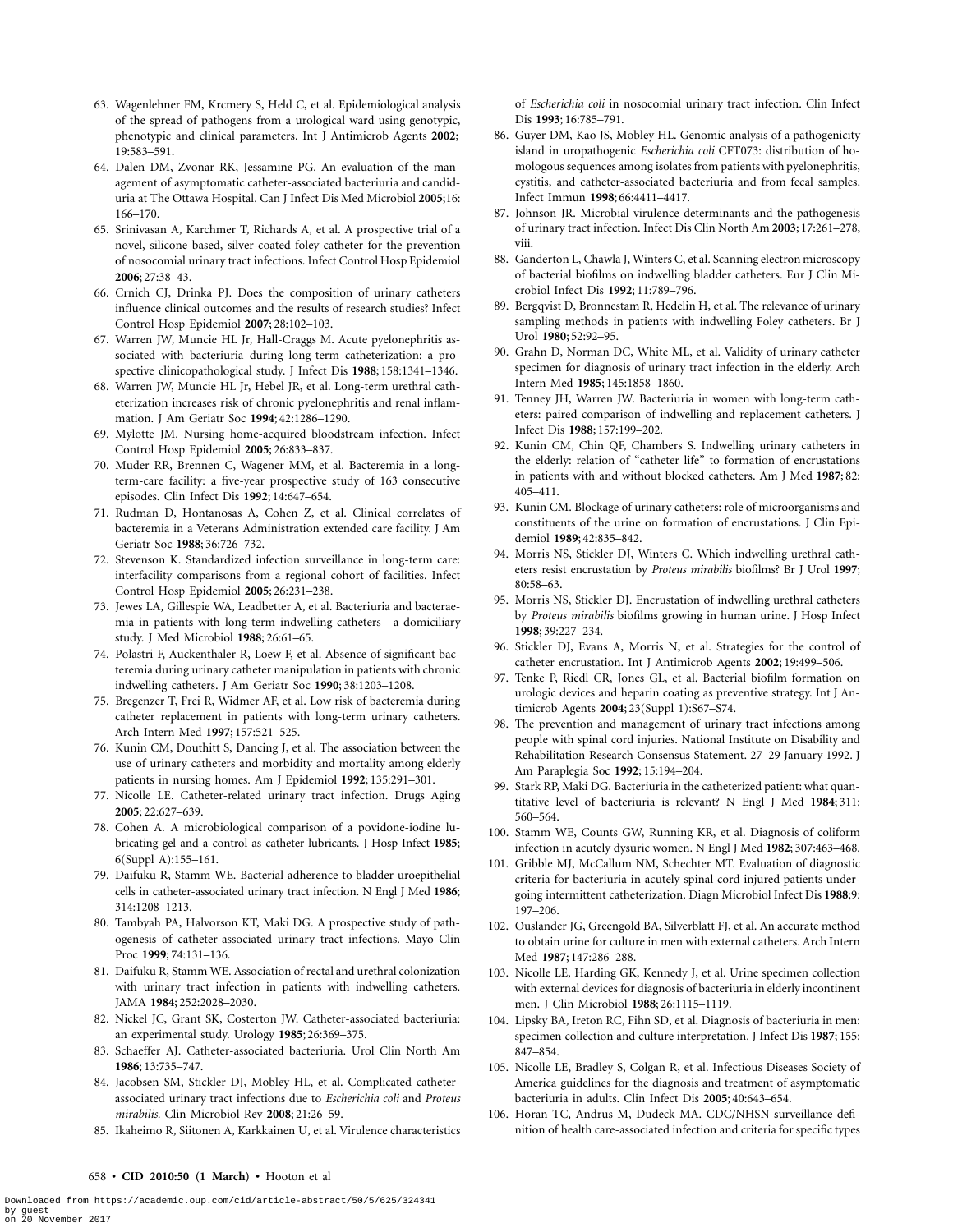63. Wagenlehner FM, Krcmery S, Held C, et al. Epidemiological analysis of the spread of pathogens from a urological ward using genotypic, phenotypic and clinical parameters. Int J Antimicrob Agents **2002**; 19:583–591.
64. Dalen DM, Zvonar RK, Jessamine PG. An evaluation of the management of asymptomatic catheter-associated bacteriuria and candiduria at The Ottawa Hospital. Can J Infect Dis Med Microbiol **2005**;16: 166–170.
65. Srinivasan A, Karchmer T, Richards A, et al. A prospective trial of a novel, silicone-based, silver-coated foley catheter for the prevention of nosocomial urinary tract infections. Infect Control Hosp Epidemiol **2006**; 27:38–43.
66. Crnich CJ, Drinka PJ. Does the composition of urinary catheters influence clinical outcomes and the results of research studies? Infect Control Hosp Epidemiol **2007**; 28:102–103.
67. Warren JW, Muncie HL Jr, Hall-Craggs M. Acute pyelonephritis associated with bacteriuria during long-term catheterization: a prospective clinicopathological study. J Infect Dis **1988**; 158:1341–1346.
68. Warren JW, Muncie HL Jr, Hebel JR, et al. Long-term urethral catheterization increases risk of chronic pyelonephritis and renal inflammation. J Am Geriatr Soc **1994**; 42:1286–1290.
69. Mylotte JM. Nursing home-acquired bloodstream infection. Infect Control Hosp Epidemiol **2005**; 26:833–837.
70. Muder RR, Brennen C, Wagener MM, et al. Bacteremia in a long-term-care facility: a five-year prospective study of 163 consecutive episodes. Clin Infect Dis **1992**; 14:647–654.
71. Rudman D, Hontanosas A, Cohen Z, et al. Clinical correlates of bacteremia in a Veterans Administration extended care facility. J Am Geriatr Soc **1988**; 36:726–732.
72. Stevenson K. Standardized infection surveillance in long-term care: interfacility comparisons from a regional cohort of facilities. Infect Control Hosp Epidemiol **2005**; 26:231–238.
73. Jewes LA, Gillespie WA, Leadbetter A, et al. Bacteriuria and bacteraemia in patients with long-term indwelling catheters—a domiciliary study. J Med Microbiol **1988**; 26:61–65.
74. Polastri F, Auckenthaler R, Loew F, et al. Absence of significant bacteremia during urinary catheter manipulation in patients with chronic indwelling catheters. J Am Geriatr Soc **1990**; 38:1203–1208.
75. Bregenzer T, Frei R, Widmer AF, et al. Low risk of bacteremia during catheter replacement in patients with long-term urinary catheters. Arch Intern Med **1997**; 157:521–525.
76. Kunin CM, Douthitt S, Dancing J, et al. The association between the use of urinary catheters and morbidity and mortality among elderly patients in nursing homes. Am J Epidemiol **1992**; 135:291–301.
77. Nicolle LE. Catheter-related urinary tract infection. Drugs Aging **2005**; 22:627–639.
78. Cohen A. A microbiological comparison of a povidone-iodine lubricating gel and a control as catheter lubricants. J Hosp Infect **1985**; 6(Suppl A):155–161.
79. Daifuku R, Stamm WE. Bacterial adherence to bladder uroepithelial cells in catheter-associated urinary tract infection. N Engl J Med **1986**; 314:1208–1213.
80. Tambyah PA, Halvorson KT, Maki DG. A prospective study of pathogenesis of catheter-associated urinary tract infections. Mayo Clin Proc **1999**; 74:131–136.
81. Daifuku R, Stamm WE. Association of rectal and urethral colonization with urinary tract infection in patients with indwelling catheters. JAMA **1984**; 252:2028–2030.
82. Nickel JC, Grant SK, Costerton JW. Catheter-associated bacteriuria: an experimental study. Urology **1985**; 26:369–375.
83. Schaeffer AJ. Catheter-associated bacteriuria. Urol Clin North Am **1986**; 13:735–747.
84. Jacobsen SM, Stickler DJ, Mobley HL, et al. Complicated catheter-associated urinary tract infections due to *Escherichia coli* and *Proteus mirabilis.* Clin Microbiol Rev **2008**; 21:26–59.
85. Ikaheimo R, Siitonen A, Karkkainen U, et al. Virulence characteristics of *Escherichia coli* in nosocomial urinary tract infection. Clin Infect Dis **1993**; 16:785–791.
86. Guyer DM, Kao JS, Mobley HL. Genomic analysis of a pathogenicity island in uropathogenic *Escherichia coli* CFT073: distribution of homologous sequences among isolates from patients with pyelonephritis, cystitis, and catheter-associated bacteriuria and from fecal samples. Infect Immun **1998**; 66:4411–4417.
87. Johnson JR. Microbial virulence determinants and the pathogenesis of urinary tract infection. Infect Dis Clin North Am **2003**; 17:261–278, viii.
88. Ganderton L, Chawla J, Winters C, et al. Scanning electron microscopy of bacterial biofilms on indwelling bladder catheters. Eur J Clin Microbiol Infect Dis **1992**; 11:789–796.
89. Bergqvist D, Bronnestam R, Hedelin H, et al. The relevance of urinary sampling methods in patients with indwelling Foley catheters. Br J Urol **1980**; 52:92–95.
90. Grahn D, Norman DC, White ML, et al. Validity of urinary catheter specimen for diagnosis of urinary tract infection in the elderly. Arch Intern Med **1985**; 145:1858–1860.
91. Tenney JH, Warren JW. Bacteriuria in women with long-term catheters: paired comparison of indwelling and replacement catheters. J Infect Dis **1988**; 157:199–202.
92. Kunin CM, Chin QF, Chambers S. Indwelling urinary catheters in the elderly: relation of "catheter life" to formation of encrustations in patients with and without blocked catheters. Am J Med **1987**; 82: 405–411.
93. Kunin CM. Blockage of urinary catheters: role of microorganisms and constituents of the urine on formation of encrustations. J Clin Epidemiol **1989**; 42:835–842.
94. Morris NS, Stickler DJ, Winters C. Which indwelling urethral catheters resist encrustation by *Proteus mirabilis* biofilms? Br J Urol **1997**; 80:58–63.
95. Morris NS, Stickler DJ. Encrustation of indwelling urethral catheters by *Proteus mirabilis* biofilms growing in human urine. J Hosp Infect **1998**; 39:227–234.
96. Stickler DJ, Evans A, Morris N, et al. Strategies for the control of catheter encrustation. Int J Antimicrob Agents **2002**; 19:499–506.
97. Tenke P, Riedl CR, Jones GL, et al. Bacterial biofilm formation on urologic devices and heparin coating as preventive strategy. Int J Antimicrob Agents **2004**; 23(Suppl 1):S67–S74.
98. The prevention and management of urinary tract infections among people with spinal cord injuries. National Institute on Disability and Rehabilitation Research Consensus Statement. 27–29 January 1992. J Am Paraplegia Soc **1992**; 15:194–204.
99. Stark RP, Maki DG. Bacteriuria in the catheterized patient: what quantitative level of bacteriuria is relevant? N Engl J Med **1984**; 311: 560–564.
100. Stamm WE, Counts GW, Running KR, et al. Diagnosis of coliform infection in acutely dysuric women. N Engl J Med **1982**; 307:463–468.
101. Gribble MJ, McCallum NM, Schechter MT. Evaluation of diagnostic criteria for bacteriuria in acutely spinal cord injured patients undergoing intermittent catheterization. Diagn Microbiol Infect Dis **1988**;9: 197–206.
102. Ouslander JG, Greengold BA, Silverblatt FJ, et al. An accurate method to obtain urine for culture in men with external catheters. Arch Intern Med **1987**; 147:286–288.
103. Nicolle LE, Harding GK, Kennedy J, et al. Urine specimen collection with external devices for diagnosis of bacteriuria in elderly incontinent men. J Clin Microbiol **1988**; 26:1115–1119.
104. Lipsky BA, Ireton RC, Fihn SD, et al. Diagnosis of bacteriuria in men: specimen collection and culture interpretation. J Infect Dis **1987**; 155: 847–854.
105. Nicolle LE, Bradley S, Colgan R, et al. Infectious Diseases Society of America guidelines for the diagnosis and treatment of asymptomatic bacteriuria in adults. Clin Infect Dis **2005**; 40:643–654.
106. Horan TC, Andrus M, Dudeck MA. CDC/NHSN surveillance definition of health care-associated infection and criteria for specific types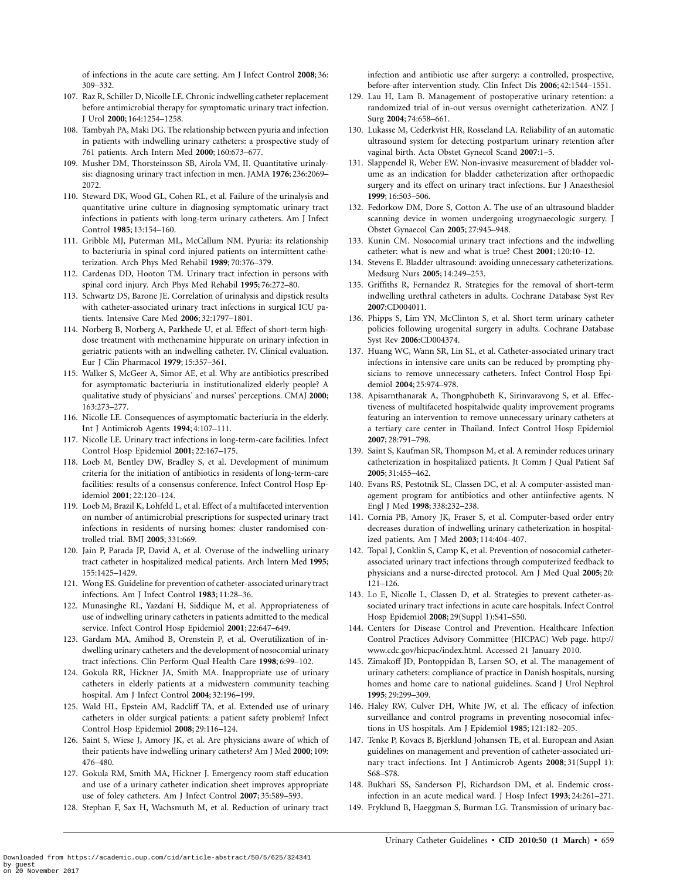of infections in the acute care setting. Am J Infect Control **2008**; 36: 309–332.

107. Raz R, Schiller D, Nicolle LE. Chronic indwelling catheter replacement before antimicrobial therapy for symptomatic urinary tract infection. J Urol **2000**; 164:1254–1258.
108. Tambyah PA, Maki DG. The relationship between pyuria and infection in patients with indwelling urinary catheters: a prospective study of 761 patients. Arch Intern Med **2000**; 160:673–677.
109. Musher DM, Thorsteinsson SB, Airola VM, II. Quantitative urinalysis: diagnosing urinary tract infection in men. JAMA **1976**; 236:2069–2072.
110. Steward DK, Wood GL, Cohen RL, et al. Failure of the urinalysis and quantitative urine culture in diagnosing symptomatic urinary tract infections in patients with long-term urinary catheters. Am J Infect Control **1985**; 13:154–160.
111. Gribble MJ, Puterman ML, McCallum NM. Pyuria: its relationship to bacteriuria in spinal cord injured patients on intermittent catheterization. Arch Phys Med Rehabil **1989**; 70:376–379.
112. Cardenas DD, Hooton TM. Urinary tract infection in persons with spinal cord injury. Arch Phys Med Rehabil **1995**; 76:272–80.
113. Schwartz DS, Barone JE. Correlation of urinalysis and dipstick results with catheter-associated urinary tract infections in surgical ICU patients. Intensive Care Med **2006**; 32:1797–1801.
114. Norberg B, Norberg A, Parkhede U, et al. Effect of short-term high-dose treatment with methenamine hippurate on urinary infection in geriatric patients with an indwelling catheter. IV. Clinical evaluation. Eur J Clin Pharmacol **1979**; 15:357–361.
115. Walker S, McGeer A, Simor AE, et al. Why are antibiotics prescribed for asymptomatic bacteriuria in institutionalized elderly people? A qualitative study of physicians' and nurses' perceptions. CMAJ **2000**; 163:273–277.
116. Nicolle LE. Consequences of asymptomatic bacteriuria in the elderly. Int J Antimicrob Agents **1994**; 4:107–111.
117. Nicolle LE. Urinary tract infections in long-term-care facilities. Infect Control Hosp Epidemiol **2001**; 22:167–175.
118. Loeb M, Bentley DW, Bradley S, et al. Development of minimum criteria for the initiation of antibiotics in residents of long-term-care facilities: results of a consensus conference. Infect Control Hosp Epidemiol **2001**; 22:120–124.
119. Loeb M, Brazil K, Lohfeld L, et al. Effect of a multifaceted intervention on number of antimicrobial prescriptions for suspected urinary tract infections in residents of nursing homes: cluster randomised controlled trial. BMJ **2005**; 331:669.
120. Jain P, Parada JP, David A, et al. Overuse of the indwelling urinary tract catheter in hospitalized medical patients. Arch Intern Med **1995**; 155:1425–1429.
121. Wong ES. Guideline for prevention of catheter-associated urinary tract infections. Am J Infect Control **1983**; 11:28–36.
122. Munasinghe RL, Yazdani H, Siddique M, et al. Appropriateness of use of indwelling urinary catheters in patients admitted to the medical service. Infect Control Hosp Epidemiol **2001**; 22:647–649.
123. Gardam MA, Amihod B, Orenstein P, et al. Overutilization of indwelling urinary catheters and the development of nosocomial urinary tract infections. Clin Perform Qual Health Care **1998**; 6:99–102.
124. Gokula RR, Hickner JA, Smith MA. Inappropriate use of urinary catheters in elderly patients at a midwestern community teaching hospital. Am J Infect Control **2004**; 32:196–199.
125. Wald HL, Epstein AM, Radcliff TA, et al. Extended use of urinary catheters in older surgical patients: a patient safety problem? Infect Control Hosp Epidemiol **2008**; 29:116–124.
126. Saint S, Wiese J, Amory JK, et al. Are physicians aware of which of their patients have indwelling urinary catheters? Am J Med **2000**; 109: 476–480.
127. Gokula RM, Smith MA, Hickner J. Emergency room staff education and use of a urinary catheter indication sheet improves appropriate use of foley catheters. Am J Infect Control **2007**; 35:589–593.
128. Stephan F, Sax H, Wachsmuth M, et al. Reduction of urinary tract infection and antibiotic use after surgery: a controlled, prospective, before-after intervention study. Clin Infect Dis **2006**; 42:1544–1551.
129. Lau H, Lam B. Management of postoperative urinary retention: a randomized trial of in-out versus overnight catheterization. ANZ J Surg **2004**; 74:658–661.
130. Lukasse M, Cederkvist HR, Rosseland LA. Reliability of an automatic ultrasound system for detecting postpartum urinary retention after vaginal birth. Acta Obstet Gynecol Scand **2007**:1–5.
131. Slappendel R, Weber EW. Non-invasive measurement of bladder volume as an indication for bladder catheterization after orthopaedic surgery and its effect on urinary tract infections. Eur J Anaesthesiol **1999**; 16:503–506.
132. Fedorkow DM, Dore S, Cotton A. The use of an ultrasound bladder scanning device in women undergoing urogynaecologic surgery. J Obstet Gynaecol Can **2005**; 27:945–948.
133. Kunin CM. Nosocomial urinary tract infections and the indwelling catheter: what is new and what is true? Chest **2001**; 120:10–12.
134. Stevens E. Bladder ultrasound: avoiding unnecessary catheterizations. Medsurg Nurs **2005**; 14:249–253.
135. Griffiths R, Fernandez R. Strategies for the removal of short-term indwelling urethral catheters in adults. Cochrane Database Syst Rev **2007**:CD004011.
136. Phipps S, Lim YN, McClinton S, et al. Short term urinary catheter policies following urogenital surgery in adults. Cochrane Database Syst Rev **2006**:CD004374.
137. Huang WC, Wann SR, Lin SL, et al. Catheter-associated urinary tract infections in intensive care units can be reduced by prompting physicians to remove unnecessary catheters. Infect Control Hosp Epidemiol **2004**; 25:974–978.
138. Apisarnthanarak A, Thongphubeth K, Sirinvaravong S, et al. Effectiveness of multifaceted hospitalwide quality improvement programs featuring an intervention to remove unnecessary urinary catheters at a tertiary care center in Thailand. Infect Control Hosp Epidemiol **2007**; 28:791–798.
139. Saint S, Kaufman SR, Thompson M, et al. A reminder reduces urinary catheterization in hospitalized patients. Jt Comm J Qual Patient Saf **2005**; 31:455–462.
140. Evans RS, Pestotnik SL, Classen DC, et al. A computer-assisted management program for antibiotics and other antiinfective agents. N Engl J Med **1998**; 338:232–238.
141. Cornia PB, Amory JK, Fraser S, et al. Computer-based order entry decreases duration of indwelling urinary catheterization in hospitalized patients. Am J Med **2003**; 114:404–407.
142. Topal J, Conklin S, Camp K, et al. Prevention of nosocomial catheter-associated urinary tract infections through computerized feedback to physicians and a nurse-directed protocol. Am J Med Qual **2005**; 20: 121–126.
143. Lo E, Nicolle L, Classen D, et al. Strategies to prevent catheter-associated urinary tract infections in acute care hospitals. Infect Control Hosp Epidemiol **2008**; 29(Suppl 1):S41–S50.
144. Centers for Disease Control and Prevention. Healthcare Infection Control Practices Advisory Committee (HICPAC) Web page. http://www.cdc.gov/hicpac/index.html. Accessed 21 January 2010.
145. Zimakoff JD, Pontoppidan B, Larsen SO, et al. The management of urinary catheters: compliance of practice in Danish hospitals, nursing homes and home care to national guidelines. Scand J Urol Nephrol **1995**; 29:299–309.
146. Haley RW, Culver DH, White JW, et al. The efficacy of infection surveillance and control programs in preventing nosocomial infections in US hospitals. Am J Epidemiol **1985**; 121:182–205.
147. Tenke P, Kovacs B, Bjerklund Johansen TE, et al. European and Asian guidelines on management and prevention of catheter-associated urinary tract infections. Int J Antimicrob Agents **2008**; 31(Suppl 1): S68–S78.
148. Bukhari SS, Sanderson PJ, Richardson DM, et al. Endemic cross-infection in an acute medical ward. J Hosp Infect **1993**; 24:261–271.
149. Fryklund B, Haeggman S, Burman LG. Transmission of urinary bac-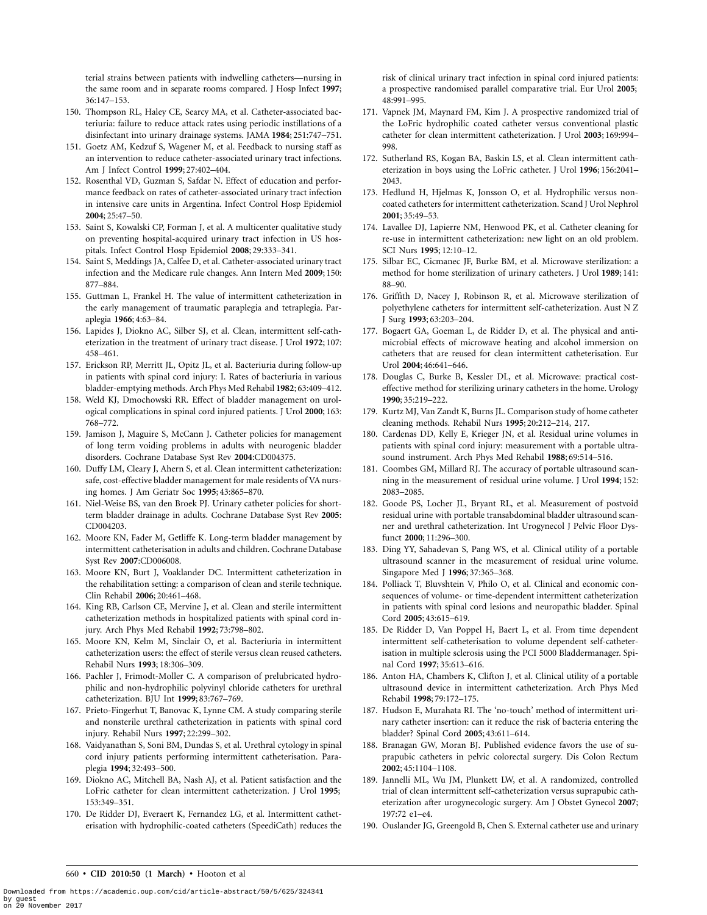terial strains between patients with indwelling catheters—nursing in the same room and in separate rooms compared. J Hosp Infect **1997**; 36:147–153.

150. Thompson RL, Haley CE, Searcy MA, et al. Catheter-associated bacteriuria: failure to reduce attack rates using periodic instillations of a disinfectant into urinary drainage systems. JAMA **1984**; 251:747–751.
151. Goetz AM, Kedzuf S, Wagener M, et al. Feedback to nursing staff as an intervention to reduce catheter-associated urinary tract infections. Am J Infect Control **1999**; 27:402–404.
152. Rosenthal VD, Guzman S, Safdar N. Effect of education and performance feedback on rates of catheter-associated urinary tract infection in intensive care units in Argentina. Infect Control Hosp Epidemiol **2004**; 25:47–50.
153. Saint S, Kowalski CP, Forman J, et al. A multicenter qualitative study on preventing hospital-acquired urinary tract infection in US hospitals. Infect Control Hosp Epidemiol **2008**; 29:333–341.
154. Saint S, Meddings JA, Calfee D, et al. Catheter-associated urinary tract infection and the Medicare rule changes. Ann Intern Med **2009**; 150: 877–884.
155. Guttman L, Frankel H. The value of intermittent catheterization in the early management of traumatic paraplegia and tetraplegia. Paraplegia **1966**; 4:63–84.
156. Lapides J, Diokno AC, Silber SJ, et al. Clean, intermittent self-catheterization in the treatment of urinary tract disease. J Urol **1972**; 107: 458–461.
157. Erickson RP, Merritt JL, Opitz JL, et al. Bacteriuria during follow-up in patients with spinal cord injury: I. Rates of bacteriuria in various bladder-emptying methods. Arch Phys Med Rehabil **1982**; 63:409–412.
158. Weld KJ, Dmochowski RR. Effect of bladder management on urological complications in spinal cord injured patients. J Urol **2000**; 163: 768–772.
159. Jamison J, Maguire S, McCann J. Catheter policies for management of long term voiding problems in adults with neurogenic bladder disorders. Cochrane Database Syst Rev **2004**:CD004375.
160. Duffy LM, Cleary J, Ahern S, et al. Clean intermittent catheterization: safe, cost-effective bladder management for male residents of VA nursing homes. J Am Geriatr Soc **1995**; 43:865–870.
161. Niel-Weise BS, van den Broek PJ. Urinary catheter policies for short-term bladder drainage in adults. Cochrane Database Syst Rev **2005**: CD004203.
162. Moore KN, Fader M, Getliffe K. Long-term bladder management by intermittent catheterisation in adults and children. Cochrane Database Syst Rev **2007**:CD006008.
163. Moore KN, Burt J, Voaklander DC. Intermittent catheterization in the rehabilitation setting: a comparison of clean and sterile technique. Clin Rehabil **2006**; 20:461–468.
164. King RB, Carlson CE, Mervine J, et al. Clean and sterile intermittent catheterization methods in hospitalized patients with spinal cord injury. Arch Phys Med Rehabil **1992**; 73:798–802.
165. Moore KN, Kelm M, Sinclair O, et al. Bacteriuria in intermittent catheterization users: the effect of sterile versus clean reused catheters. Rehabil Nurs **1993**; 18:306–309.
166. Pachler J, Frimodt-Moller C. A comparison of prelubricated hydrophilic and non-hydrophilic polyvinyl chloride catheters for urethral catheterization. BJU Int **1999**; 83:767–769.
167. Prieto-Fingerhut T, Banovac K, Lynne CM. A study comparing sterile and nonsterile urethral catheterization in patients with spinal cord injury. Rehabil Nurs **1997**; 22:299–302.
168. Vaidyanathan S, Soni BM, Dundas S, et al. Urethral cytology in spinal cord injury patients performing intermittent catheterisation. Paraplegia **1994**; 32:493–500.
169. Diokno AC, Mitchell BA, Nash AJ, et al. Patient satisfaction and the LoFric catheter for clean intermittent catheterization. J Urol **1995**; 153:349–351.
170. De Ridder DJ, Everaert K, Fernandez LG, et al. Intermittent catheterisation with hydrophilic-coated catheters (SpeediCath) reduces the risk of clinical urinary tract infection in spinal cord injured patients: a prospective randomised parallel comparative trial. Eur Urol **2005**; 48:991–995.
171. Vapnek JM, Maynard FM, Kim J. A prospective randomized trial of the LoFric hydrophilic coated catheter versus conventional plastic catheter for clean intermittent catheterization. J Urol **2003**; 169:994–998.
172. Sutherland RS, Kogan BA, Baskin LS, et al. Clean intermittent catheterization in boys using the LoFric catheter. J Urol **1996**; 156:2041–2043.
173. Hedlund H, Hjelmas K, Jonsson O, et al. Hydrophilic versus non-coated catheters for intermittent catheterization. Scand J Urol Nephrol **2001**; 35:49–53.
174. Lavallee DJ, Lapierre NM, Henwood PK, et al. Catheter cleaning for re-use in intermittent catheterization: new light on an old problem. SCI Nurs **1995**; 12:10–12.
175. Silbar EC, Cicmanec JF, Burke BM, et al. Microwave sterilization: a method for home sterilization of urinary catheters. J Urol **1989**; 141: 88–90.
176. Griffith D, Nacey J, Robinson R, et al. Microwave sterilization of polyethylene catheters for intermittent self-catheterization. Aust N Z J Surg **1993**; 63:203–204.
177. Bogaert GA, Goeman L, de Ridder D, et al. The physical and antimicrobial effects of microwave heating and alcohol immersion on catheters that are reused for clean intermittent catheterisation. Eur Urol **2004**; 46:641–646.
178. Douglas C, Burke B, Kessler DL, et al. Microwave: practical cost-effective method for sterilizing urinary catheters in the home. Urology **1990**; 35:219–222.
179. Kurtz MJ, Van Zandt K, Burns JL. Comparison study of home catheter cleaning methods. Rehabil Nurs **1995**; 20:212–214, 217.
180. Cardenas DD, Kelly E, Krieger JN, et al. Residual urine volumes in patients with spinal cord injury: measurement with a portable ultrasound instrument. Arch Phys Med Rehabil **1988**; 69:514–516.
181. Coombes GM, Millard RJ. The accuracy of portable ultrasound scanning in the measurement of residual urine volume. J Urol **1994**; 152: 2083–2085.
182. Goode PS, Locher JL, Bryant RL, et al. Measurement of postvoid residual urine with portable transabdominal bladder ultrasound scanner and urethral catheterization. Int Urogynecol J Pelvic Floor Dysfunct **2000**; 11:296–300.
183. Ding YY, Sahadevan S, Pang WS, et al. Clinical utility of a portable ultrasound scanner in the measurement of residual urine volume. Singapore Med J **1996**; 37:365–368.
184. Polliack T, Bluvshtein V, Philo O, et al. Clinical and economic consequences of volume- or time-dependent intermittent catheterization in patients with spinal cord lesions and neuropathic bladder. Spinal Cord **2005**; 43:615–619.
185. De Ridder D, Van Poppel H, Baert L, et al. From time dependent intermittent self-catheterisation to volume dependent self-catheterisation in multiple sclerosis using the PCI 5000 Bladdermanager. Spinal Cord **1997**; 35:613–616.
186. Anton HA, Chambers K, Clifton J, et al. Clinical utility of a portable ultrasound device in intermittent catheterization. Arch Phys Med Rehabil **1998**; 79:172–175.
187. Hudson E, Murahata RI. The 'no-touch' method of intermittent urinary catheter insertion: can it reduce the risk of bacteria entering the bladder? Spinal Cord **2005**; 43:611–614.
188. Branagan GW, Moran BJ. Published evidence favors the use of suprapubic catheters in pelvic colorectal surgery. Dis Colon Rectum **2002**; 45:1104–1108.
189. Jannelli ML, Wu JM, Plunkett LW, et al. A randomized, controlled trial of clean intermittent self-catheterization versus suprapubic catheterization after urogynecologic surgery. Am J Obstet Gynecol **2007**; 197:72 e1–e4.
190. Ouslander JG, Greengold B, Chen S. External catheter use and urinary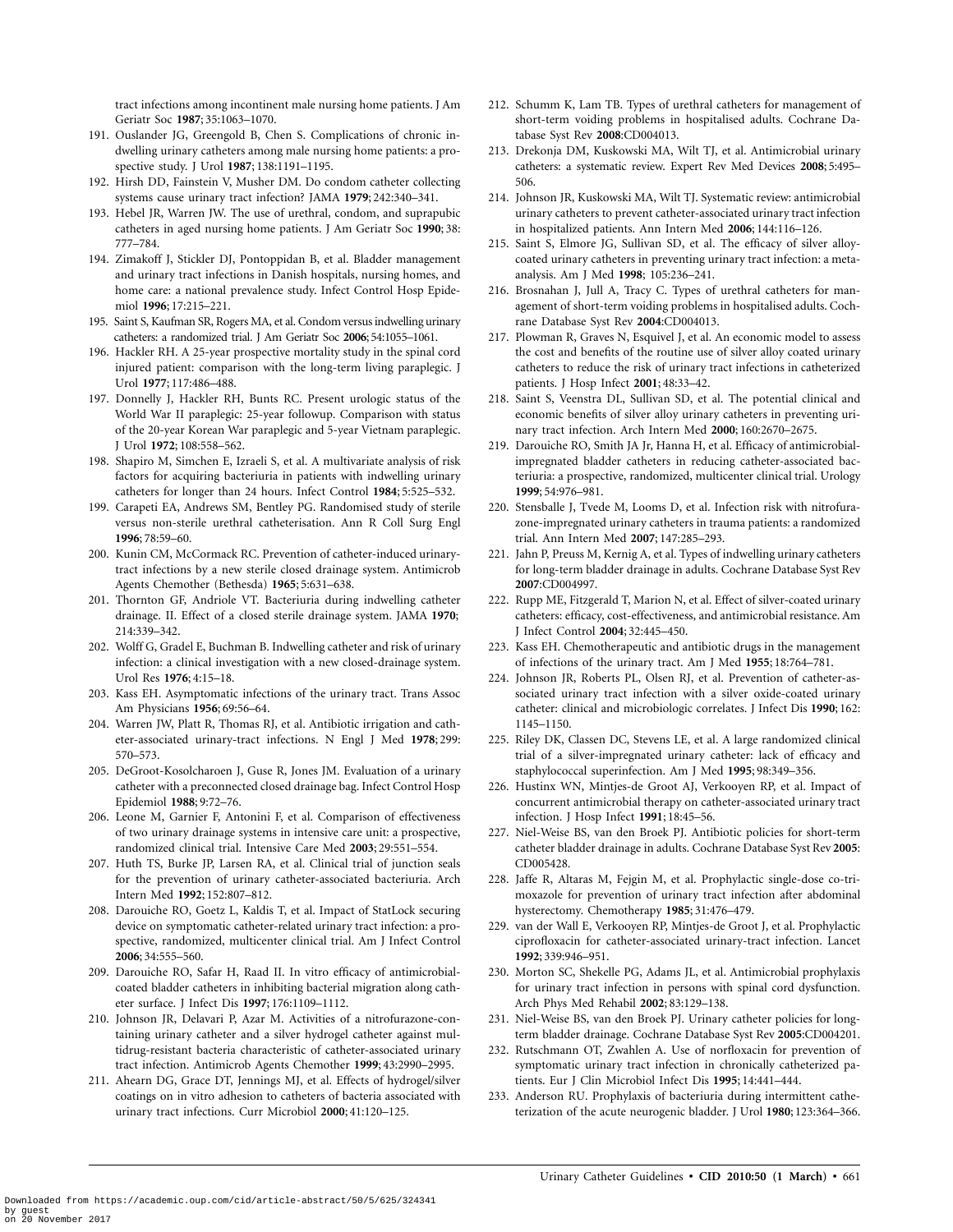tract infections among incontinent male nursing home patients. J Am Geriatr Soc **1987**; 35:1063–1070.

191. Ouslander JG, Greengold B, Chen S. Complications of chronic indwelling urinary catheters among male nursing home patients: a prospective study. J Urol **1987**; 138:1191–1195.
192. Hirsh DD, Fainstein V, Musher DM. Do condom catheter collecting systems cause urinary tract infection? JAMA **1979**; 242:340–341.
193. Hebel JR, Warren JW. The use of urethral, condom, and suprapubic catheters in aged nursing home patients. J Am Geriatr Soc **1990**; 38: 777–784.
194. Zimakoff J, Stickler DJ, Pontoppidan B, et al. Bladder management and urinary tract infections in Danish hospitals, nursing homes, and home care: a national prevalence study. Infect Control Hosp Epidemiol **1996**; 17:215–221.
195. Saint S, Kaufman SR, Rogers MA, et al. Condom versus indwelling urinary catheters: a randomized trial. J Am Geriatr Soc **2006**; 54:1055–1061.
196. Hackler RH. A 25-year prospective mortality study in the spinal cord injured patient: comparison with the long-term living paraplegic. J Urol **1977**; 117:486–488.
197. Donnelly J, Hackler RH, Bunts RC. Present urologic status of the World War II paraplegic: 25-year followup. Comparison with status of the 20-year Korean War paraplegic and 5-year Vietnam paraplegic. J Urol **1972**; 108:558–562.
198. Shapiro M, Simchen E, Izraeli S, et al. A multivariate analysis of risk factors for acquiring bacteriuria in patients with indwelling urinary catheters for longer than 24 hours. Infect Control **1984**; 5:525–532.
199. Carapeti EA, Andrews SM, Bentley PG. Randomised study of sterile versus non-sterile urethral catheterisation. Ann R Coll Surg Engl **1996**; 78:59–60.
200. Kunin CM, McCormack RC. Prevention of catheter-induced urinary-tract infections by a new sterile closed drainage system. Antimicrob Agents Chemother (Bethesda) **1965**; 5:631–638.
201. Thornton GF, Andriole VT. Bacteriuria during indwelling catheter drainage. II. Effect of a closed sterile drainage system. JAMA **1970**; 214:339–342.
202. Wolff G, Gradel E, Buchman B. Indwelling catheter and risk of urinary infection: a clinical investigation with a new closed-drainage system. Urol Res **1976**; 4:15–18.
203. Kass EH. Asymptomatic infections of the urinary tract. Trans Assoc Am Physicians **1956**; 69:56–64.
204. Warren JW, Platt R, Thomas RJ, et al. Antibiotic irrigation and catheter-associated urinary-tract infections. N Engl J Med **1978**; 299: 570–573.
205. DeGroot-Kosolcharoen J, Guse R, Jones JM. Evaluation of a urinary catheter with a preconnected closed drainage bag. Infect Control Hosp Epidemiol **1988**; 9:72–76.
206. Leone M, Garnier F, Antonini F, et al. Comparison of effectiveness of two urinary drainage systems in intensive care unit: a prospective, randomized clinical trial. Intensive Care Med **2003**; 29:551–554.
207. Huth TS, Burke JP, Larsen RA, et al. Clinical trial of junction seals for the prevention of urinary catheter-associated bacteriuria. Arch Intern Med **1992**; 152:807–812.
208. Darouiche RO, Goetz L, Kaldis T, et al. Impact of StatLock securing device on symptomatic catheter-related urinary tract infection: a prospective, randomized, multicenter clinical trial. Am J Infect Control **2006**; 34:555–560.
209. Darouiche RO, Safar H, Raad II. In vitro efficacy of antimicrobial-coated bladder catheters in inhibiting bacterial migration along catheter surface. J Infect Dis **1997**; 176:1109–1112.
210. Johnson JR, Delavari P, Azar M. Activities of a nitrofurazone-containing urinary catheter and a silver hydrogel catheter against multidrug-resistant bacteria characteristic of catheter-associated urinary tract infection. Antimicrob Agents Chemother **1999**; 43:2990–2995.
211. Ahearn DG, Grace DT, Jennings MJ, et al. Effects of hydrogel/silver coatings on in vitro adhesion to catheters of bacteria associated with urinary tract infections. Curr Microbiol **2000**; 41:120–125.
212. Schumm K, Lam TB. Types of urethral catheters for management of short-term voiding problems in hospitalised adults. Cochrane Database Syst Rev **2008**:CD004013.
213. Drekonja DM, Kuskowski MA, Wilt TJ, et al. Antimicrobial urinary catheters: a systematic review. Expert Rev Med Devices **2008**; 5:495–506.
214. Johnson JR, Kuskowski MA, Wilt TJ. Systematic review: antimicrobial urinary catheters to prevent catheter-associated urinary tract infection in hospitalized patients. Ann Intern Med **2006**; 144:116–126.
215. Saint S, Elmore JG, Sullivan SD, et al. The efficacy of silver alloy-coated urinary catheters in preventing urinary tract infection: a meta-analysis. Am J Med **1998**; 105:236–241.
216. Brosnahan J, Jull A, Tracy C. Types of urethral catheters for management of short-term voiding problems in hospitalised adults. Cochrane Database Syst Rev **2004**:CD004013.
217. Plowman R, Graves N, Esquivel J, et al. An economic model to assess the cost and benefits of the routine use of silver alloy coated urinary catheters to reduce the risk of urinary tract infections in catheterized patients. J Hosp Infect **2001**; 48:33–42.
218. Saint S, Veenstra DL, Sullivan SD, et al. The potential clinical and economic benefits of silver alloy urinary catheters in preventing urinary tract infection. Arch Intern Med **2000**; 160:2670–2675.
219. Darouiche RO, Smith JA Jr, Hanna H, et al. Efficacy of antimicrobial-impregnated bladder catheters in reducing catheter-associated bacteriuria: a prospective, randomized, multicenter clinical trial. Urology **1999**; 54:976–981.
220. Stensballe J, Tvede M, Looms D, et al. Infection risk with nitrofurazone-impregnated urinary catheters in trauma patients: a randomized trial. Ann Intern Med **2007**; 147:285–293.
221. Jahn P, Preuss M, Kernig A, et al. Types of indwelling urinary catheters for long-term bladder drainage in adults. Cochrane Database Syst Rev **2007**:CD004997.
222. Rupp ME, Fitzgerald T, Marion N, et al. Effect of silver-coated urinary catheters: efficacy, cost-effectiveness, and antimicrobial resistance. Am J Infect Control **2004**; 32:445–450.
223. Kass EH. Chemotherapeutic and antibiotic drugs in the management of infections of the urinary tract. Am J Med **1955**; 18:764–781.
224. Johnson JR, Roberts PL, Olsen RJ, et al. Prevention of catheter-associated urinary tract infection with a silver oxide-coated urinary catheter: clinical and microbiologic correlates. J Infect Dis **1990**; 162: 1145–1150.
225. Riley DK, Classen DC, Stevens LE, et al. A large randomized clinical trial of a silver-impregnated urinary catheter: lack of efficacy and staphylococcal superinfection. Am J Med **1995**; 98:349–356.
226. Hustinx WN, Mintjes-de Groot AJ, Verkooyen RP, et al. Impact of concurrent antimicrobial therapy on catheter-associated urinary tract infection. J Hosp Infect **1991**; 18:45–56.
227. Niel-Weise BS, van den Broek PJ. Antibiotic policies for short-term catheter bladder drainage in adults. Cochrane Database Syst Rev **2005**: CD005428.
228. Jaffe R, Altaras M, Fejgin M, et al. Prophylactic single-dose co-trimoxazole for prevention of urinary tract infection after abdominal hysterectomy. Chemotherapy **1985**; 31:476–479.
229. van der Wall E, Verkooyen RP, Mintjes-de Groot J, et al. Prophylactic ciprofloxacin for catheter-associated urinary-tract infection. Lancet **1992**; 339:946–951.
230. Morton SC, Shekelle PG, Adams JL, et al. Antimicrobial prophylaxis for urinary tract infection in persons with spinal cord dysfunction. Arch Phys Med Rehabil **2002**; 83:129–138.
231. Niel-Weise BS, van den Broek PJ. Urinary catheter policies for long-term bladder drainage. Cochrane Database Syst Rev **2005**:CD004201.
232. Rutschmann OT, Zwahlen A. Use of norfloxacin for prevention of symptomatic urinary tract infection in chronically catheterized patients. Eur J Clin Microbiol Infect Dis **1995**; 14:441–444.
233. Anderson RU. Prophylaxis of bacteriuria during intermittent catheterization of the acute neurogenic bladder. J Urol **1980**; 123:364–366.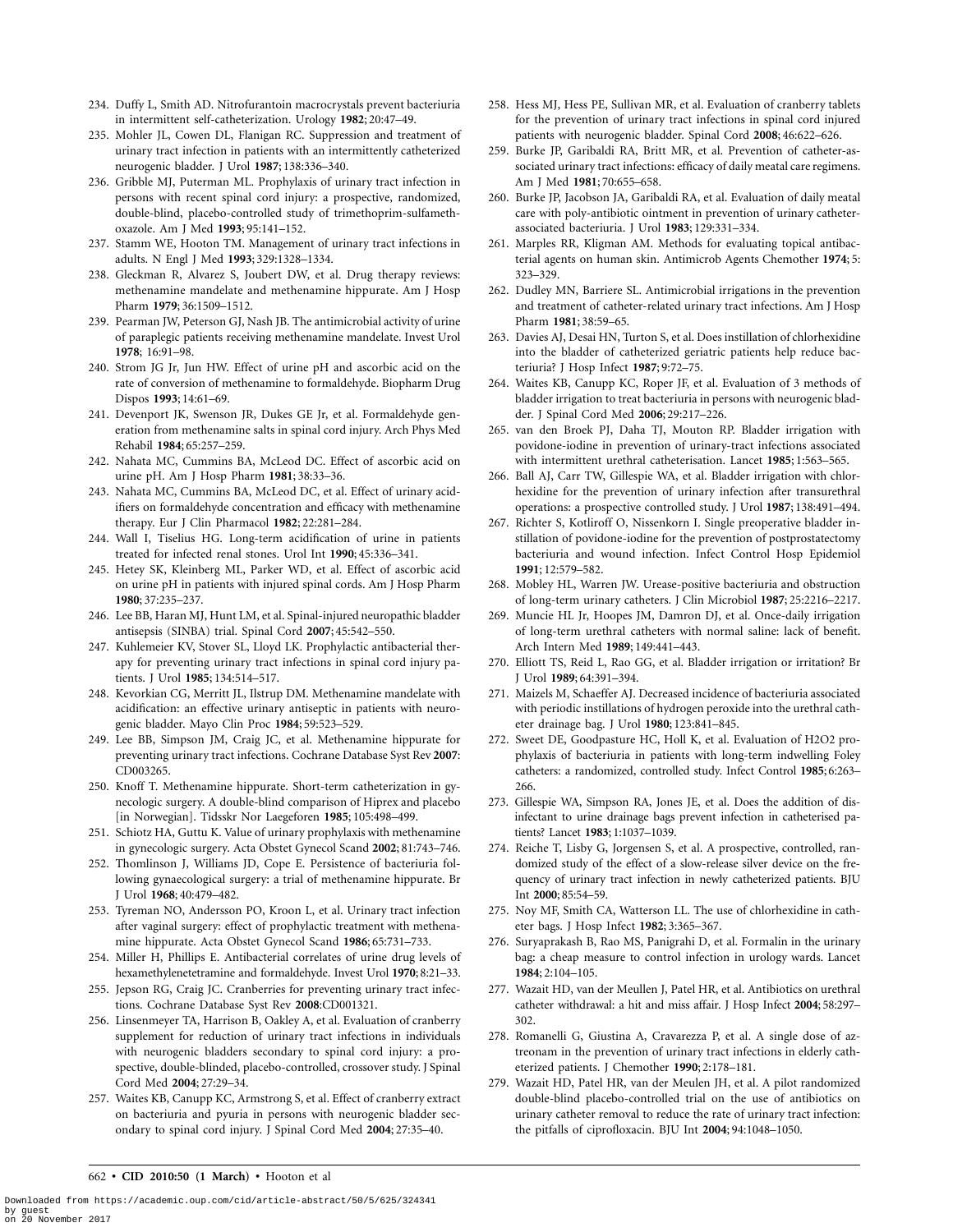234. Duffy L, Smith AD. Nitrofurantoin macrocrystals prevent bacteriuria in intermittent self-catheterization. Urology **1982**; 20:47–49.
235. Mohler JL, Cowen DL, Flanigan RC. Suppression and treatment of urinary tract infection in patients with an intermittently catheterized neurogenic bladder. J Urol **1987**; 138:336–340.
236. Gribble MJ, Puterman ML. Prophylaxis of urinary tract infection in persons with recent spinal cord injury: a prospective, randomized, double-blind, placebo-controlled study of trimethoprim-sulfamethoxazole. Am J Med **1993**; 95:141–152.
237. Stamm WE, Hooton TM. Management of urinary tract infections in adults. N Engl J Med **1993**; 329:1328–1334.
238. Gleckman R, Alvarez S, Joubert DW, et al. Drug therapy reviews: methenamine mandelate and methenamine hippurate. Am J Hosp Pharm **1979**; 36:1509–1512.
239. Pearman JW, Peterson GJ, Nash JB. The antimicrobial activity of urine of paraplegic patients receiving methenamine mandelate. Invest Urol **1978**; 16:91–98.
240. Strom JG Jr, Jun HW. Effect of urine pH and ascorbic acid on the rate of conversion of methenamine to formaldehyde. Biopharm Drug Dispos **1993**; 14:61–69.
241. Devenport JK, Swenson JR, Dukes GE Jr, et al. Formaldehyde generation from methenamine salts in spinal cord injury. Arch Phys Med Rehabil **1984**; 65:257–259.
242. Nahata MC, Cummins BA, McLeod DC. Effect of ascorbic acid on urine pH. Am J Hosp Pharm **1981**; 38:33–36.
243. Nahata MC, Cummins BA, McLeod DC, et al. Effect of urinary acidifiers on formaldehyde concentration and efficacy with methenamine therapy. Eur J Clin Pharmacol **1982**; 22:281–284.
244. Wall I, Tiselius HG. Long-term acidification of urine in patients treated for infected renal stones. Urol Int **1990**; 45:336–341.
245. Hetey SK, Kleinberg ML, Parker WD, et al. Effect of ascorbic acid on urine pH in patients with injured spinal cords. Am J Hosp Pharm **1980**; 37:235–237.
246. Lee BB, Haran MJ, Hunt LM, et al. Spinal-injured neuropathic bladder antisepsis (SINBA) trial. Spinal Cord **2007**; 45:542–550.
247. Kuhlemeier KV, Stover SL, Lloyd LK. Prophylactic antibacterial therapy for preventing urinary tract infections in spinal cord injury patients. J Urol **1985**; 134:514–517.
248. Kevorkian CG, Merritt JL, Ilstrup DM. Methenamine mandelate with acidification: an effective urinary antiseptic in patients with neurogenic bladder. Mayo Clin Proc **1984**; 59:523–529.
249. Lee BB, Simpson JM, Craig JC, et al. Methenamine hippurate for preventing urinary tract infections. Cochrane Database Syst Rev **2007**: CD003265.
250. Knoff T. Methenamine hippurate. Short-term catheterization in gynecologic surgery. A double-blind comparison of Hiprex and placebo [in Norwegian]. Tidsskr Nor Laegeforen **1985**; 105:498–499.
251. Schiotz HA, Guttu K. Value of urinary prophylaxis with methenamine in gynecologic surgery. Acta Obstet Gynecol Scand **2002**; 81:743–746.
252. Thomlinson J, Williams JD, Cope E. Persistence of bacteriuria following gynaecological surgery: a trial of methenamine hippurate. Br J Urol **1968**; 40:479–482.
253. Tyreman NO, Andersson PO, Kroon L, et al. Urinary tract infection after vaginal surgery: effect of prophylactic treatment with methenamine hippurate. Acta Obstet Gynecol Scand **1986**; 65:731–733.
254. Miller H, Phillips E. Antibacterial correlates of urine drug levels of hexamethylenetetramine and formaldehyde. Invest Urol **1970**; 8:21–33.
255. Jepson RG, Craig JC. Cranberries for preventing urinary tract infections. Cochrane Database Syst Rev **2008**:CD001321.
256. Linsenmeyer TA, Harrison B, Oakley A, et al. Evaluation of cranberry supplement for reduction of urinary tract infections in individuals with neurogenic bladders secondary to spinal cord injury: a prospective, double-blinded, placebo-controlled, crossover study. J Spinal Cord Med **2004**; 27:29–34.
257. Waites KB, Canupp KC, Armstrong S, et al. Effect of cranberry extract on bacteriuria and pyuria in persons with neurogenic bladder secondary to spinal cord injury. J Spinal Cord Med **2004**; 27:35–40.
258. Hess MJ, Hess PE, Sullivan MR, et al. Evaluation of cranberry tablets for the prevention of urinary tract infections in spinal cord injured patients with neurogenic bladder. Spinal Cord **2008**; 46:622–626.
259. Burke JP, Garibaldi RA, Britt MR, et al. Prevention of catheter-associated urinary tract infections: efficacy of daily meatal care regimens. Am J Med **1981**; 70:655–658.
260. Burke JP, Jacobson JA, Garibaldi RA, et al. Evaluation of daily meatal care with poly-antibiotic ointment in prevention of urinary catheter-associated bacteriuria. J Urol **1983**; 129:331–334.
261. Marples RR, Kligman AM. Methods for evaluating topical antibacterial agents on human skin. Antimicrob Agents Chemother **1974**; 5: 323–329.
262. Dudley MN, Barriere SL. Antimicrobial irrigations in the prevention and treatment of catheter-related urinary tract infections. Am J Hosp Pharm **1981**; 38:59–65.
263. Davies AJ, Desai HN, Turton S, et al. Does instillation of chlorhexidine into the bladder of catheterized geriatric patients help reduce bacteriuria? J Hosp Infect **1987**; 9:72–75.
264. Waites KB, Canupp KC, Roper JF, et al. Evaluation of 3 methods of bladder irrigation to treat bacteriuria in persons with neurogenic bladder. J Spinal Cord Med **2006**; 29:217–226.
265. van den Broek PJ, Daha TJ, Mouton RP. Bladder irrigation with povidone-iodine in prevention of urinary-tract infections associated with intermittent urethral catheterisation. Lancet **1985**; 1:563–565.
266. Ball AJ, Carr TW, Gillespie WA, et al. Bladder irrigation with chlorhexidine for the prevention of urinary infection after transurethral operations: a prospective controlled study. J Urol **1987**; 138:491–494.
267. Richter S, Kotliroff O, Nissenkorn I. Single preoperative bladder instillation of povidone-iodine for the prevention of postprostatectomy bacteriuria and wound infection. Infect Control Hosp Epidemiol **1991**; 12:579–582.
268. Mobley HL, Warren JW. Urease-positive bacteriuria and obstruction of long-term urinary catheters. J Clin Microbiol **1987**; 25:2216–2217.
269. Muncie HL Jr, Hoopes JM, Damron DJ, et al. Once-daily irrigation of long-term urethral catheters with normal saline: lack of benefit. Arch Intern Med **1989**; 149:441–443.
270. Elliott TS, Reid L, Rao GG, et al. Bladder irrigation or irritation? Br J Urol **1989**; 64:391–394.
271. Maizels M, Schaeffer AJ. Decreased incidence of bacteriuria associated with periodic instillations of hydrogen peroxide into the urethral catheter drainage bag. J Urol **1980**; 123:841–845.
272. Sweet DE, Goodpasture HC, Holl K, et al. Evaluation of H2O2 prophylaxis of bacteriuria in patients with long-term indwelling Foley catheters: a randomized, controlled study. Infect Control **1985**; 6:263–266.
273. Gillespie WA, Simpson RA, Jones JE, et al. Does the addition of disinfectant to urine drainage bags prevent infection in catheterised patients? Lancet **1983**; 1:1037–1039.
274. Reiche T, Lisby G, Jorgensen S, et al. A prospective, controlled, randomized study of the effect of a slow-release silver device on the frequency of urinary tract infection in newly catheterized patients. BJU Int **2000**; 85:54–59.
275. Noy MF, Smith CA, Watterson LL. The use of chlorhexidine in catheter bags. J Hosp Infect **1982**; 3:365–367.
276. Suryaprakash B, Rao MS, Panigrahi D, et al. Formalin in the urinary bag: a cheap measure to control infection in urology wards. Lancet **1984**; 2:104–105.
277. Wazait HD, van der Meullen J, Patel HR, et al. Antibiotics on urethral catheter withdrawal: a hit and miss affair. J Hosp Infect **2004**; 58:297–302.
278. Romanelli G, Giustina A, Cravarezza P, et al. A single dose of aztreonam in the prevention of urinary tract infections in elderly catheterized patients. J Chemother **1990**; 2:178–181.
279. Wazait HD, Patel HR, van der Meulen JH, et al. A pilot randomized double-blind placebo-controlled trial on the use of antibiotics on urinary catheter removal to reduce the rate of urinary tract infection: the pitfalls of ciprofloxacin. BJU Int **2004**; 94:1048–1050.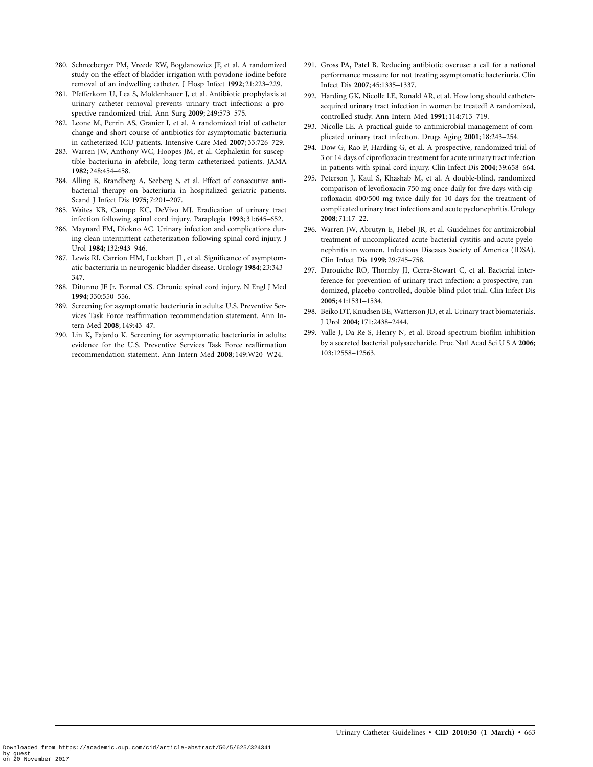280. Schneeberger PM, Vreede RW, Bogdanowicz JF, et al. A randomized study on the effect of bladder irrigation with povidone-iodine before removal of an indwelling catheter. J Hosp Infect **1992**; 21:223–229.
281. Pfefferkorn U, Lea S, Moldenhauer J, et al. Antibiotic prophylaxis at urinary catheter removal prevents urinary tract infections: a prospective randomized trial. Ann Surg **2009**; 249:573–575.
282. Leone M, Perrin AS, Granier I, et al. A randomized trial of catheter change and short course of antibiotics for asymptomatic bacteriuria in catheterized ICU patients. Intensive Care Med **2007**; 33:726–729.
283. Warren JW, Anthony WC, Hoopes JM, et al. Cephalexin for susceptible bacteriuria in afebrile, long-term catheterized patients. JAMA **1982**; 248:454–458.
284. Alling B, Brandberg A, Seeberg S, et al. Effect of consecutive antibacterial therapy on bacteriuria in hospitalized geriatric patients. Scand J Infect Dis **1975**; 7:201–207.
285. Waites KB, Canupp KC, DeVivo MJ. Eradication of urinary tract infection following spinal cord injury. Paraplegia **1993**; 31:645–652.
286. Maynard FM, Diokno AC. Urinary infection and complications during clean intermittent catheterization following spinal cord injury. J Urol **1984**; 132:943–946.
287. Lewis RI, Carrion HM, Lockhart JL, et al. Significance of asymptomatic bacteriuria in neurogenic bladder disease. Urology **1984**; 23:343–347.
288. Ditunno JF Jr, Formal CS. Chronic spinal cord injury. N Engl J Med **1994**; 330:550–556.
289. Screening for asymptomatic bacteriuria in adults: U.S. Preventive Services Task Force reaffirmation recommendation statement. Ann Intern Med **2008**; 149:43–47.
290. Lin K, Fajardo K. Screening for asymptomatic bacteriuria in adults: evidence for the U.S. Preventive Services Task Force reaffirmation recommendation statement. Ann Intern Med **2008**; 149:W20–W24.
291. Gross PA, Patel B. Reducing antibiotic overuse: a call for a national performance measure for not treating asymptomatic bacteriuria. Clin Infect Dis **2007**; 45:1335–1337.
292. Harding GK, Nicolle LE, Ronald AR, et al. How long should catheter-acquired urinary tract infection in women be treated? A randomized, controlled study. Ann Intern Med **1991**; 114:713–719.
293. Nicolle LE. A practical guide to antimicrobial management of complicated urinary tract infection. Drugs Aging **2001**; 18:243–254.
294. Dow G, Rao P, Harding G, et al. A prospective, randomized trial of 3 or 14 days of ciprofloxacin treatment for acute urinary tract infection in patients with spinal cord injury. Clin Infect Dis **2004**; 39:658–664.
295. Peterson J, Kaul S, Khashab M, et al. A double-blind, randomized comparison of levofloxacin 750 mg once-daily for five days with ciprofloxacin 400/500 mg twice-daily for 10 days for the treatment of complicated urinary tract infections and acute pyelonephritis. Urology **2008**; 71:17–22.
296. Warren JW, Abrutyn E, Hebel JR, et al. Guidelines for antimicrobial treatment of uncomplicated acute bacterial cystitis and acute pyelonephritis in women. Infectious Diseases Society of America (IDSA). Clin Infect Dis **1999**; 29:745–758.
297. Darouiche RO, Thornby JI, Cerra-Stewart C, et al. Bacterial interference for prevention of urinary tract infection: a prospective, randomized, placebo-controlled, double-blind pilot trial. Clin Infect Dis **2005**; 41:1531–1534.
298. Beiko DT, Knudsen BE, Watterson JD, et al. Urinary tract biomaterials. J Urol **2004**; 171:2438–2444.
299. Valle J, Da Re S, Henry N, et al. Broad-spectrum biofilm inhibition by a secreted bacterial polysaccharide. Proc Natl Acad Sci U S A **2006**; 103:12558–12563.